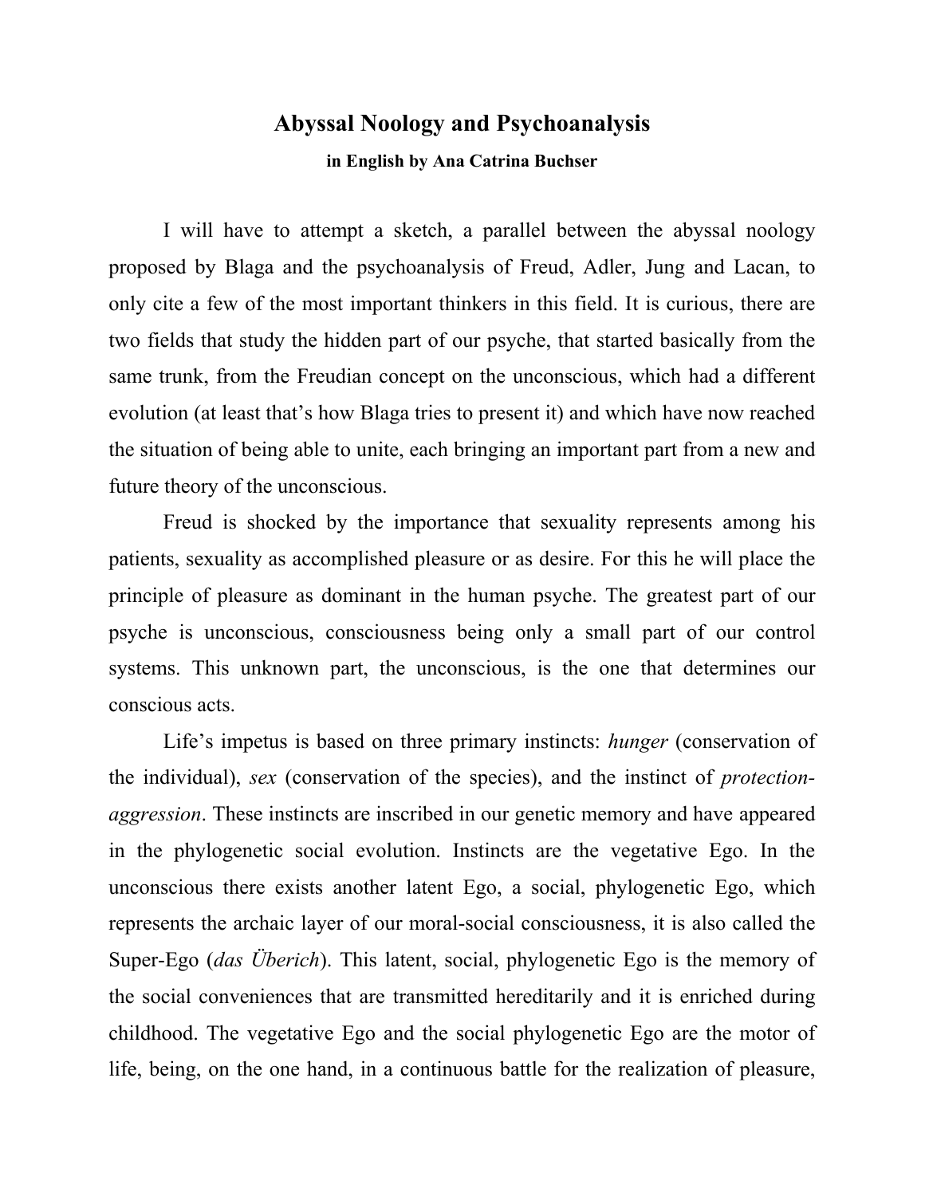# Abyssal Noology and Psychoanalysis

**in English by Ana Catrina Buchser**

I will have to attempt a sketch, a parallel between the abyssal noology proposed by Blaga and the psychoanalysis of Freud, Adler, Jung and Lacan, to only cite a few of the most important thinkers in this field. It is curious, there are two fields that study the hidden part of our psyche, that started basically from the same trunk, from the Freudian concept on the unconscious, which had a different evolution (at least that's how Blaga tries to present it) and which have now reached the situation of being able to unite, each bringing an important part from a new and future theory of the unconscious.

Freud is shocked by the importance that sexuality represents among his patients, sexuality as accomplished pleasure or as desire. For this he will place the principle of pleasure as dominant in the human psyche. The greatest part of our psyche is unconscious, consciousness being only a small part of our control systems. This unknown part, the unconscious, is the one that determines our conscious acts.

Life's impetus is based on three primary instincts: *hunger* (conservation of the individual), *sex* (conservation of the species), and the instinct of *protection-aggression*. These instincts are inscribed in our genetic memory and have appeared in the phylogenetic social evolution. Instincts are the vegetative Ego. In the unconscious there exists another latent Ego, a social, phylogenetic Ego, which represents the archaic layer of our moral-social consciousness, it is also called the Super-Ego (*das Überich*). This latent, social, phylogenetic Ego is the memory of the social conveniences that are transmitted hereditarily and it is enriched during childhood. The vegetative Ego and the social phylogenetic Ego are the motor of life, being, on the one hand, in a continuous battle for the realization of pleasure,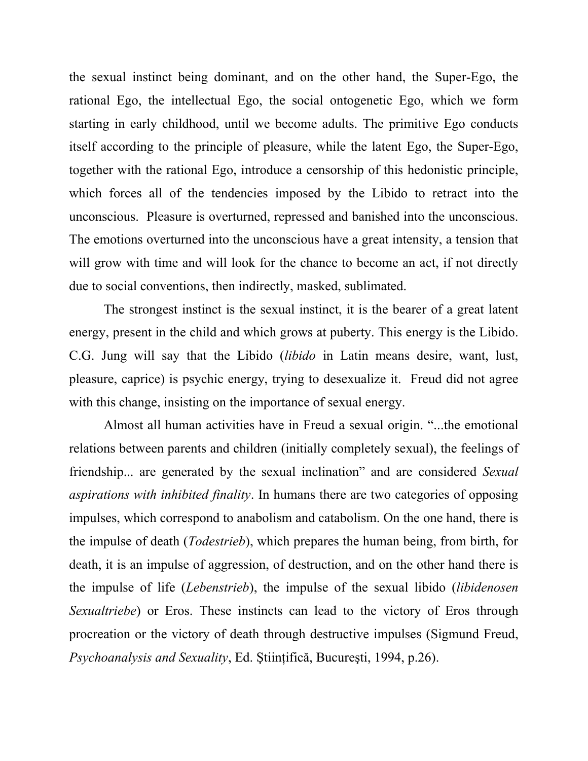the sexual instinct being dominant, and on the other hand, the Super-Ego, the rational Ego, the intellectual Ego, the social ontogenetic Ego, which we form starting in early childhood, until we become adults. The primitive Ego conducts itself according to the principle of pleasure, while the latent Ego, the Super-Ego, together with the rational Ego, introduce a censorship of this hedonistic principle, which forces all of the tendencies imposed by the Libido to retract into the unconscious. Pleasure is overturned, repressed and banished into the unconscious. The emotions overturned into the unconscious have a great intensity, a tension that will grow with time and will look for the chance to become an act, if not directly due to social conventions, then indirectly, masked, sublimated.

The strongest instinct is the sexual instinct, it is the bearer of a great latent energy, present in the child and which grows at puberty. This energy is the Libido. C.G. Jung will say that the Libido (*libido* in Latin means desire, want, lust, pleasure, caprice) is psychic energy, trying to desexualize it. Freud did not agree with this change, insisting on the importance of sexual energy.

Almost all human activities have in Freud a sexual origin. "...the emotional relations between parents and children (initially completely sexual), the feelings of friendship... are generated by the sexual inclination" and are considered *Sexual aspirations with inhibited finality*. In humans there are two categories of opposing impulses, which correspond to anabolism and catabolism. On the one hand, there is the impulse of death (*Todestrieb*), which prepares the human being, from birth, for death, it is an impulse of aggression, of destruction, and on the other hand there is the impulse of life (*Lebenstrieb*), the impulse of the sexual libido (*libidenosen Sexualtriebe*) or Eros. These instincts can lead to the victory of Eros through procreation or the victory of death through destructive impulses (Sigmund Freud, *Psychoanalysis and Sexuality*, Ed. Ştiinţifică, Bucureşti, 1994, p.26).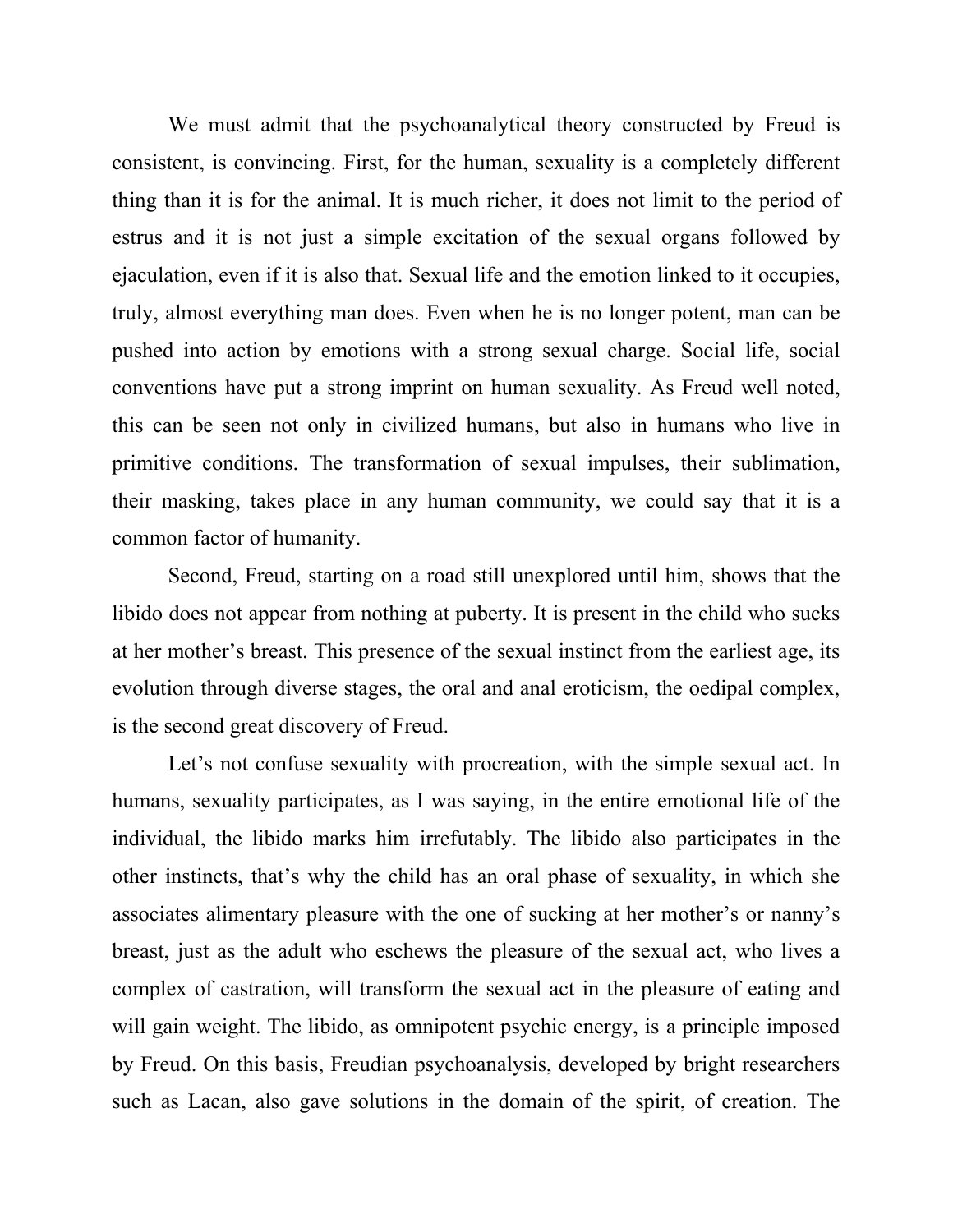We must admit that the psychoanalytical theory constructed by Freud is consistent, is convincing. First, for the human, sexuality is a completely different thing than it is for the animal. It is much richer, it does not limit to the period of estrus and it is not just a simple excitation of the sexual organs followed by ejaculation, even if it is also that. Sexual life and the emotion linked to it occupies, truly, almost everything man does. Even when he is no longer potent, man can be pushed into action by emotions with a strong sexual charge. Social life, social conventions have put a strong imprint on human sexuality. As Freud well noted, this can be seen not only in civilized humans, but also in humans who live in primitive conditions. The transformation of sexual impulses, their sublimation, their masking, takes place in any human community, we could say that it is a common factor of humanity.

Second, Freud, starting on a road still unexplored until him, shows that the libido does not appear from nothing at puberty. It is present in the child who sucks at her mother's breast. This presence of the sexual instinct from the earliest age, its evolution through diverse stages, the oral and anal eroticism, the oedipal complex, is the second great discovery of Freud.

Let's not confuse sexuality with procreation, with the simple sexual act. In humans, sexuality participates, as I was saying, in the entire emotional life of the individual, the libido marks him irrefutably. The libido also participates in the other instincts, that's why the child has an oral phase of sexuality, in which she associates alimentary pleasure with the one of sucking at her mother's or nanny's breast, just as the adult who eschews the pleasure of the sexual act, who lives a complex of castration, will transform the sexual act in the pleasure of eating and will gain weight. The libido, as omnipotent psychic energy, is a principle imposed by Freud. On this basis, Freudian psychoanalysis, developed by bright researchers such as Lacan, also gave solutions in the domain of the spirit, of creation. The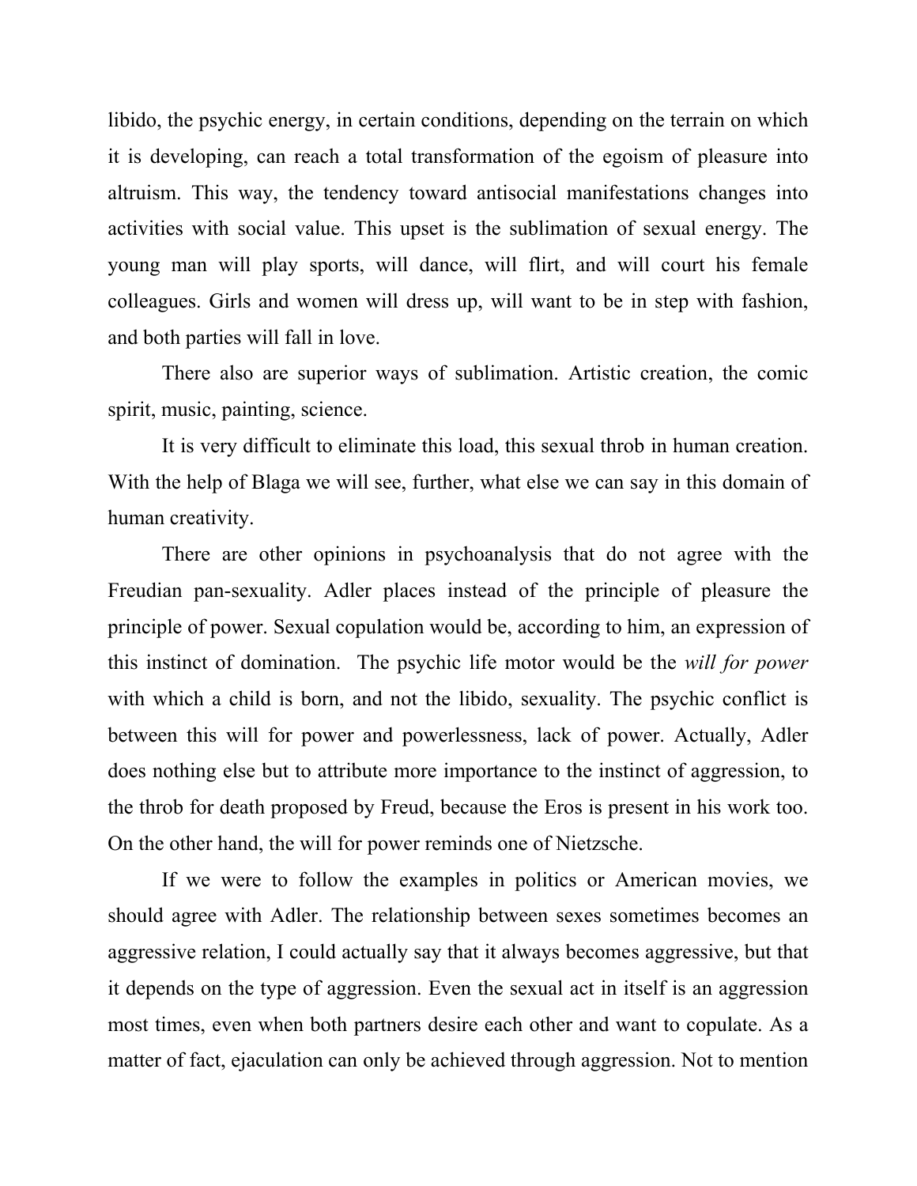libido, the psychic energy, in certain conditions, depending on the terrain on which it is developing, can reach a total transformation of the egoism of pleasure into altruism. This way, the tendency toward antisocial manifestations changes into activities with social value. This upset is the sublimation of sexual energy. The young man will play sports, will dance, will flirt, and will court his female colleagues. Girls and women will dress up, will want to be in step with fashion, and both parties will fall in love.

There also are superior ways of sublimation. Artistic creation, the comic spirit, music, painting, science.

It is very difficult to eliminate this load, this sexual throb in human creation. With the help of Blaga we will see, further, what else we can say in this domain of human creativity.

There are other opinions in psychoanalysis that do not agree with the Freudian pan-sexuality. Adler places instead of the principle of pleasure the principle of power. Sexual copulation would be, according to him, an expression of this instinct of domination. The psychic life motor would be the *will for power* with which a child is born, and not the libido, sexuality. The psychic conflict is between this will for power and powerlessness, lack of power. Actually, Adler does nothing else but to attribute more importance to the instinct of aggression, to the throb for death proposed by Freud, because the Eros is present in his work too. On the other hand, the will for power reminds one of Nietzsche.

If we were to follow the examples in politics or American movies, we should agree with Adler. The relationship between sexes sometimes becomes an aggressive relation, I could actually say that it always becomes aggressive, but that it depends on the type of aggression. Even the sexual act in itself is an aggression most times, even when both partners desire each other and want to copulate. As a matter of fact, ejaculation can only be achieved through aggression. Not to mention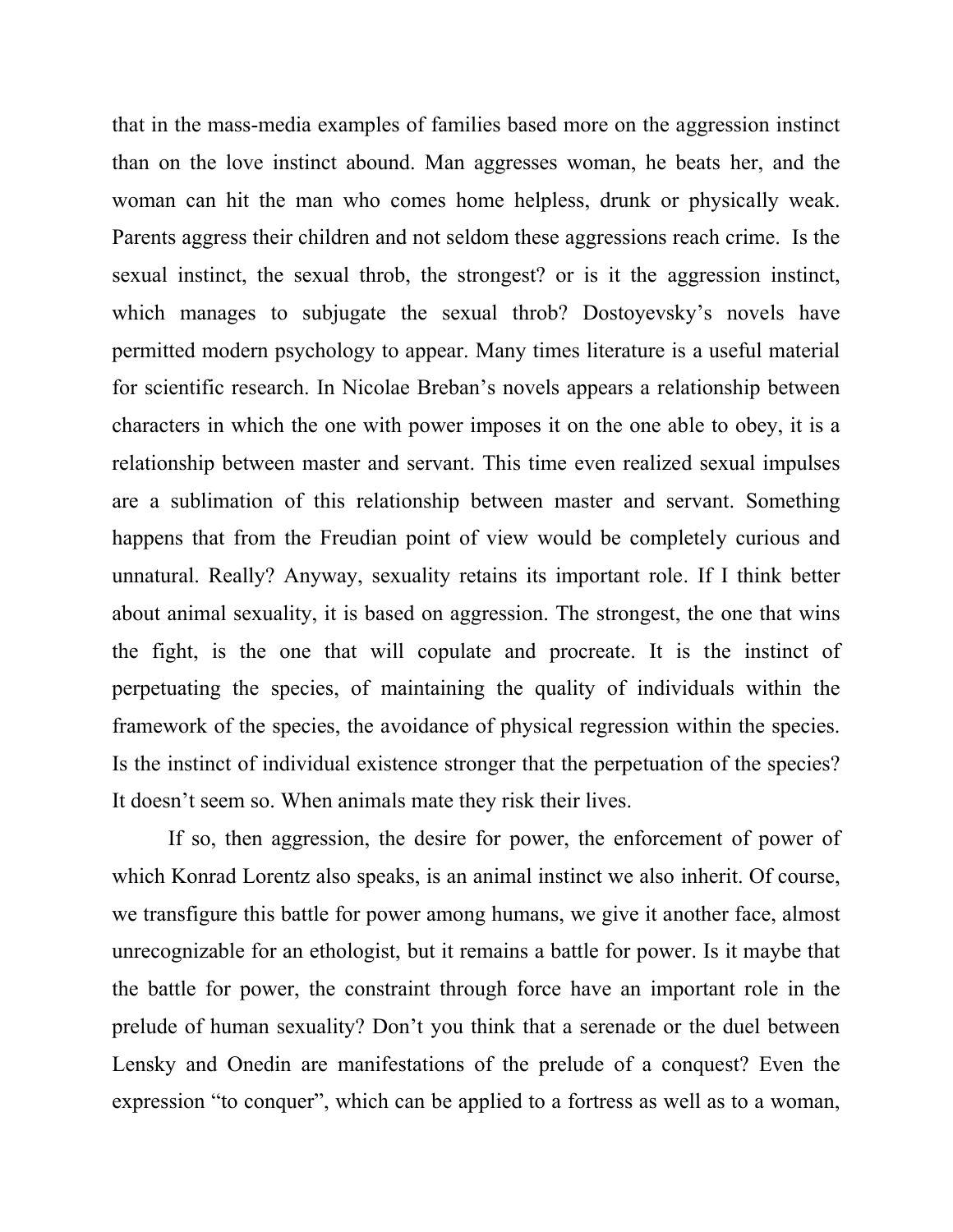that in the mass-media examples of families based more on the aggression instinct than on the love instinct abound. Man aggresses woman, he beats her, and the woman can hit the man who comes home helpless, drunk or physically weak. Parents aggress their children and not seldom these aggressions reach crime. Is the sexual instinct, the sexual throb, the strongest? or is it the aggression instinct, which manages to subjugate the sexual throb? Dostoyevsky's novels have permitted modern psychology to appear. Many times literature is a useful material for scientific research. In Nicolae Breban's novels appears a relationship between characters in which the one with power imposes it on the one able to obey, it is a relationship between master and servant. This time even realized sexual impulses are a sublimation of this relationship between master and servant. Something happens that from the Freudian point of view would be completely curious and unnatural. Really? Anyway, sexuality retains its important role. If I think better about animal sexuality, it is based on aggression. The strongest, the one that wins the fight, is the one that will copulate and procreate. It is the instinct of perpetuating the species, of maintaining the quality of individuals within the framework of the species, the avoidance of physical regression within the species. Is the instinct of individual existence stronger that the perpetuation of the species? It doesn't seem so. When animals mate they risk their lives.

If so, then aggression, the desire for power, the enforcement of power of which Konrad Lorentz also speaks, is an animal instinct we also inherit. Of course, we transfigure this battle for power among humans, we give it another face, almost unrecognizable for an ethologist, but it remains a battle for power. Is it maybe that the battle for power, the constraint through force have an important role in the prelude of human sexuality? Don't you think that a serenade or the duel between Lensky and Onedin are manifestations of the prelude of a conquest? Even the expression "to conquer", which can be applied to a fortress as well as to a woman,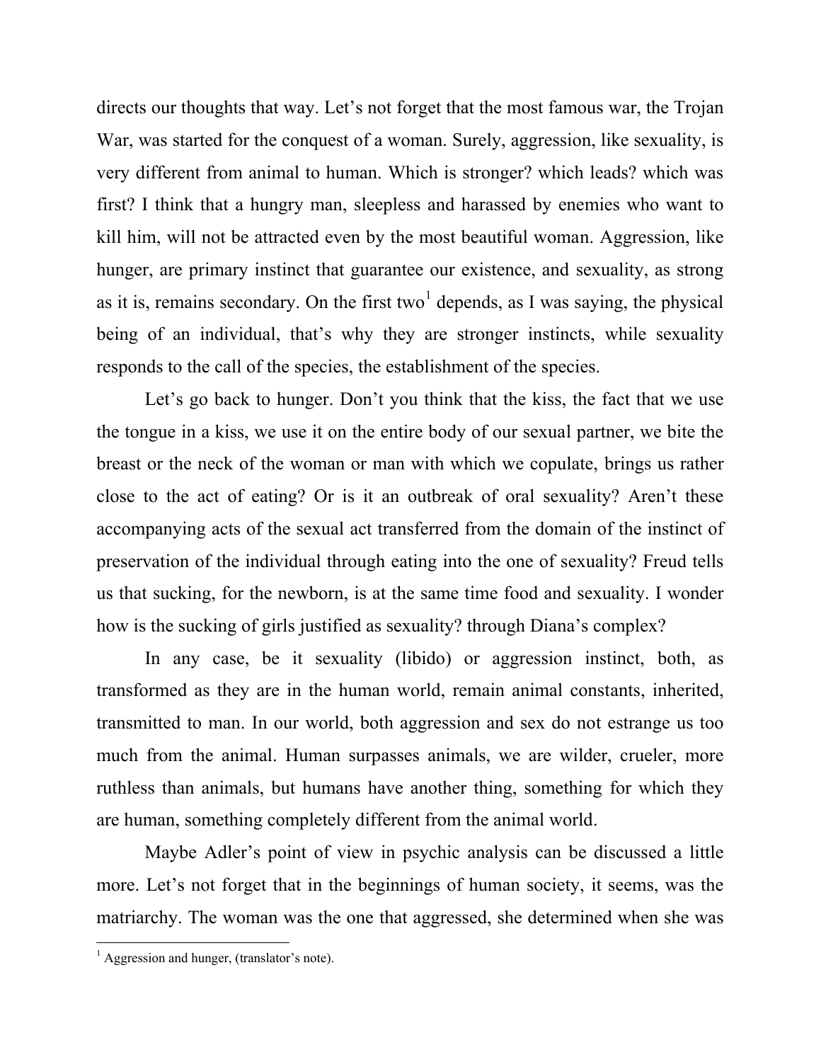directs our thoughts that way. Let's not forget that the most famous war, the Trojan War, was started for the conquest of a woman. Surely, aggression, like sexuality, is very different from animal to human. Which is stronger? which leads? which was first? I think that a hungry man, sleepless and harassed by enemies who want to kill him, will not be attracted even by the most beautiful woman. Aggression, like hunger, are primary instinct that guarantee our existence, and sexuality, as strong as it is, remains secondary. On the first two[1] depends, as I was saying, the physical being of an individual, that's why they are stronger instincts, while sexuality responds to the call of the species, the establishment of the species.

Let's go back to hunger. Don't you think that the kiss, the fact that we use the tongue in a kiss, we use it on the entire body of our sexual partner, we bite the breast or the neck of the woman or man with which we copulate, brings us rather close to the act of eating? Or is it an outbreak of oral sexuality? Aren't these accompanying acts of the sexual act transferred from the domain of the instinct of preservation of the individual through eating into the one of sexuality? Freud tells us that sucking, for the newborn, is at the same time food and sexuality. I wonder how is the sucking of girls justified as sexuality? through Diana's complex?

In any case, be it sexuality (libido) or aggression instinct, both, as transformed as they are in the human world, remain animal constants, inherited, transmitted to man. In our world, both aggression and sex do not estrange us too much from the animal. Human surpasses animals, we are wilder, crueler, more ruthless than animals, but humans have another thing, something for which they are human, something completely different from the animal world.

Maybe Adler's point of view in psychic analysis can be discussed a little more. Let's not forget that in the beginnings of human society, it seems, was the matriarchy. The woman was the one that aggressed, she determined when she was

[1] Aggression and hunger, (translator's note).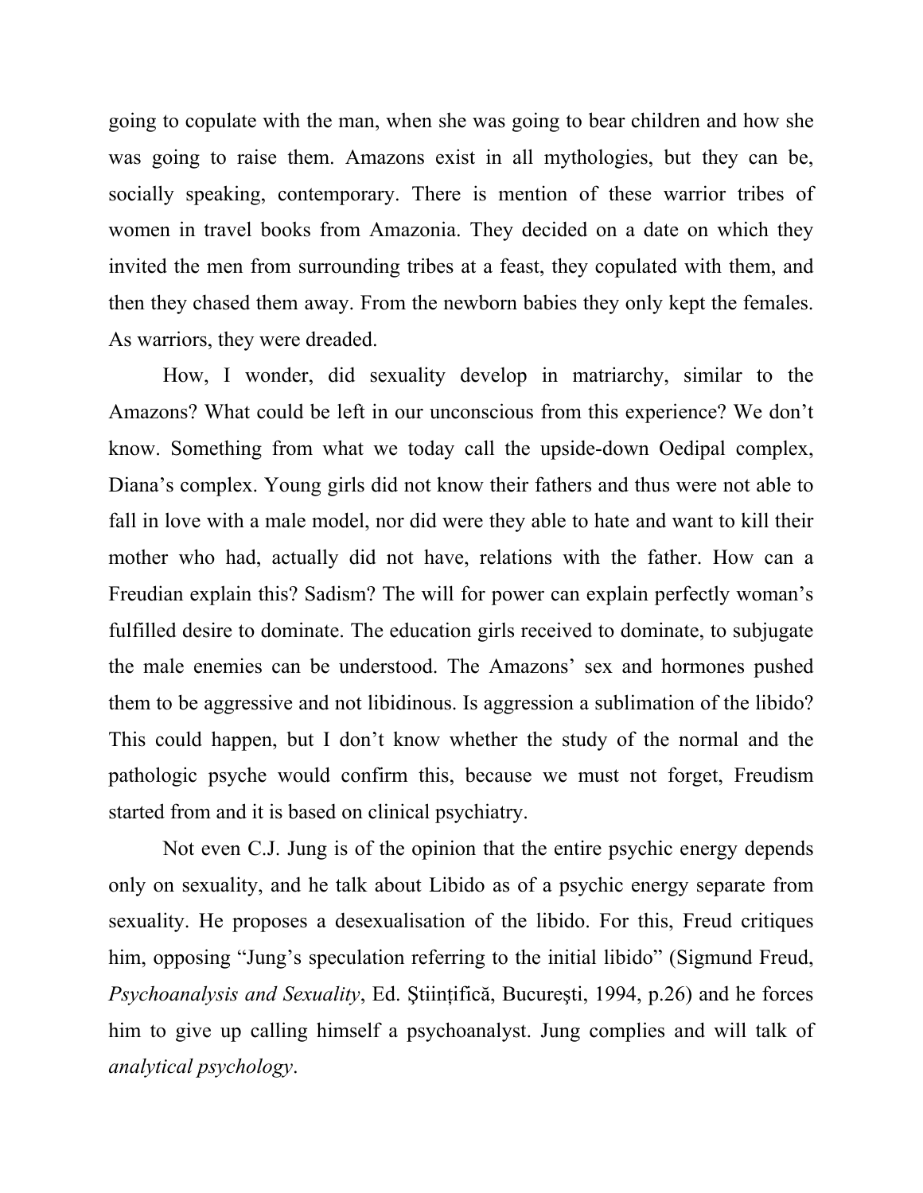going to copulate with the man, when she was going to bear children and how she was going to raise them. Amazons exist in all mythologies, but they can be, socially speaking, contemporary. There is mention of these warrior tribes of women in travel books from Amazonia. They decided on a date on which they invited the men from surrounding tribes at a feast, they copulated with them, and then they chased them away. From the newborn babies they only kept the females. As warriors, they were dreaded.

How, I wonder, did sexuality develop in matriarchy, similar to the Amazons? What could be left in our unconscious from this experience? We don't know. Something from what we today call the upside-down Oedipal complex, Diana's complex. Young girls did not know their fathers and thus were not able to fall in love with a male model, nor did were they able to hate and want to kill their mother who had, actually did not have, relations with the father. How can a Freudian explain this? Sadism? The will for power can explain perfectly woman's fulfilled desire to dominate. The education girls received to dominate, to subjugate the male enemies can be understood. The Amazons' sex and hormones pushed them to be aggressive and not libidinous. Is aggression a sublimation of the libido? This could happen, but I don't know whether the study of the normal and the pathologic psyche would confirm this, because we must not forget, Freudism started from and it is based on clinical psychiatry.

Not even C.J. Jung is of the opinion that the entire psychic energy depends only on sexuality, and he talk about Libido as of a psychic energy separate from sexuality. He proposes a desexualisation of the libido. For this, Freud critiques him, opposing "Jung's speculation referring to the initial libido" (Sigmund Freud, *Psychoanalysis and Sexuality*, Ed. Ştiinţifică, Bucureşti, 1994, p.26) and he forces him to give up calling himself a psychoanalyst. Jung complies and will talk of *analytical psychology*.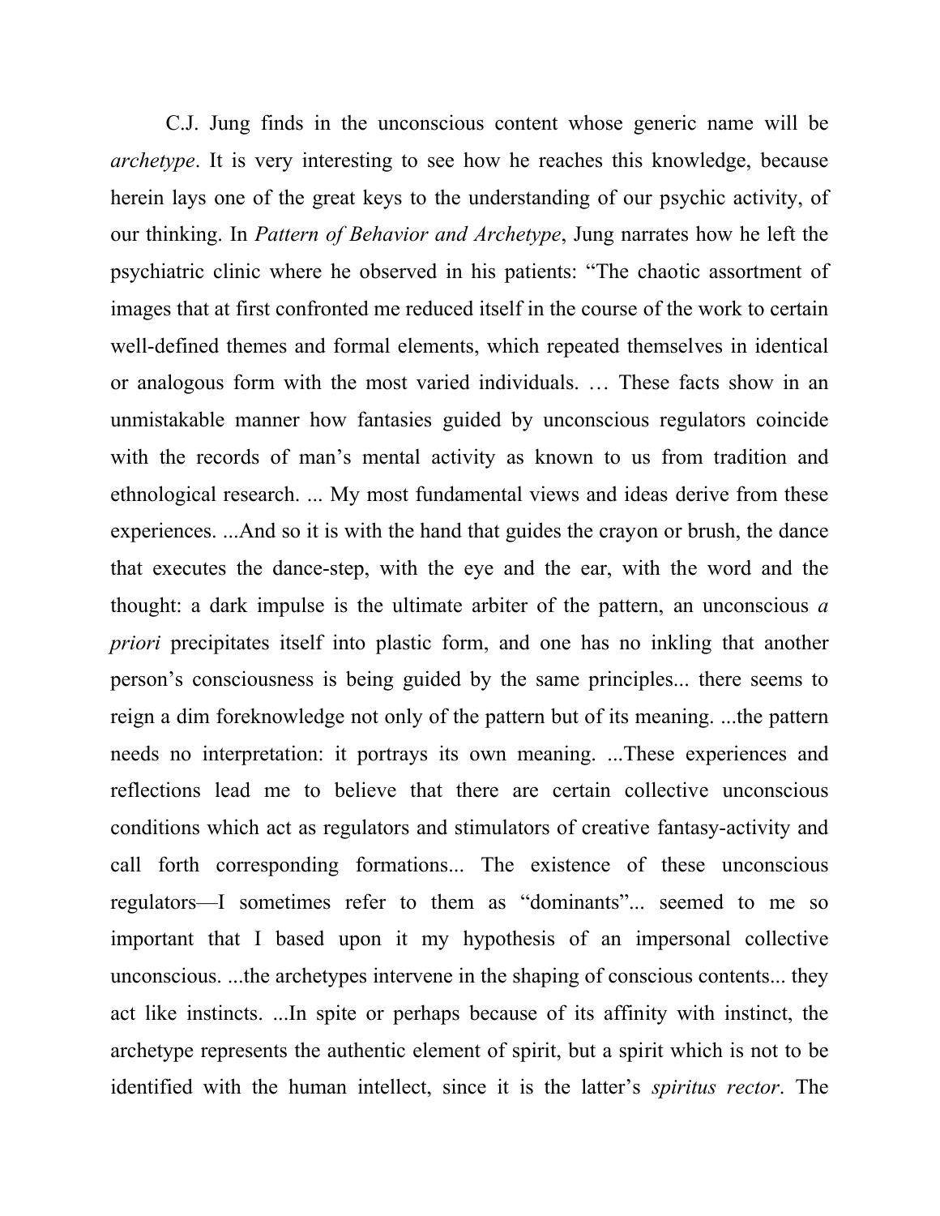C.J. Jung finds in the unconscious content whose generic name will be *archetype*. It is very interesting to see how he reaches this knowledge, because herein lays one of the great keys to the understanding of our psychic activity, of our thinking. In *Pattern of Behavior and Archetype*, Jung narrates how he left the psychiatric clinic where he observed in his patients: "The chaotic assortment of images that at first confronted me reduced itself in the course of the work to certain well-defined themes and formal elements, which repeated themselves in identical or analogous form with the most varied individuals. … These facts show in an unmistakable manner how fantasies guided by unconscious regulators coincide with the records of man's mental activity as known to us from tradition and ethnological research. ... My most fundamental views and ideas derive from these experiences. ...And so it is with the hand that guides the crayon or brush, the dance that executes the dance-step, with the eye and the ear, with the word and the thought: a dark impulse is the ultimate arbiter of the pattern, an unconscious *a priori* precipitates itself into plastic form, and one has no inkling that another person's consciousness is being guided by the same principles... there seems to reign a dim foreknowledge not only of the pattern but of its meaning. ...the pattern needs no interpretation: it portrays its own meaning. ...These experiences and reflections lead me to believe that there are certain collective unconscious conditions which act as regulators and stimulators of creative fantasy-activity and call forth corresponding formations... The existence of these unconscious regulators—I sometimes refer to them as "dominants"... seemed to me so important that I based upon it my hypothesis of an impersonal collective unconscious. ...the archetypes intervene in the shaping of conscious contents... they act like instincts. ...In spite or perhaps because of its affinity with instinct, the archetype represents the authentic element of spirit, but a spirit which is not to be identified with the human intellect, since it is the latter's *spiritus rector*. The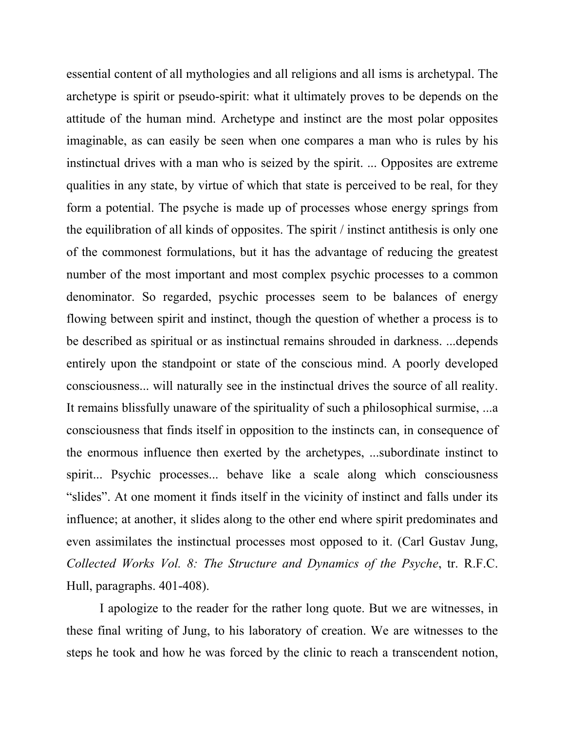essential content of all mythologies and all religions and all isms is archetypal. The archetype is spirit or pseudo-spirit: what it ultimately proves to be depends on the attitude of the human mind. Archetype and instinct are the most polar opposites imaginable, as can easily be seen when one compares a man who is rules by his instinctual drives with a man who is seized by the spirit. ... Opposites are extreme qualities in any state, by virtue of which that state is perceived to be real, for they form a potential. The psyche is made up of processes whose energy springs from the equilibration of all kinds of opposites. The spirit / instinct antithesis is only one of the commonest formulations, but it has the advantage of reducing the greatest number of the most important and most complex psychic processes to a common denominator. So regarded, psychic processes seem to be balances of energy flowing between spirit and instinct, though the question of whether a process is to be described as spiritual or as instinctual remains shrouded in darkness. ...depends entirely upon the standpoint or state of the conscious mind. A poorly developed consciousness... will naturally see in the instinctual drives the source of all reality. It remains blissfully unaware of the spirituality of such a philosophical surmise, ...a consciousness that finds itself in opposition to the instincts can, in consequence of the enormous influence then exerted by the archetypes, ...subordinate instinct to spirit... Psychic processes... behave like a scale along which consciousness "slides". At one moment it finds itself in the vicinity of instinct and falls under its influence; at another, it slides along to the other end where spirit predominates and even assimilates the instinctual processes most opposed to it. (Carl Gustav Jung, *Collected Works Vol. 8: The Structure and Dynamics of the Psyche*, tr. R.F.C. Hull, paragraphs. 401-408).

I apologize to the reader for the rather long quote. But we are witnesses, in these final writing of Jung, to his laboratory of creation. We are witnesses to the steps he took and how he was forced by the clinic to reach a transcendent notion,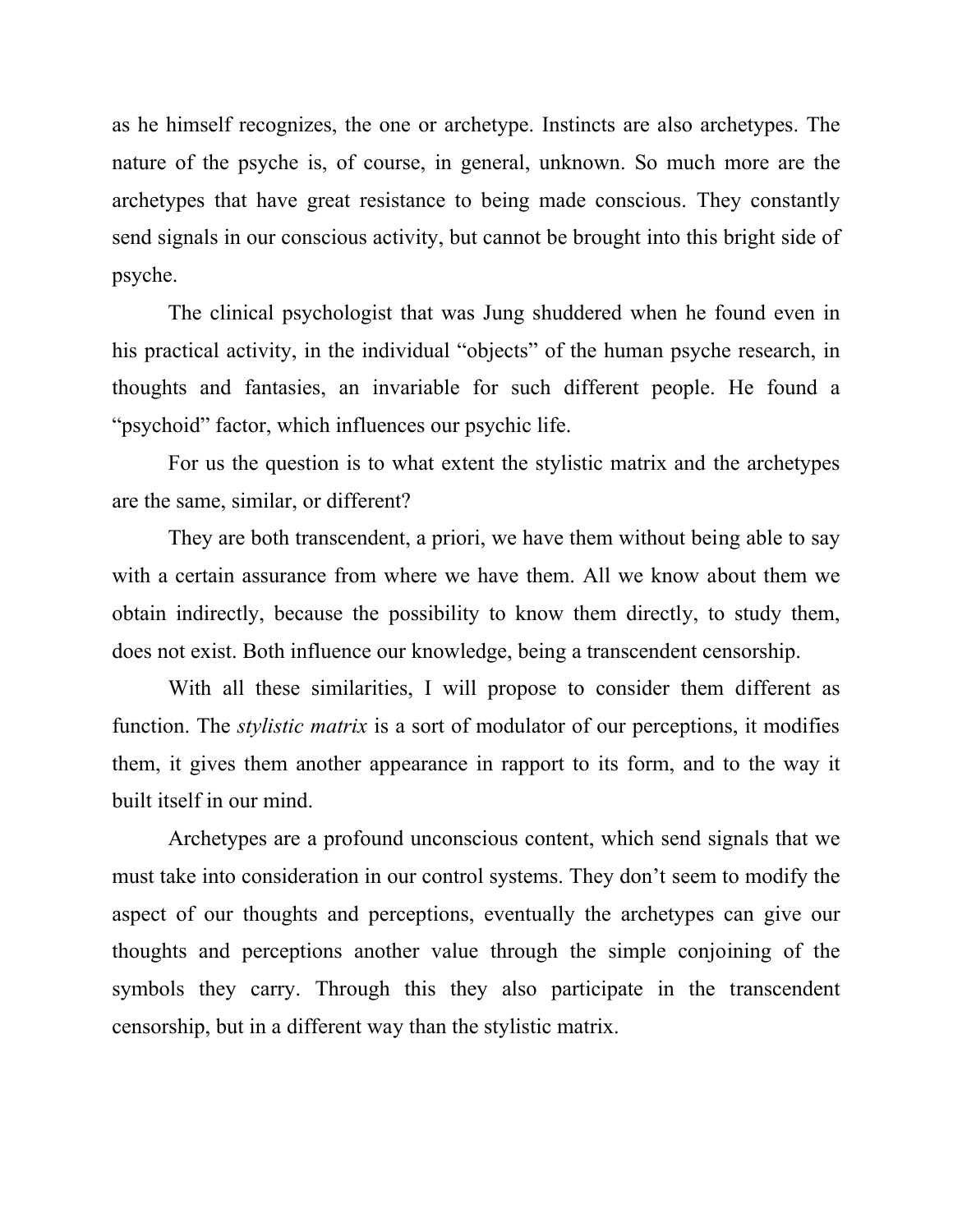as he himself recognizes, the one or archetype. Instincts are also archetypes. The nature of the psyche is, of course, in general, unknown. So much more are the archetypes that have great resistance to being made conscious. They constantly send signals in our conscious activity, but cannot be brought into this bright side of psyche.

The clinical psychologist that was Jung shuddered when he found even in his practical activity, in the individual "objects" of the human psyche research, in thoughts and fantasies, an invariable for such different people. He found a "psychoid" factor, which influences our psychic life.

For us the question is to what extent the stylistic matrix and the archetypes are the same, similar, or different?

They are both transcendent, a priori, we have them without being able to say with a certain assurance from where we have them. All we know about them we obtain indirectly, because the possibility to know them directly, to study them, does not exist. Both influence our knowledge, being a transcendent censorship.

With all these similarities, I will propose to consider them different as function. The *stylistic matrix* is a sort of modulator of our perceptions, it modifies them, it gives them another appearance in rapport to its form, and to the way it built itself in our mind.

Archetypes are a profound unconscious content, which send signals that we must take into consideration in our control systems. They don't seem to modify the aspect of our thoughts and perceptions, eventually the archetypes can give our thoughts and perceptions another value through the simple conjoining of the symbols they carry. Through this they also participate in the transcendent censorship, but in a different way than the stylistic matrix.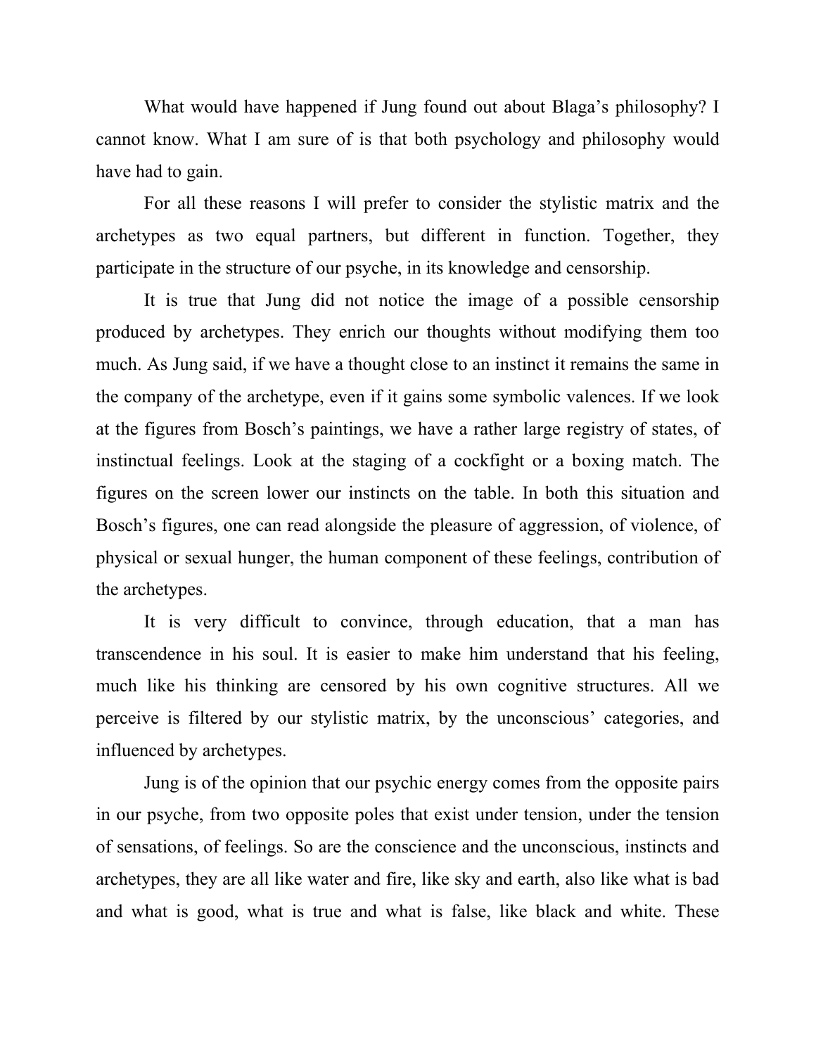What would have happened if Jung found out about Blaga's philosophy? I cannot know. What I am sure of is that both psychology and philosophy would have had to gain.

For all these reasons I will prefer to consider the stylistic matrix and the archetypes as two equal partners, but different in function. Together, they participate in the structure of our psyche, in its knowledge and censorship.

It is true that Jung did not notice the image of a possible censorship produced by archetypes. They enrich our thoughts without modifying them too much. As Jung said, if we have a thought close to an instinct it remains the same in the company of the archetype, even if it gains some symbolic valences. If we look at the figures from Bosch's paintings, we have a rather large registry of states, of instinctual feelings. Look at the staging of a cockfight or a boxing match. The figures on the screen lower our instincts on the table. In both this situation and Bosch's figures, one can read alongside the pleasure of aggression, of violence, of physical or sexual hunger, the human component of these feelings, contribution of the archetypes.

It is very difficult to convince, through education, that a man has transcendence in his soul. It is easier to make him understand that his feeling, much like his thinking are censored by his own cognitive structures. All we perceive is filtered by our stylistic matrix, by the unconscious' categories, and influenced by archetypes.

Jung is of the opinion that our psychic energy comes from the opposite pairs in our psyche, from two opposite poles that exist under tension, under the tension of sensations, of feelings. So are the conscience and the unconscious, instincts and archetypes, they are all like water and fire, like sky and earth, also like what is bad and what is good, what is true and what is false, like black and white. These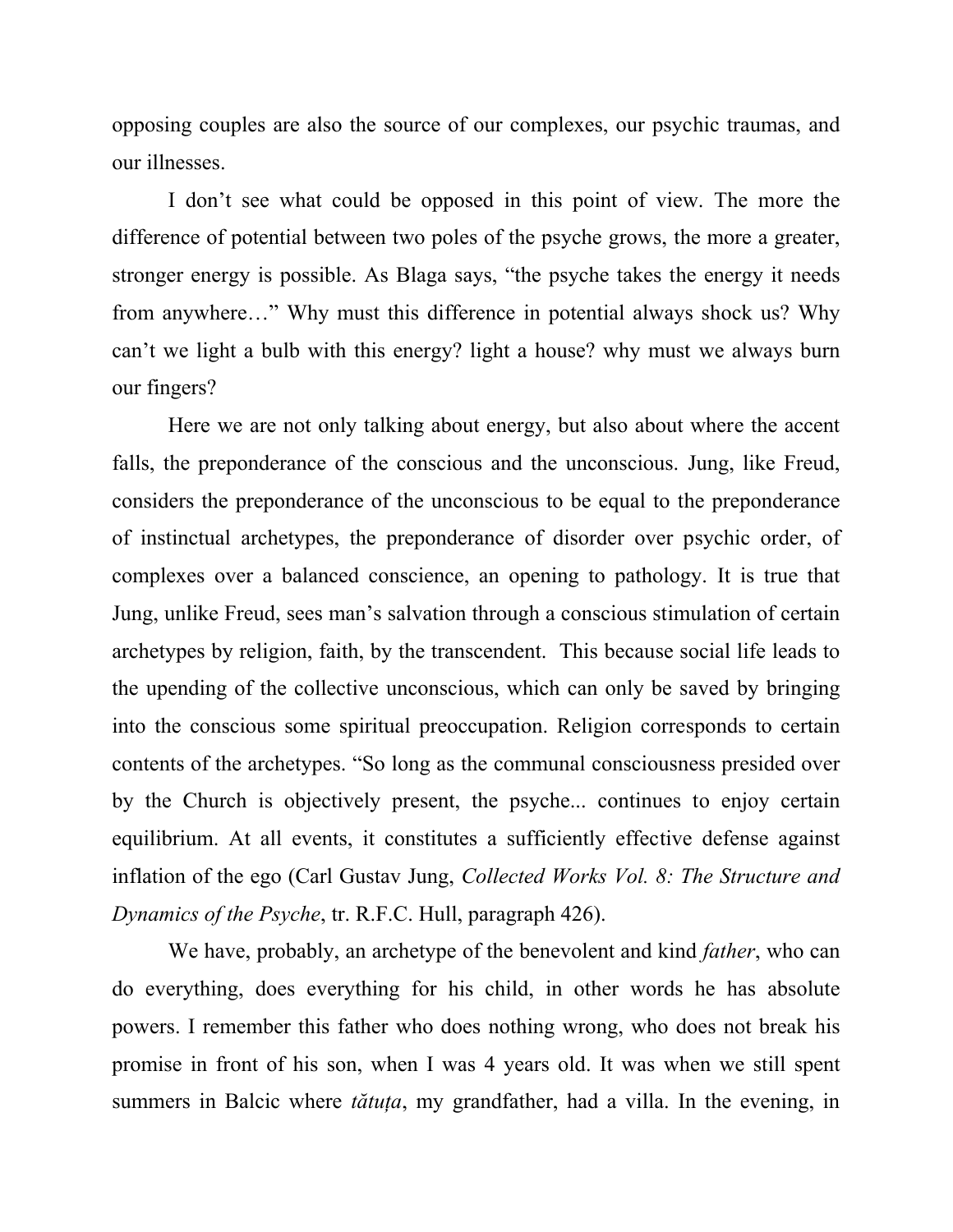opposing couples are also the source of our complexes, our psychic traumas, and our illnesses.

I don't see what could be opposed in this point of view. The more the difference of potential between two poles of the psyche grows, the more a greater, stronger energy is possible. As Blaga says, "the psyche takes the energy it needs from anywhere…" Why must this difference in potential always shock us? Why can't we light a bulb with this energy? light a house? why must we always burn our fingers?

Here we are not only talking about energy, but also about where the accent falls, the preponderance of the conscious and the unconscious. Jung, like Freud, considers the preponderance of the unconscious to be equal to the preponderance of instinctual archetypes, the preponderance of disorder over psychic order, of complexes over a balanced conscience, an opening to pathology. It is true that Jung, unlike Freud, sees man's salvation through a conscious stimulation of certain archetypes by religion, faith, by the transcendent. This because social life leads to the upending of the collective unconscious, which can only be saved by bringing into the conscious some spiritual preoccupation. Religion corresponds to certain contents of the archetypes. "So long as the communal consciousness presided over by the Church is objectively present, the psyche... continues to enjoy certain equilibrium. At all events, it constitutes a sufficiently effective defense against inflation of the ego (Carl Gustav Jung, *Collected Works Vol. 8: The Structure and Dynamics of the Psyche*, tr. R.F.C. Hull, paragraph 426).

We have, probably, an archetype of the benevolent and kind *father*, who can do everything, does everything for his child, in other words he has absolute powers. I remember this father who does nothing wrong, who does not break his promise in front of his son, when I was 4 years old. It was when we still spent summers in Balcic where *tătuța*, my grandfather, had a villa. In the evening, in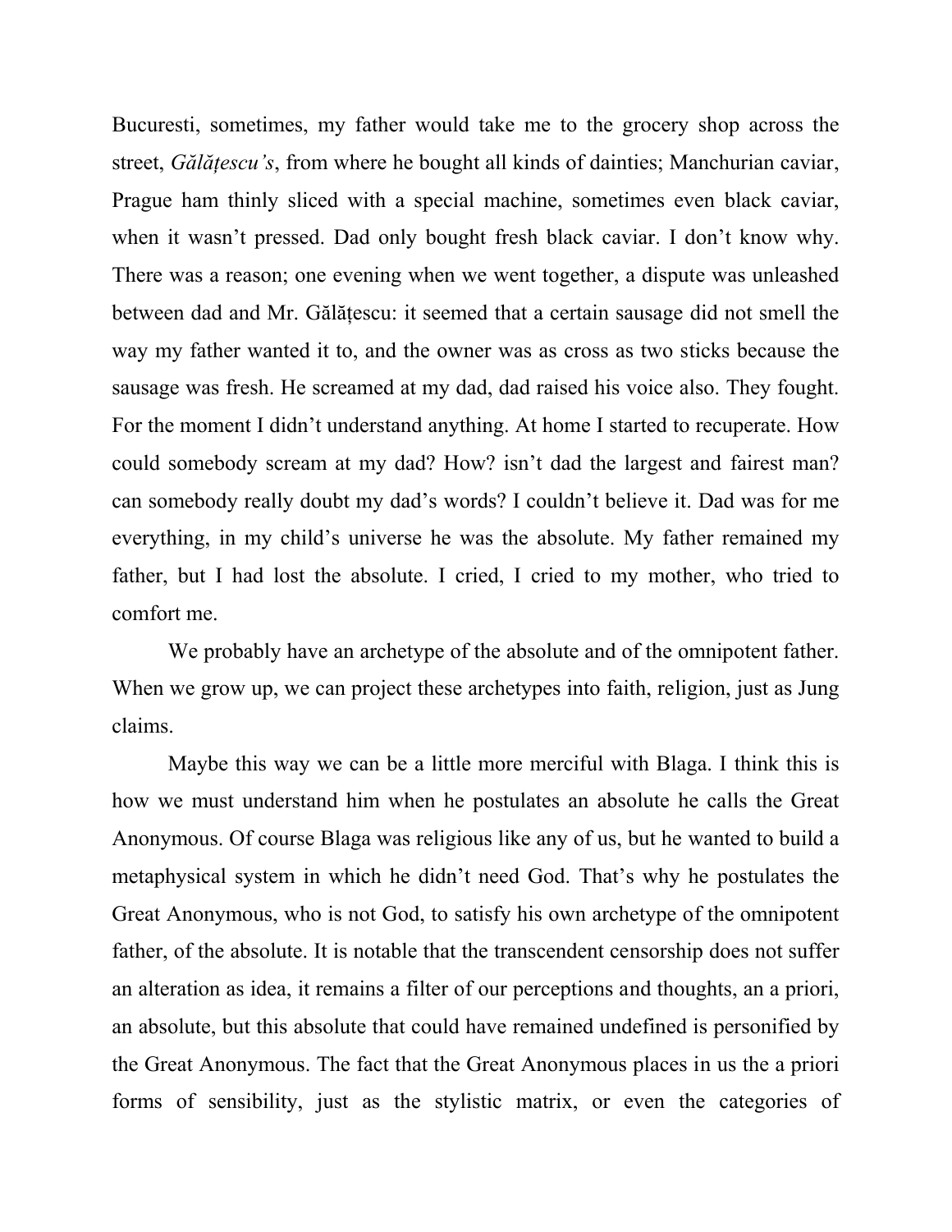Bucuresti, sometimes, my father would take me to the grocery shop across the street, *Gălățescu's*, from where he bought all kinds of dainties; Manchurian caviar, Prague ham thinly sliced with a special machine, sometimes even black caviar, when it wasn't pressed. Dad only bought fresh black caviar. I don't know why. There was a reason; one evening when we went together, a dispute was unleashed between dad and Mr. Gălățescu: it seemed that a certain sausage did not smell the way my father wanted it to, and the owner was as cross as two sticks because the sausage was fresh. He screamed at my dad, dad raised his voice also. They fought. For the moment I didn't understand anything. At home I started to recuperate. How could somebody scream at my dad? How? isn't dad the largest and fairest man? can somebody really doubt my dad's words? I couldn't believe it. Dad was for me everything, in my child's universe he was the absolute. My father remained my father, but I had lost the absolute. I cried, I cried to my mother, who tried to comfort me.

We probably have an archetype of the absolute and of the omnipotent father. When we grow up, we can project these archetypes into faith, religion, just as Jung claims.

Maybe this way we can be a little more merciful with Blaga. I think this is how we must understand him when he postulates an absolute he calls the Great Anonymous. Of course Blaga was religious like any of us, but he wanted to build a metaphysical system in which he didn't need God. That's why he postulates the Great Anonymous, who is not God, to satisfy his own archetype of the omnipotent father, of the absolute. It is notable that the transcendent censorship does not suffer an alteration as idea, it remains a filter of our perceptions and thoughts, an a priori, an absolute, but this absolute that could have remained undefined is personified by the Great Anonymous. The fact that the Great Anonymous places in us the a priori forms of sensibility, just as the stylistic matrix, or even the categories of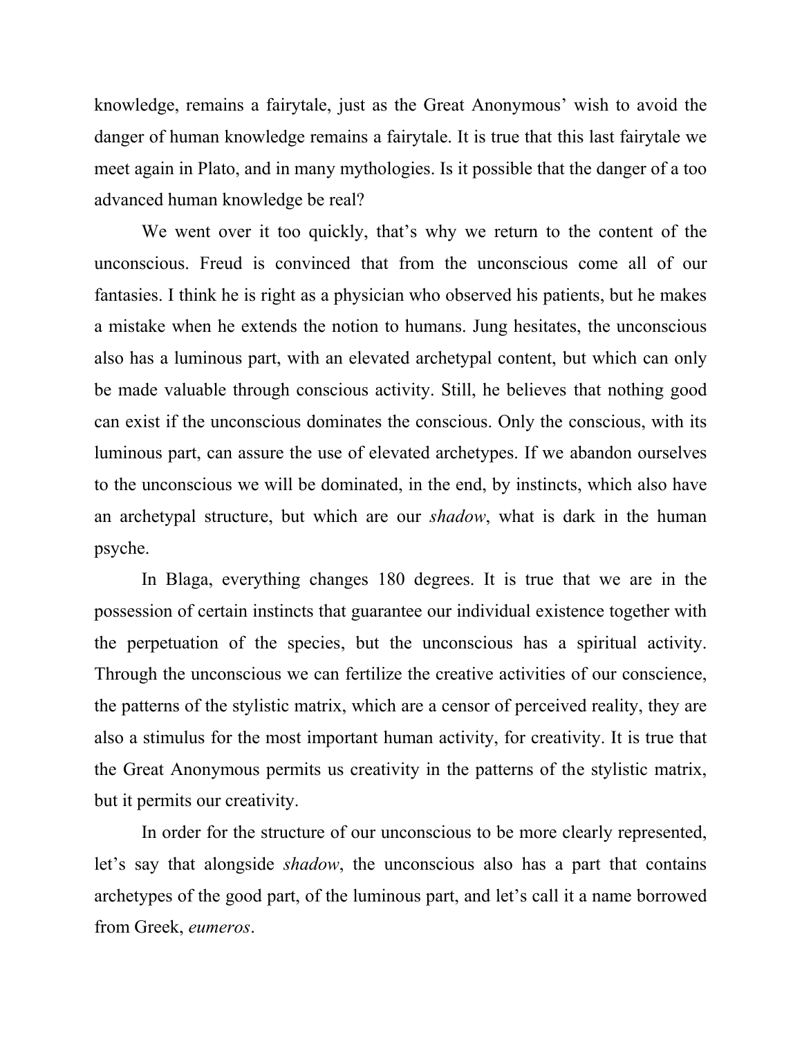knowledge, remains a fairytale, just as the Great Anonymous' wish to avoid the danger of human knowledge remains a fairytale. It is true that this last fairytale we meet again in Plato, and in many mythologies. Is it possible that the danger of a too advanced human knowledge be real?

We went over it too quickly, that's why we return to the content of the unconscious. Freud is convinced that from the unconscious come all of our fantasies. I think he is right as a physician who observed his patients, but he makes a mistake when he extends the notion to humans. Jung hesitates, the unconscious also has a luminous part, with an elevated archetypal content, but which can only be made valuable through conscious activity. Still, he believes that nothing good can exist if the unconscious dominates the conscious. Only the conscious, with its luminous part, can assure the use of elevated archetypes. If we abandon ourselves to the unconscious we will be dominated, in the end, by instincts, which also have an archetypal structure, but which are our *shadow*, what is dark in the human psyche.

In Blaga, everything changes 180 degrees. It is true that we are in the possession of certain instincts that guarantee our individual existence together with the perpetuation of the species, but the unconscious has a spiritual activity. Through the unconscious we can fertilize the creative activities of our conscience, the patterns of the stylistic matrix, which are a censor of perceived reality, they are also a stimulus for the most important human activity, for creativity. It is true that the Great Anonymous permits us creativity in the patterns of the stylistic matrix, but it permits our creativity.

In order for the structure of our unconscious to be more clearly represented, let's say that alongside *shadow*, the unconscious also has a part that contains archetypes of the good part, of the luminous part, and let's call it a name borrowed from Greek, *eumeros*.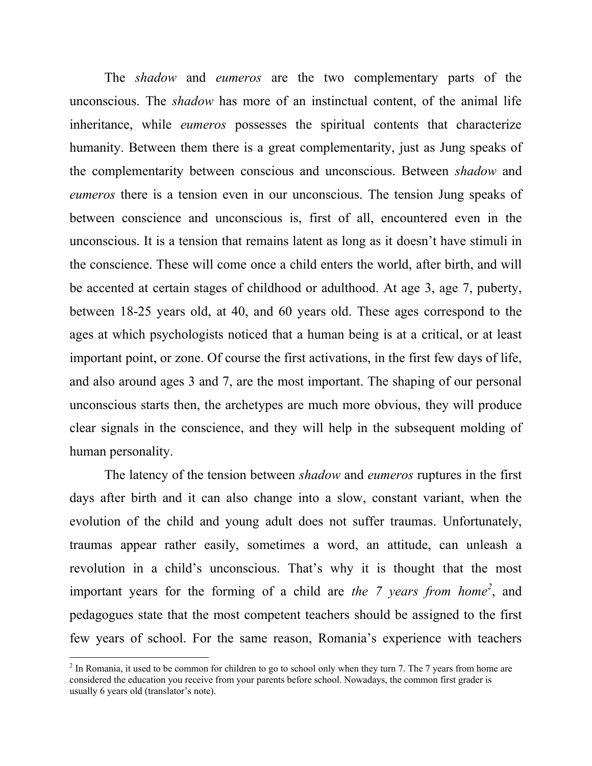The *shadow* and *eumeros* are the two complementary parts of the unconscious. The *shadow* has more of an instinctual content, of the animal life inheritance, while *eumeros* possesses the spiritual contents that characterize humanity. Between them there is a great complementarity, just as Jung speaks of the complementarity between conscious and unconscious. Between *shadow* and *eumeros* there is a tension even in our unconscious. The tension Jung speaks of between conscience and unconscious is, first of all, encountered even in the unconscious. It is a tension that remains latent as long as it doesn't have stimuli in the conscience. These will come once a child enters the world, after birth, and will be accented at certain stages of childhood or adulthood. At age 3, age 7, puberty, between 18-25 years old, at 40, and 60 years old. These ages correspond to the ages at which psychologists noticed that a human being is at a critical, or at least important point, or zone. Of course the first activations, in the first few days of life, and also around ages 3 and 7, are the most important. The shaping of our personal unconscious starts then, the archetypes are much more obvious, they will produce clear signals in the conscience, and they will help in the subsequent molding of human personality.

The latency of the tension between *shadow* and *eumeros* ruptures in the first days after birth and it can also change into a slow, constant variant, when the evolution of the child and young adult does not suffer traumas. Unfortunately, traumas appear rather easily, sometimes a word, an attitude, can unleash a revolution in a child's unconscious. That's why it is thought that the most important years for the forming of a child are *the 7 years from home*[2], and pedagogues state that the most competent teachers should be assigned to the first few years of school. For the same reason, Romania's experience with teachers

[2] In Romania, it used to be common for children to go to school only when they turn 7. The 7 years from home are considered the education you receive from your parents before school. Nowadays, the common first grader is usually 6 years old (translator's note).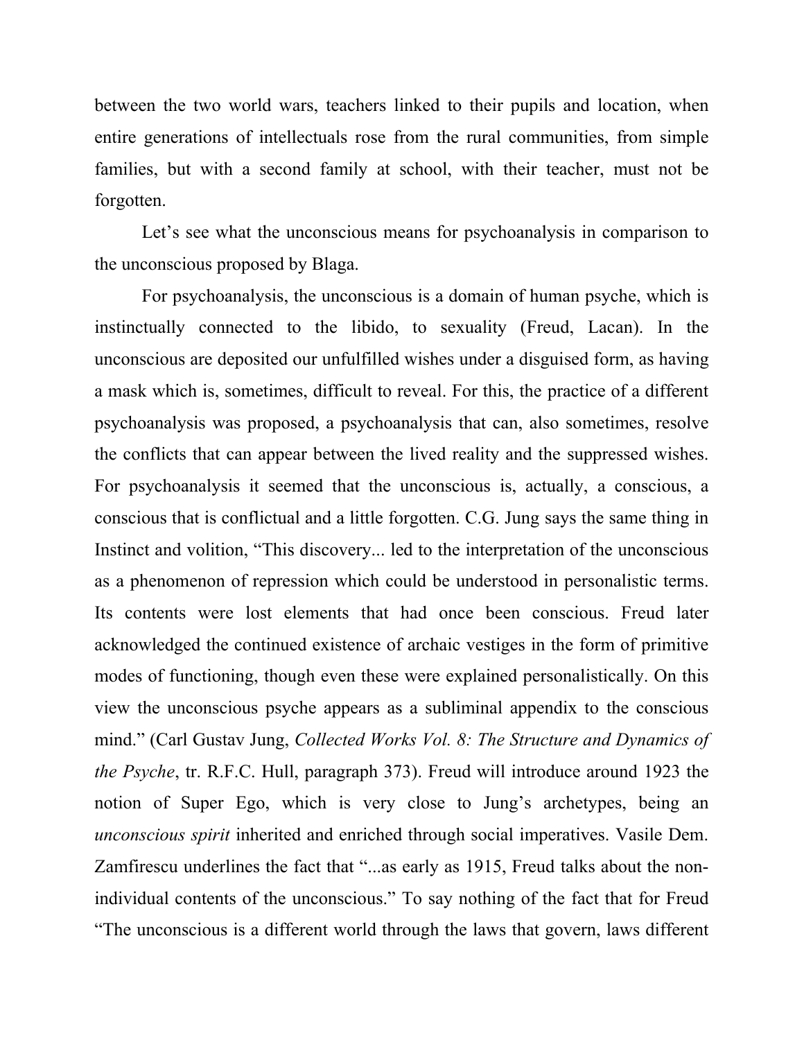between the two world wars, teachers linked to their pupils and location, when entire generations of intellectuals rose from the rural communities, from simple families, but with a second family at school, with their teacher, must not be forgotten.

Let's see what the unconscious means for psychoanalysis in comparison to the unconscious proposed by Blaga.

For psychoanalysis, the unconscious is a domain of human psyche, which is instinctually connected to the libido, to sexuality (Freud, Lacan). In the unconscious are deposited our unfulfilled wishes under a disguised form, as having a mask which is, sometimes, difficult to reveal. For this, the practice of a different psychoanalysis was proposed, a psychoanalysis that can, also sometimes, resolve the conflicts that can appear between the lived reality and the suppressed wishes. For psychoanalysis it seemed that the unconscious is, actually, a conscious, a conscious that is conflictual and a little forgotten. C.G. Jung says the same thing in Instinct and volition, "This discovery... led to the interpretation of the unconscious as a phenomenon of repression which could be understood in personalistic terms. Its contents were lost elements that had once been conscious. Freud later acknowledged the continued existence of archaic vestiges in the form of primitive modes of functioning, though even these were explained personalistically. On this view the unconscious psyche appears as a subliminal appendix to the conscious mind." (Carl Gustav Jung, *Collected Works Vol. 8: The Structure and Dynamics of the Psyche*, tr. R.F.C. Hull, paragraph 373). Freud will introduce around 1923 the notion of Super Ego, which is very close to Jung's archetypes, being an *unconscious spirit* inherited and enriched through social imperatives. Vasile Dem. Zamfirescu underlines the fact that "...as early as 1915, Freud talks about the non-individual contents of the unconscious." To say nothing of the fact that for Freud "The unconscious is a different world through the laws that govern, laws different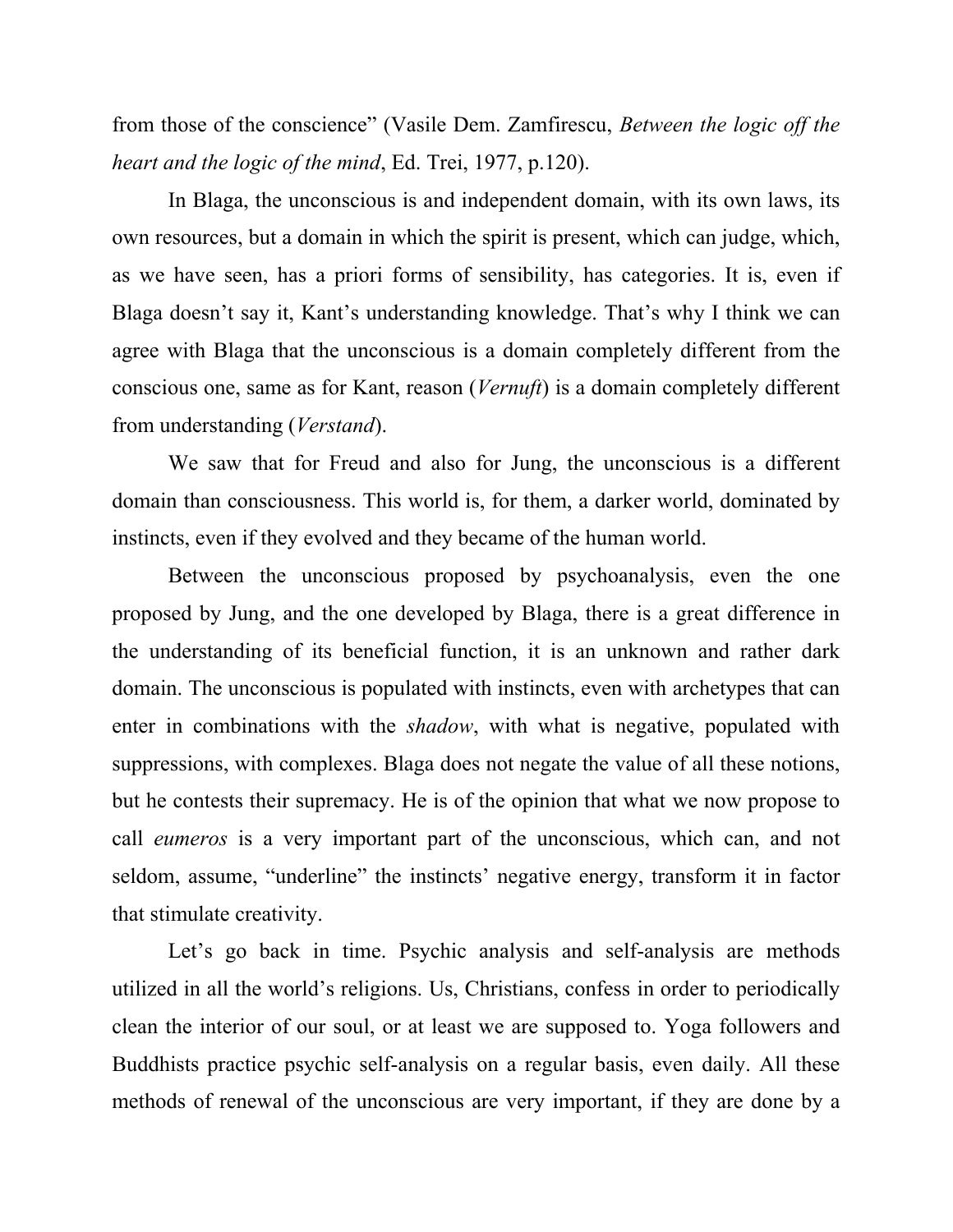from those of the conscience" (Vasile Dem. Zamfirescu, *Between the logic off the heart and the logic of the mind*, Ed. Trei, 1977, p.120).

In Blaga, the unconscious is and independent domain, with its own laws, its own resources, but a domain in which the spirit is present, which can judge, which, as we have seen, has a priori forms of sensibility, has categories. It is, even if Blaga doesn't say it, Kant's understanding knowledge. That's why I think we can agree with Blaga that the unconscious is a domain completely different from the conscious one, same as for Kant, reason (*Vernuft*) is a domain completely different from understanding (*Verstand*).

We saw that for Freud and also for Jung, the unconscious is a different domain than consciousness. This world is, for them, a darker world, dominated by instincts, even if they evolved and they became of the human world.

Between the unconscious proposed by psychoanalysis, even the one proposed by Jung, and the one developed by Blaga, there is a great difference in the understanding of its beneficial function, it is an unknown and rather dark domain. The unconscious is populated with instincts, even with archetypes that can enter in combinations with the *shadow*, with what is negative, populated with suppressions, with complexes. Blaga does not negate the value of all these notions, but he contests their supremacy. He is of the opinion that what we now propose to call *eumeros* is a very important part of the unconscious, which can, and not seldom, assume, "underline" the instincts' negative energy, transform it in factor that stimulate creativity.

Let's go back in time. Psychic analysis and self-analysis are methods utilized in all the world's religions. Us, Christians, confess in order to periodically clean the interior of our soul, or at least we are supposed to. Yoga followers and Buddhists practice psychic self-analysis on a regular basis, even daily. All these methods of renewal of the unconscious are very important, if they are done by a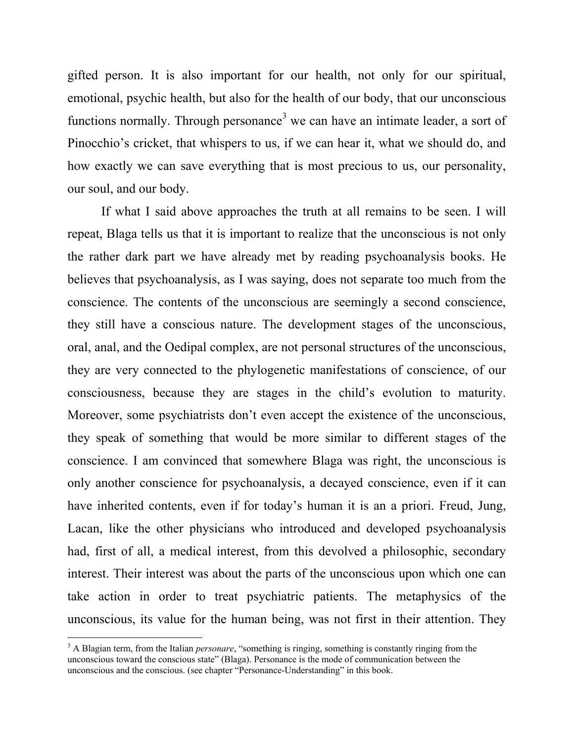gifted person. It is also important for our health, not only for our spiritual, emotional, psychic health, but also for the health of our body, that our unconscious functions normally. Through personance[3] we can have an intimate leader, a sort of Pinocchio's cricket, that whispers to us, if we can hear it, what we should do, and how exactly we can save everything that is most precious to us, our personality, our soul, and our body.

If what I said above approaches the truth at all remains to be seen. I will repeat, Blaga tells us that it is important to realize that the unconscious is not only the rather dark part we have already met by reading psychoanalysis books. He believes that psychoanalysis, as I was saying, does not separate too much from the conscience. The contents of the unconscious are seemingly a second conscience, they still have a conscious nature. The development stages of the unconscious, oral, anal, and the Oedipal complex, are not personal structures of the unconscious, they are very connected to the phylogenetic manifestations of conscience, of our consciousness, because they are stages in the child's evolution to maturity. Moreover, some psychiatrists don't even accept the existence of the unconscious, they speak of something that would be more similar to different stages of the conscience. I am convinced that somewhere Blaga was right, the unconscious is only another conscience for psychoanalysis, a decayed conscience, even if it can have inherited contents, even if for today's human it is an a priori. Freud, Jung, Lacan, like the other physicians who introduced and developed psychoanalysis had, first of all, a medical interest, from this devolved a philosophic, secondary interest. Their interest was about the parts of the unconscious upon which one can take action in order to treat psychiatric patients. The metaphysics of the unconscious, its value for the human being, was not first in their attention. They

[3] A Blagian term, from the Italian *personare*, "something is ringing, something is constantly ringing from the unconscious toward the conscious state" (Blaga). Personance is the mode of communication between the unconscious and the conscious. (see chapter "Personance-Understanding" in this book.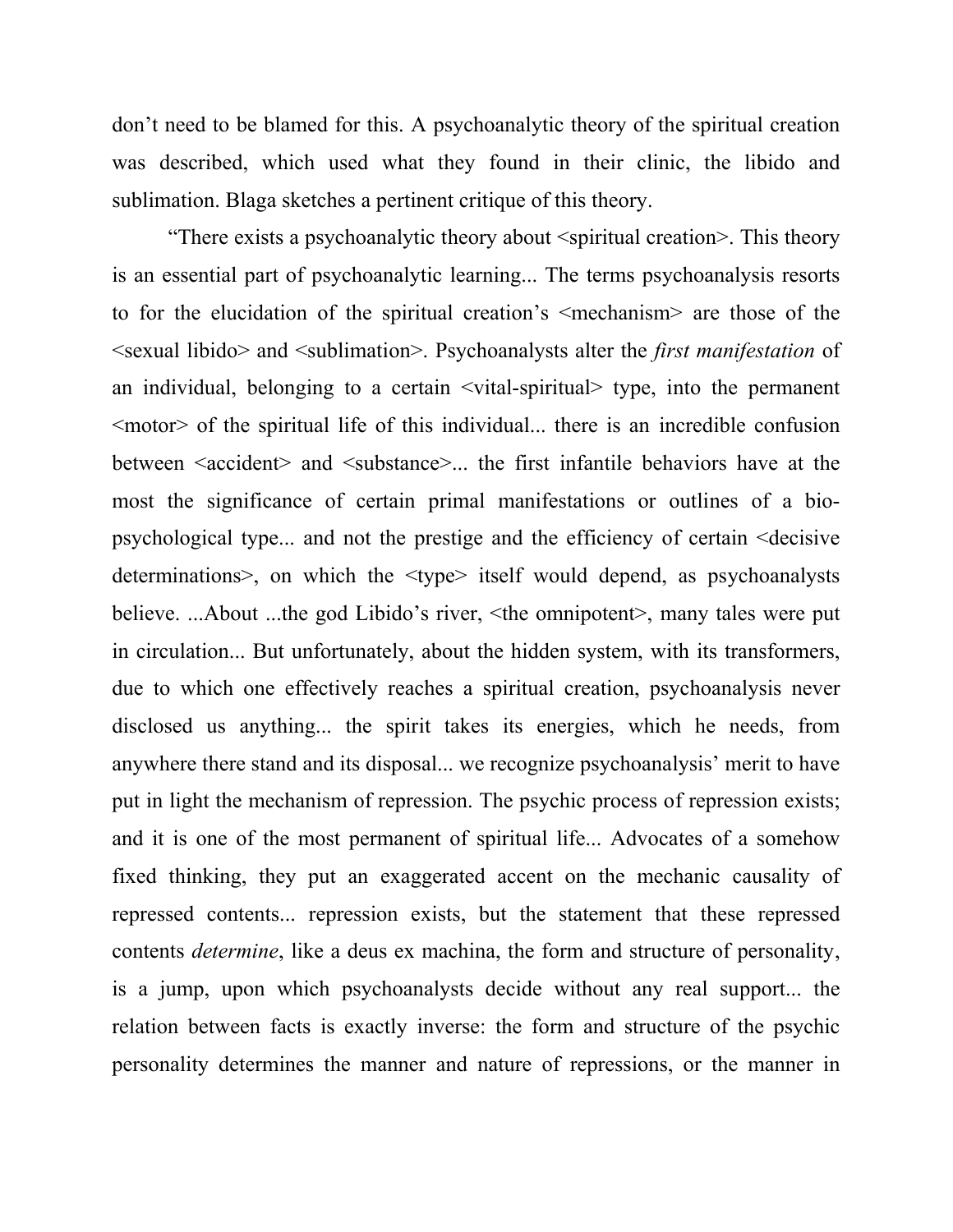don't need to be blamed for this. A psychoanalytic theory of the spiritual creation was described, which used what they found in their clinic, the libido and sublimation. Blaga sketches a pertinent critique of this theory.

"There exists a psychoanalytic theory about <spiritual creation>. This theory is an essential part of psychoanalytic learning... The terms psychoanalysis resorts to for the elucidation of the spiritual creation's <mechanism> are those of the <sexual libido> and <sublimation>. Psychoanalysts alter the *first manifestation* of an individual, belonging to a certain <vital-spiritual> type, into the permanent <motor> of the spiritual life of this individual... there is an incredible confusion between <accident> and <substance>... the first infantile behaviors have at the most the significance of certain primal manifestations or outlines of a bio-psychological type... and not the prestige and the efficiency of certain <decisive determinations>, on which the <type> itself would depend, as psychoanalysts believe. ...About ...the god Libido's river, <the omnipotent>, many tales were put in circulation... But unfortunately, about the hidden system, with its transformers, due to which one effectively reaches a spiritual creation, psychoanalysis never disclosed us anything... the spirit takes its energies, which he needs, from anywhere there stand and its disposal... we recognize psychoanalysis' merit to have put in light the mechanism of repression. The psychic process of repression exists; and it is one of the most permanent of spiritual life... Advocates of a somehow fixed thinking, they put an exaggerated accent on the mechanic causality of repressed contents... repression exists, but the statement that these repressed contents *determine*, like a deus ex machina, the form and structure of personality, is a jump, upon which psychoanalysts decide without any real support... the relation between facts is exactly inverse: the form and structure of the psychic personality determines the manner and nature of repressions, or the manner in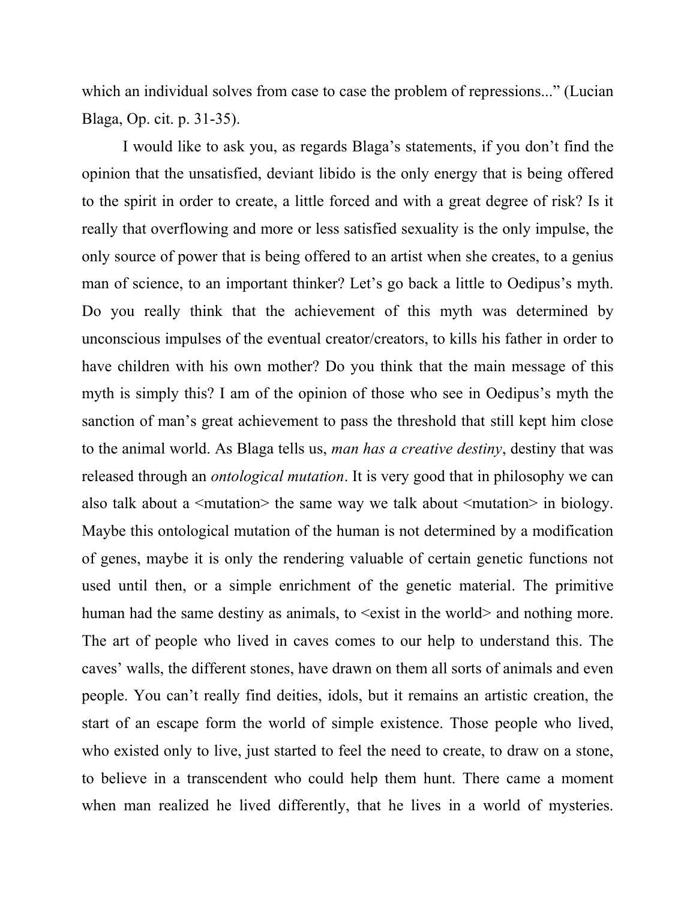which an individual solves from case to case the problem of repressions..." (Lucian Blaga, Op. cit. p. 31-35).

I would like to ask you, as regards Blaga's statements, if you don't find the opinion that the unsatisfied, deviant libido is the only energy that is being offered to the spirit in order to create, a little forced and with a great degree of risk? Is it really that overflowing and more or less satisfied sexuality is the only impulse, the only source of power that is being offered to an artist when she creates, to a genius man of science, to an important thinker? Let's go back a little to Oedipus's myth. Do you really think that the achievement of this myth was determined by unconscious impulses of the eventual creator/creators, to kills his father in order to have children with his own mother? Do you think that the main message of this myth is simply this? I am of the opinion of those who see in Oedipus's myth the sanction of man's great achievement to pass the threshold that still kept him close to the animal world. As Blaga tells us, *man has a creative destiny*, destiny that was released through an *ontological mutation*. It is very good that in philosophy we can also talk about a <mutation> the same way we talk about <mutation> in biology. Maybe this ontological mutation of the human is not determined by a modification of genes, maybe it is only the rendering valuable of certain genetic functions not used until then, or a simple enrichment of the genetic material. The primitive human had the same destiny as animals, to <exist in the world> and nothing more. The art of people who lived in caves comes to our help to understand this. The caves' walls, the different stones, have drawn on them all sorts of animals and even people. You can't really find deities, idols, but it remains an artistic creation, the start of an escape form the world of simple existence. Those people who lived, who existed only to live, just started to feel the need to create, to draw on a stone, to believe in a transcendent who could help them hunt. There came a moment when man realized he lived differently, that he lives in a world of mysteries.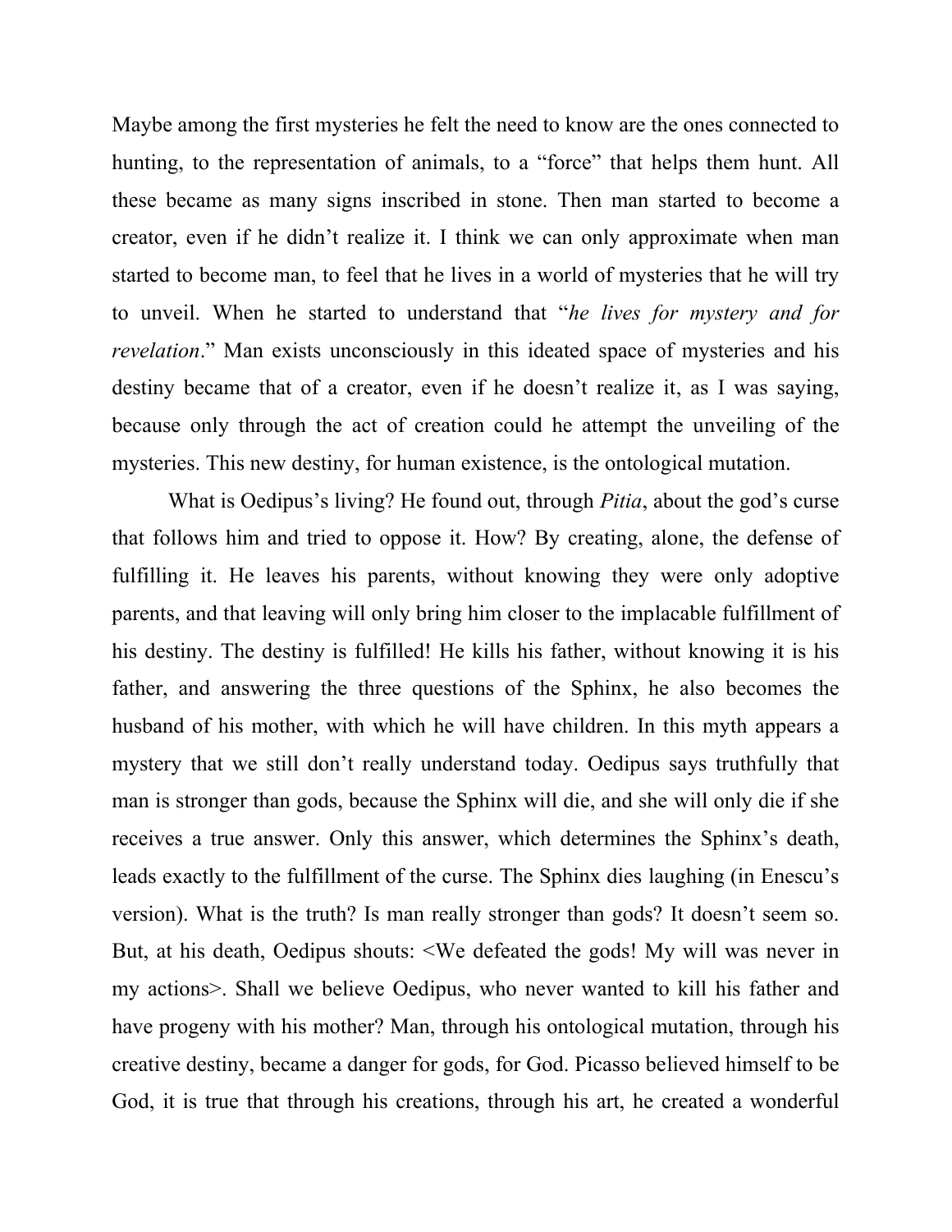Maybe among the first mysteries he felt the need to know are the ones connected to hunting, to the representation of animals, to a "force" that helps them hunt. All these became as many signs inscribed in stone. Then man started to become a creator, even if he didn't realize it. I think we can only approximate when man started to become man, to feel that he lives in a world of mysteries that he will try to unveil. When he started to understand that "*he lives for mystery and for revelation*." Man exists unconsciously in this ideated space of mysteries and his destiny became that of a creator, even if he doesn't realize it, as I was saying, because only through the act of creation could he attempt the unveiling of the mysteries. This new destiny, for human existence, is the ontological mutation.

What is Oedipus's living? He found out, through *Pitia*, about the god's curse that follows him and tried to oppose it. How? By creating, alone, the defense of fulfilling it. He leaves his parents, without knowing they were only adoptive parents, and that leaving will only bring him closer to the implacable fulfillment of his destiny. The destiny is fulfilled! He kills his father, without knowing it is his father, and answering the three questions of the Sphinx, he also becomes the husband of his mother, with which he will have children. In this myth appears a mystery that we still don't really understand today. Oedipus says truthfully that man is stronger than gods, because the Sphinx will die, and she will only die if she receives a true answer. Only this answer, which determines the Sphinx's death, leads exactly to the fulfillment of the curse. The Sphinx dies laughing (in Enescu's version). What is the truth? Is man really stronger than gods? It doesn't seem so. But, at his death, Oedipus shouts: <We defeated the gods! My will was never in my actions>. Shall we believe Oedipus, who never wanted to kill his father and have progeny with his mother? Man, through his ontological mutation, through his creative destiny, became a danger for gods, for God. Picasso believed himself to be God, it is true that through his creations, through his art, he created a wonderful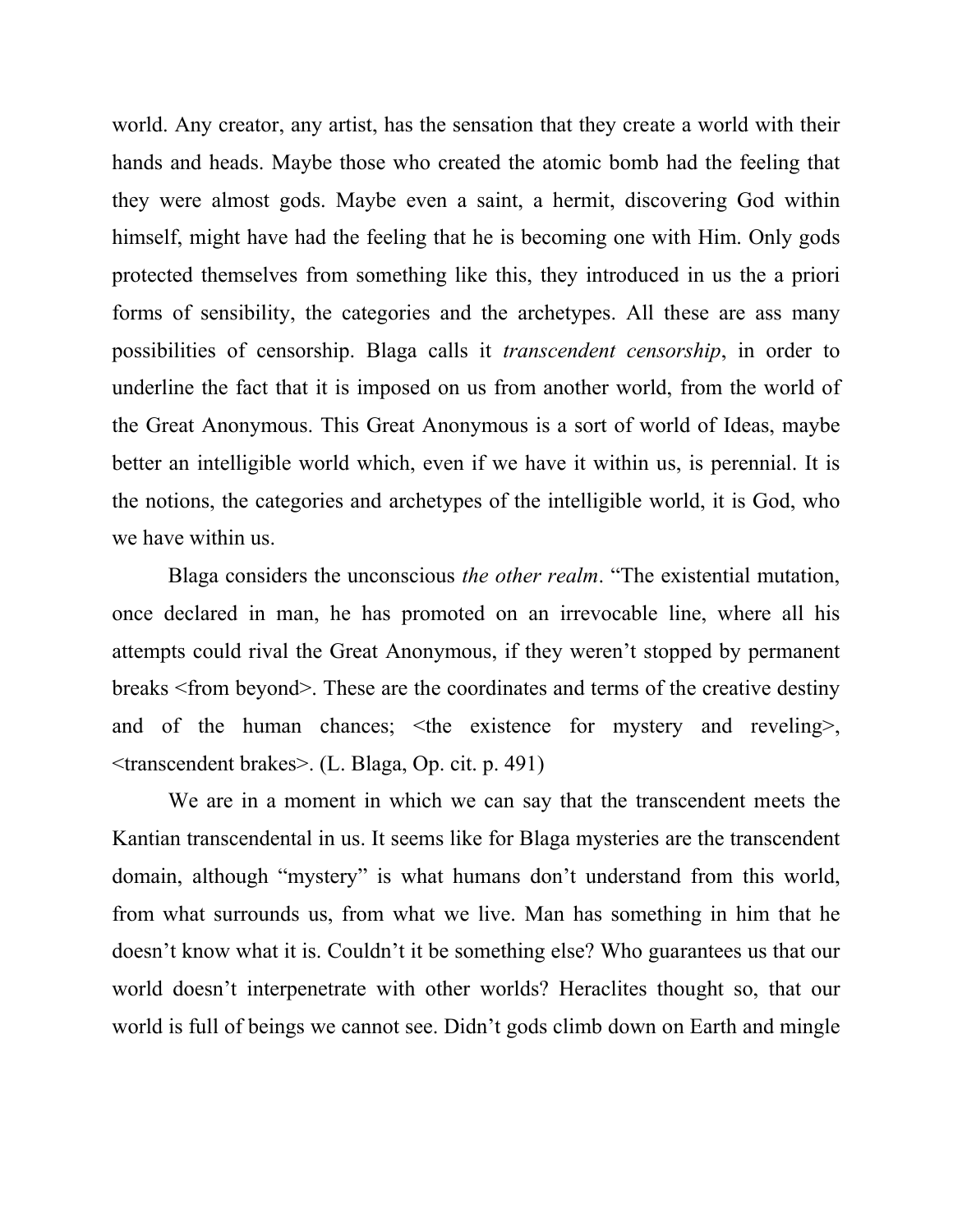world. Any creator, any artist, has the sensation that they create a world with their hands and heads. Maybe those who created the atomic bomb had the feeling that they were almost gods. Maybe even a saint, a hermit, discovering God within himself, might have had the feeling that he is becoming one with Him. Only gods protected themselves from something like this, they introduced in us the a priori forms of sensibility, the categories and the archetypes. All these are ass many possibilities of censorship. Blaga calls it *transcendent censorship*, in order to underline the fact that it is imposed on us from another world, from the world of the Great Anonymous. This Great Anonymous is a sort of world of Ideas, maybe better an intelligible world which, even if we have it within us, is perennial. It is the notions, the categories and archetypes of the intelligible world, it is God, who we have within us.

Blaga considers the unconscious *the other realm*. "The existential mutation, once declared in man, he has promoted on an irrevocable line, where all his attempts could rival the Great Anonymous, if they weren't stopped by permanent breaks <from beyond>. These are the coordinates and terms of the creative destiny and of the human chances; <the existence for mystery and reveling>, <transcendent brakes>. (L. Blaga, Op. cit. p. 491)

We are in a moment in which we can say that the transcendent meets the Kantian transcendental in us. It seems like for Blaga mysteries are the transcendent domain, although "mystery" is what humans don't understand from this world, from what surrounds us, from what we live. Man has something in him that he doesn't know what it is. Couldn't it be something else? Who guarantees us that our world doesn't interpenetrate with other worlds? Heraclites thought so, that our world is full of beings we cannot see. Didn't gods climb down on Earth and mingle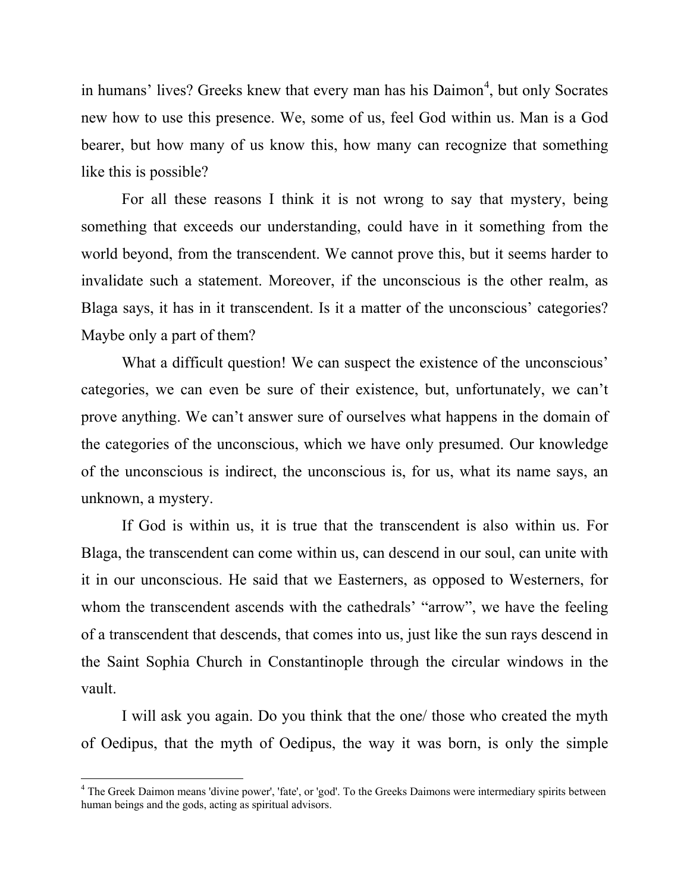in humans' lives? Greeks knew that every man has his Daimon[4], but only Socrates new how to use this presence. We, some of us, feel God within us. Man is a God bearer, but how many of us know this, how many can recognize that something like this is possible?

For all these reasons I think it is not wrong to say that mystery, being something that exceeds our understanding, could have in it something from the world beyond, from the transcendent. We cannot prove this, but it seems harder to invalidate such a statement. Moreover, if the unconscious is the other realm, as Blaga says, it has in it transcendent. Is it a matter of the unconscious' categories? Maybe only a part of them?

What a difficult question! We can suspect the existence of the unconscious' categories, we can even be sure of their existence, but, unfortunately, we can't prove anything. We can't answer sure of ourselves what happens in the domain of the categories of the unconscious, which we have only presumed. Our knowledge of the unconscious is indirect, the unconscious is, for us, what its name says, an unknown, a mystery.

If God is within us, it is true that the transcendent is also within us. For Blaga, the transcendent can come within us, can descend in our soul, can unite with it in our unconscious. He said that we Easterners, as opposed to Westerners, for whom the transcendent ascends with the cathedrals' "arrow", we have the feeling of a transcendent that descends, that comes into us, just like the sun rays descend in the Saint Sophia Church in Constantinople through the circular windows in the vault.

I will ask you again. Do you think that the one/ those who created the myth of Oedipus, that the myth of Oedipus, the way it was born, is only the simple

---

[4] The Greek Daimon means 'divine power', 'fate', or 'god'. To the Greeks Daimons were intermediary spirits between human beings and the gods, acting as spiritual advisors.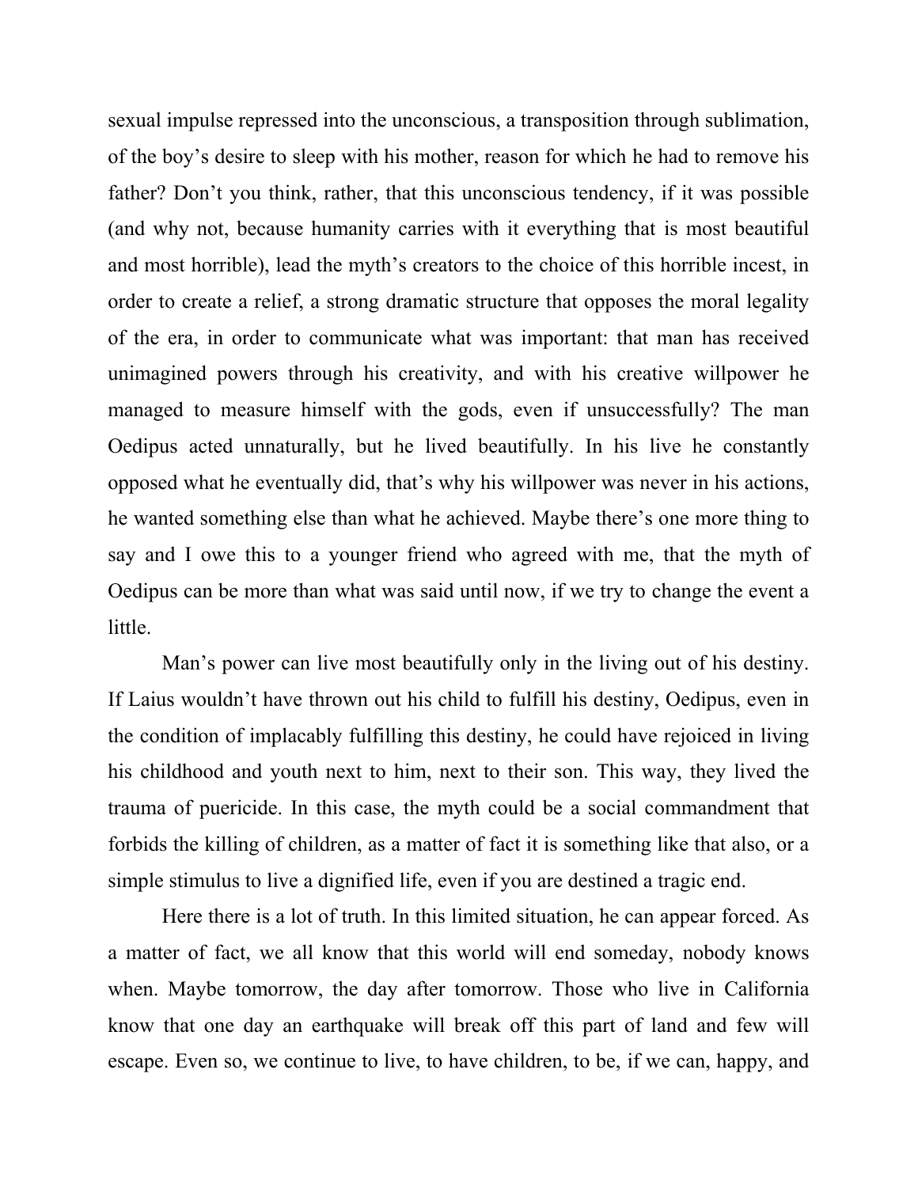sexual impulse repressed into the unconscious, a transposition through sublimation, of the boy's desire to sleep with his mother, reason for which he had to remove his father? Don't you think, rather, that this unconscious tendency, if it was possible (and why not, because humanity carries with it everything that is most beautiful and most horrible), lead the myth's creators to the choice of this horrible incest, in order to create a relief, a strong dramatic structure that opposes the moral legality of the era, in order to communicate what was important: that man has received unimagined powers through his creativity, and with his creative willpower he managed to measure himself with the gods, even if unsuccessfully? The man Oedipus acted unnaturally, but he lived beautifully. In his live he constantly opposed what he eventually did, that's why his willpower was never in his actions, he wanted something else than what he achieved. Maybe there's one more thing to say and I owe this to a younger friend who agreed with me, that the myth of Oedipus can be more than what was said until now, if we try to change the event a little.

Man's power can live most beautifully only in the living out of his destiny. If Laius wouldn't have thrown out his child to fulfill his destiny, Oedipus, even in the condition of implacably fulfilling this destiny, he could have rejoiced in living his childhood and youth next to him, next to their son. This way, they lived the trauma of puericide. In this case, the myth could be a social commandment that forbids the killing of children, as a matter of fact it is something like that also, or a simple stimulus to live a dignified life, even if you are destined a tragic end.

Here there is a lot of truth. In this limited situation, he can appear forced. As a matter of fact, we all know that this world will end someday, nobody knows when. Maybe tomorrow, the day after tomorrow. Those who live in California know that one day an earthquake will break off this part of land and few will escape. Even so, we continue to live, to have children, to be, if we can, happy, and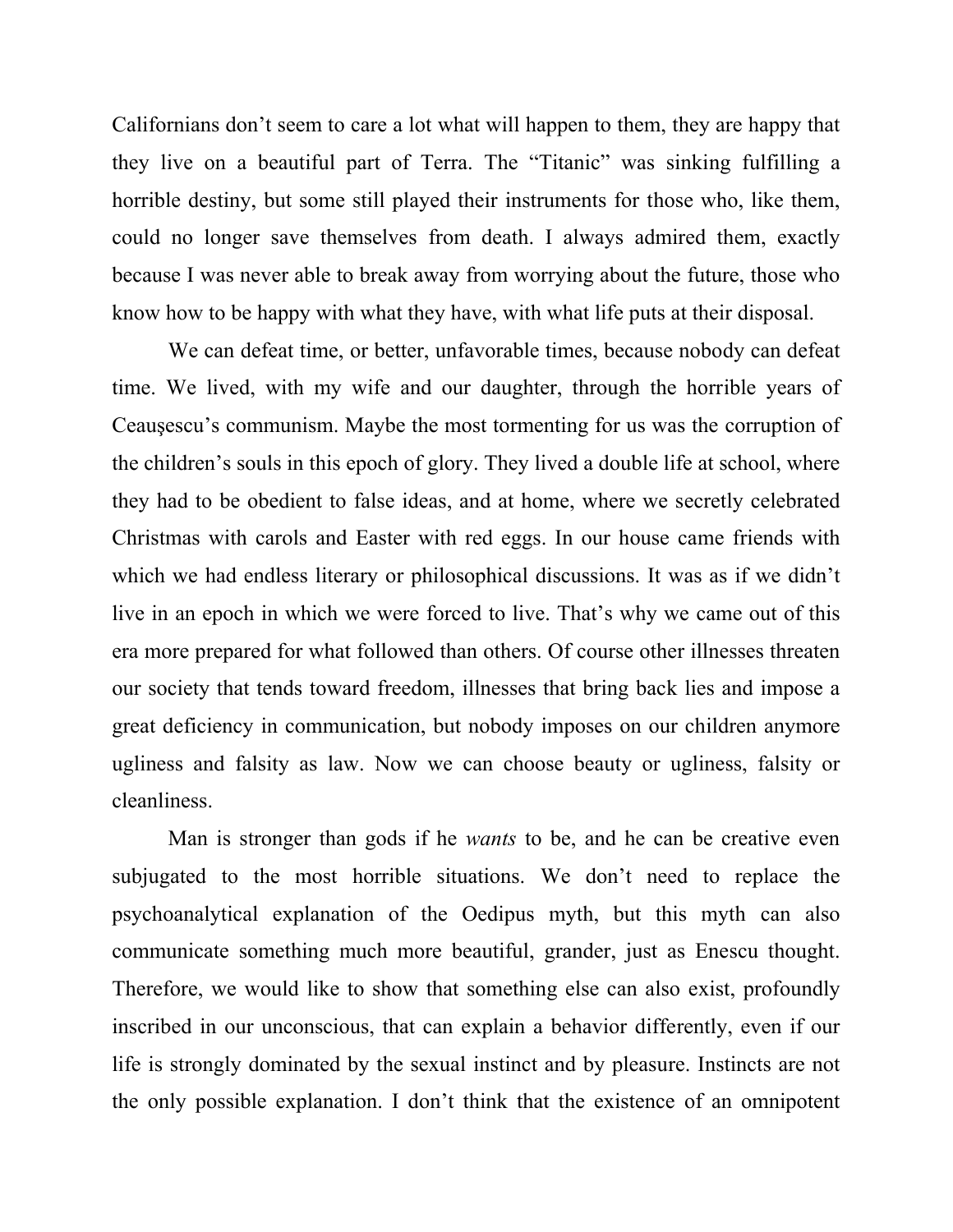Californians don't seem to care a lot what will happen to them, they are happy that they live on a beautiful part of Terra. The "Titanic" was sinking fulfilling a horrible destiny, but some still played their instruments for those who, like them, could no longer save themselves from death. I always admired them, exactly because I was never able to break away from worrying about the future, those who know how to be happy with what they have, with what life puts at their disposal.

We can defeat time, or better, unfavorable times, because nobody can defeat time. We lived, with my wife and our daughter, through the horrible years of Ceauşescu's communism. Maybe the most tormenting for us was the corruption of the children's souls in this epoch of glory. They lived a double life at school, where they had to be obedient to false ideas, and at home, where we secretly celebrated Christmas with carols and Easter with red eggs. In our house came friends with which we had endless literary or philosophical discussions. It was as if we didn't live in an epoch in which we were forced to live. That's why we came out of this era more prepared for what followed than others. Of course other illnesses threaten our society that tends toward freedom, illnesses that bring back lies and impose a great deficiency in communication, but nobody imposes on our children anymore ugliness and falsity as law. Now we can choose beauty or ugliness, falsity or cleanliness.

Man is stronger than gods if he *wants* to be, and he can be creative even subjugated to the most horrible situations. We don't need to replace the psychoanalytical explanation of the Oedipus myth, but this myth can also communicate something much more beautiful, grander, just as Enescu thought. Therefore, we would like to show that something else can also exist, profoundly inscribed in our unconscious, that can explain a behavior differently, even if our life is strongly dominated by the sexual instinct and by pleasure. Instincts are not the only possible explanation. I don't think that the existence of an omnipotent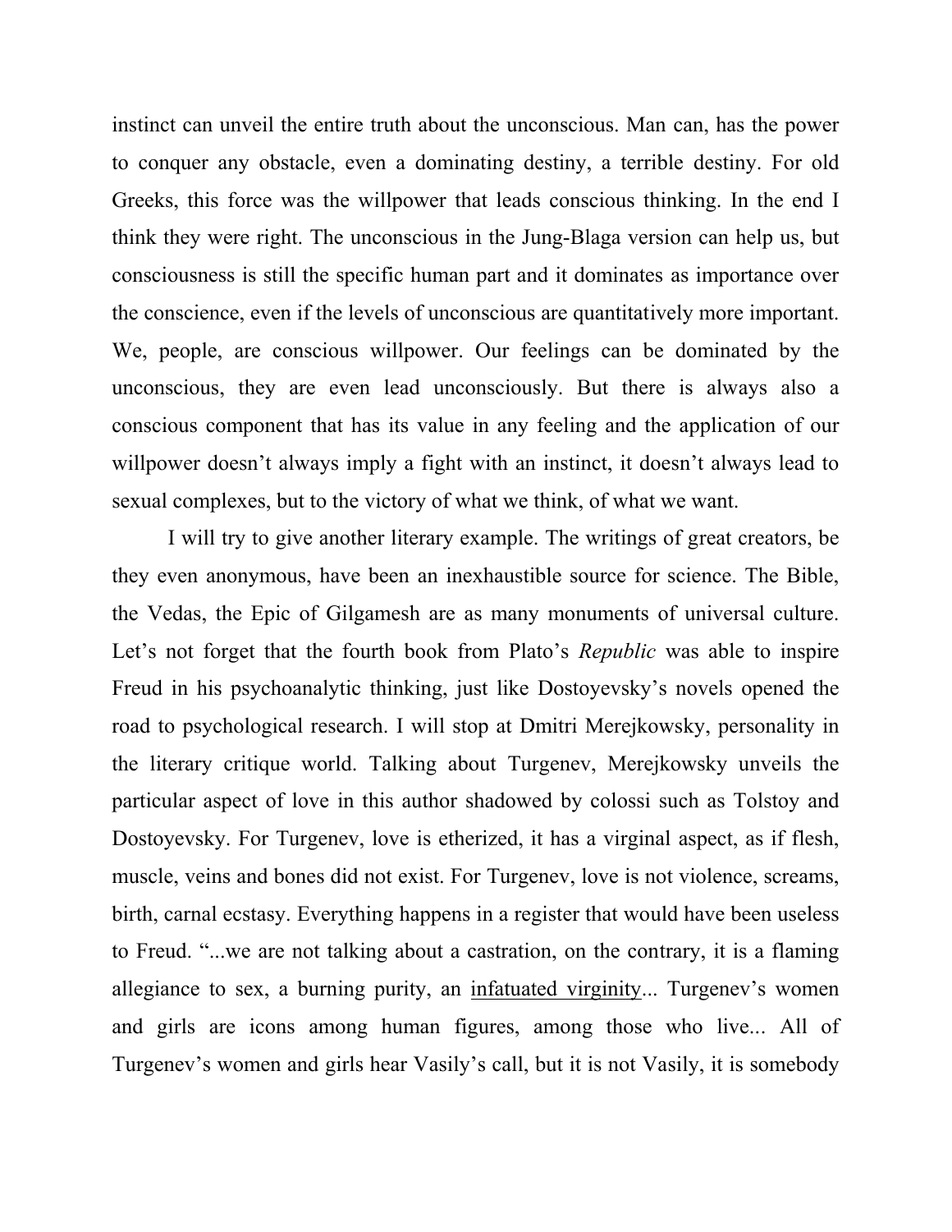instinct can unveil the entire truth about the unconscious. Man can, has the power to conquer any obstacle, even a dominating destiny, a terrible destiny. For old Greeks, this force was the willpower that leads conscious thinking. In the end I think they were right. The unconscious in the Jung-Blaga version can help us, but consciousness is still the specific human part and it dominates as importance over the conscience, even if the levels of unconscious are quantitatively more important. We, people, are conscious willpower. Our feelings can be dominated by the unconscious, they are even lead unconsciously. But there is always also a conscious component that has its value in any feeling and the application of our willpower doesn't always imply a fight with an instinct, it doesn't always lead to sexual complexes, but to the victory of what we think, of what we want.

I will try to give another literary example. The writings of great creators, be they even anonymous, have been an inexhaustible source for science. The Bible, the Vedas, the Epic of Gilgamesh are as many monuments of universal culture. Let's not forget that the fourth book from Plato's *Republic* was able to inspire Freud in his psychoanalytic thinking, just like Dostoyevsky's novels opened the road to psychological research. I will stop at Dmitri Merejkowsky, personality in the literary critique world. Talking about Turgenev, Merejkowsky unveils the particular aspect of love in this author shadowed by colossi such as Tolstoy and Dostoyevsky. For Turgenev, love is etherized, it has a virginal aspect, as if flesh, muscle, veins and bones did not exist. For Turgenev, love is not violence, screams, birth, carnal ecstasy. Everything happens in a register that would have been useless to Freud. "...we are not talking about a castration, on the contrary, it is a flaming allegiance to sex, a burning purity, an <u>infatuated virginity</u>... Turgenev's women and girls are icons among human figures, among those who live... All of Turgenev's women and girls hear Vasily's call, but it is not Vasily, it is somebody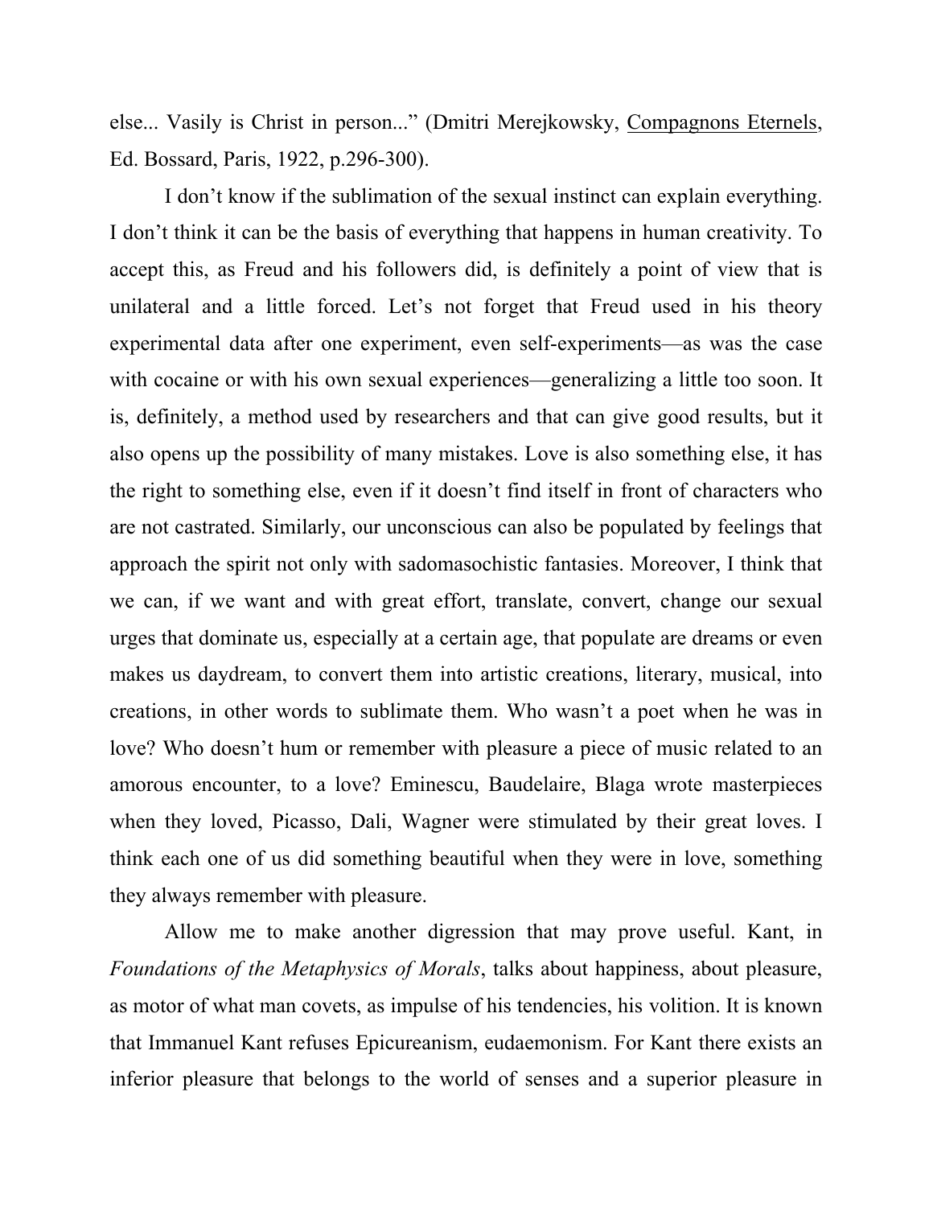else... Vasily is Christ in person...” (Dmitri Merejkowsky, Compagnons Eternels, Ed. Bossard, Paris, 1922, p.296-300).

I don’t know if the sublimation of the sexual instinct can explain everything. I don’t think it can be the basis of everything that happens in human creativity. To accept this, as Freud and his followers did, is definitely a point of view that is unilateral and a little forced. Let’s not forget that Freud used in his theory experimental data after one experiment, even self-experiments—as was the case with cocaine or with his own sexual experiences—generalizing a little too soon. It is, definitely, a method used by researchers and that can give good results, but it also opens up the possibility of many mistakes. Love is also something else, it has the right to something else, even if it doesn’t find itself in front of characters who are not castrated. Similarly, our unconscious can also be populated by feelings that approach the spirit not only with sadomasochistic fantasies. Moreover, I think that we can, if we want and with great effort, translate, convert, change our sexual urges that dominate us, especially at a certain age, that populate are dreams or even makes us daydream, to convert them into artistic creations, literary, musical, into creations, in other words to sublimate them. Who wasn’t a poet when he was in love? Who doesn’t hum or remember with pleasure a piece of music related to an amorous encounter, to a love? Eminescu, Baudelaire, Blaga wrote masterpieces when they loved, Picasso, Dali, Wagner were stimulated by their great loves. I think each one of us did something beautiful when they were in love, something they always remember with pleasure.

Allow me to make another digression that may prove useful. Kant, in *Foundations of the Metaphysics of Morals*, talks about happiness, about pleasure, as motor of what man covets, as impulse of his tendencies, his volition. It is known that Immanuel Kant refuses Epicureanism, eudaemonism. For Kant there exists an inferior pleasure that belongs to the world of senses and a superior pleasure in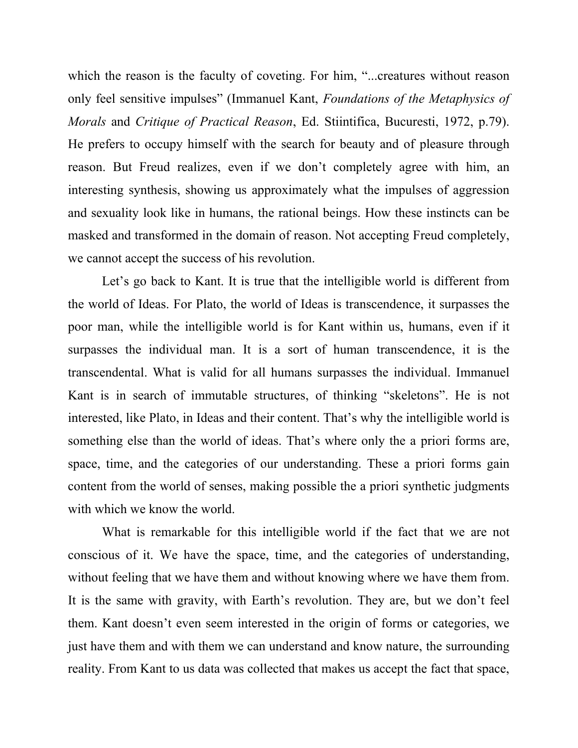which the reason is the faculty of coveting. For him, "...creatures without reason only feel sensitive impulses" (Immanuel Kant, *Foundations of the Metaphysics of Morals* and *Critique of Practical Reason*, Ed. Stiintifica, Bucuresti, 1972, p.79). He prefers to occupy himself with the search for beauty and of pleasure through reason. But Freud realizes, even if we don't completely agree with him, an interesting synthesis, showing us approximately what the impulses of aggression and sexuality look like in humans, the rational beings. How these instincts can be masked and transformed in the domain of reason. Not accepting Freud completely, we cannot accept the success of his revolution.

Let's go back to Kant. It is true that the intelligible world is different from the world of Ideas. For Plato, the world of Ideas is transcendence, it surpasses the poor man, while the intelligible world is for Kant within us, humans, even if it surpasses the individual man. It is a sort of human transcendence, it is the transcendental. What is valid for all humans surpasses the individual. Immanuel Kant is in search of immutable structures, of thinking "skeletons". He is not interested, like Plato, in Ideas and their content. That's why the intelligible world is something else than the world of ideas. That's where only the a priori forms are, space, time, and the categories of our understanding. These a priori forms gain content from the world of senses, making possible the a priori synthetic judgments with which we know the world.

What is remarkable for this intelligible world if the fact that we are not conscious of it. We have the space, time, and the categories of understanding, without feeling that we have them and without knowing where we have them from. It is the same with gravity, with Earth's revolution. They are, but we don't feel them. Kant doesn't even seem interested in the origin of forms or categories, we just have them and with them we can understand and know nature, the surrounding reality. From Kant to us data was collected that makes us accept the fact that space,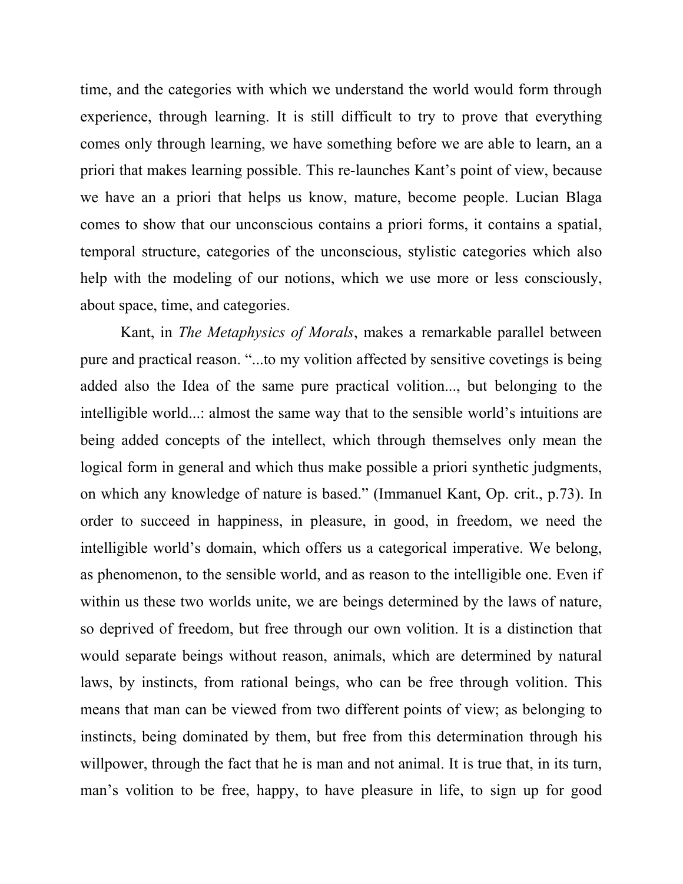time, and the categories with which we understand the world would form through experience, through learning. It is still difficult to try to prove that everything comes only through learning, we have something before we are able to learn, an a priori that makes learning possible. This re-launches Kant's point of view, because we have an a priori that helps us know, mature, become people. Lucian Blaga comes to show that our unconscious contains a priori forms, it contains a spatial, temporal structure, categories of the unconscious, stylistic categories which also help with the modeling of our notions, which we use more or less consciously, about space, time, and categories.

Kant, in *The Metaphysics of Morals*, makes a remarkable parallel between pure and practical reason. "...to my volition affected by sensitive covetings is being added also the Idea of the same pure practical volition..., but belonging to the intelligible world...: almost the same way that to the sensible world's intuitions are being added concepts of the intellect, which through themselves only mean the logical form in general and which thus make possible a priori synthetic judgments, on which any knowledge of nature is based." (Immanuel Kant, Op. crit., p.73). In order to succeed in happiness, in pleasure, in good, in freedom, we need the intelligible world's domain, which offers us a categorical imperative. We belong, as phenomenon, to the sensible world, and as reason to the intelligible one. Even if within us these two worlds unite, we are beings determined by the laws of nature, so deprived of freedom, but free through our own volition. It is a distinction that would separate beings without reason, animals, which are determined by natural laws, by instincts, from rational beings, who can be free through volition. This means that man can be viewed from two different points of view; as belonging to instincts, being dominated by them, but free from this determination through his willpower, through the fact that he is man and not animal. It is true that, in its turn, man's volition to be free, happy, to have pleasure in life, to sign up for good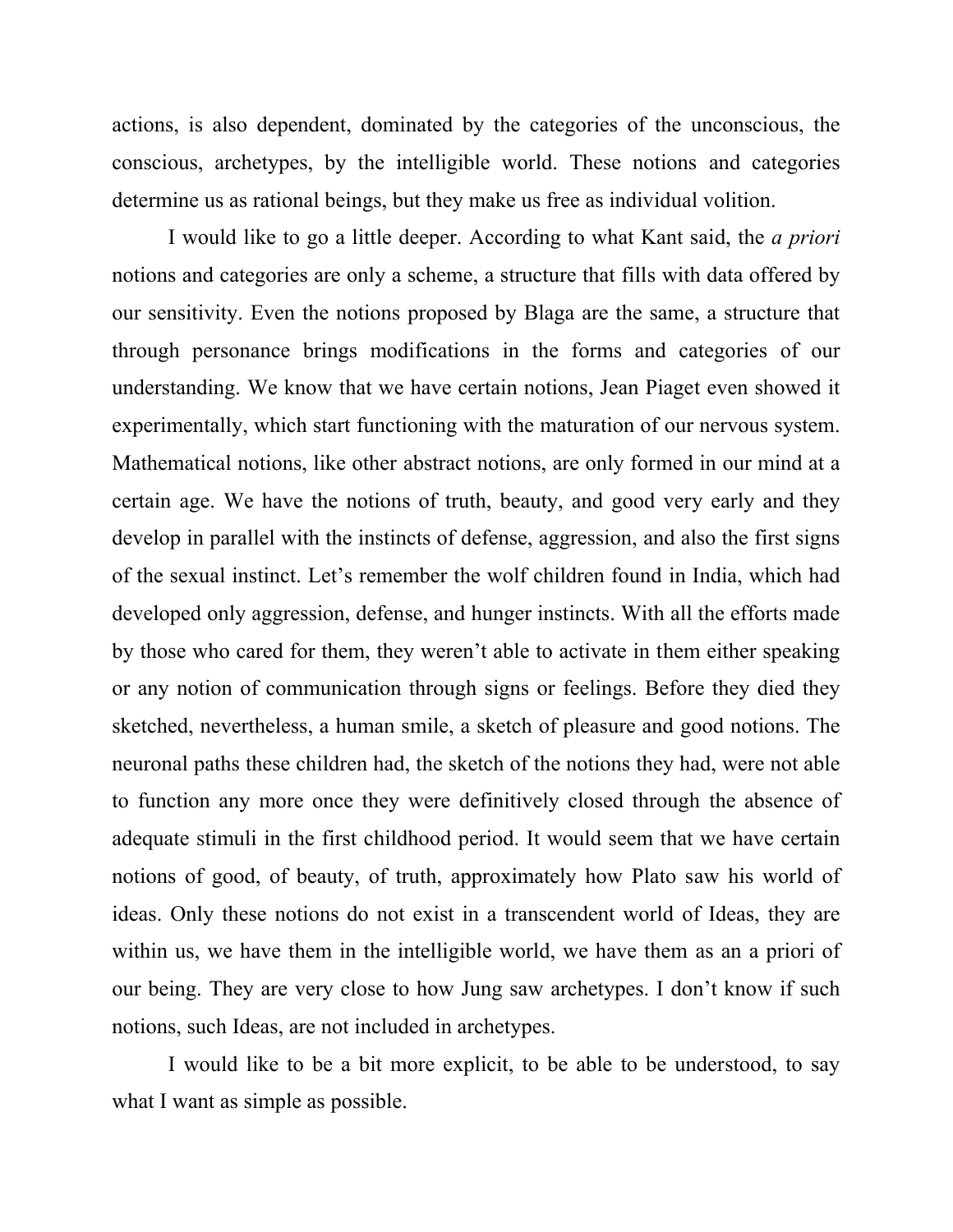actions, is also dependent, dominated by the categories of the unconscious, the conscious, archetypes, by the intelligible world. These notions and categories determine us as rational beings, but they make us free as individual volition.

I would like to go a little deeper. According to what Kant said, the *a priori* notions and categories are only a scheme, a structure that fills with data offered by our sensitivity. Even the notions proposed by Blaga are the same, a structure that through personance brings modifications in the forms and categories of our understanding. We know that we have certain notions, Jean Piaget even showed it experimentally, which start functioning with the maturation of our nervous system. Mathematical notions, like other abstract notions, are only formed in our mind at a certain age. We have the notions of truth, beauty, and good very early and they develop in parallel with the instincts of defense, aggression, and also the first signs of the sexual instinct. Let's remember the wolf children found in India, which had developed only aggression, defense, and hunger instincts. With all the efforts made by those who cared for them, they weren't able to activate in them either speaking or any notion of communication through signs or feelings. Before they died they sketched, nevertheless, a human smile, a sketch of pleasure and good notions. The neuronal paths these children had, the sketch of the notions they had, were not able to function any more once they were definitively closed through the absence of adequate stimuli in the first childhood period. It would seem that we have certain notions of good, of beauty, of truth, approximately how Plato saw his world of ideas. Only these notions do not exist in a transcendent world of Ideas, they are within us, we have them in the intelligible world, we have them as an a priori of our being. They are very close to how Jung saw archetypes. I don't know if such notions, such Ideas, are not included in archetypes.

I would like to be a bit more explicit, to be able to be understood, to say what I want as simple as possible.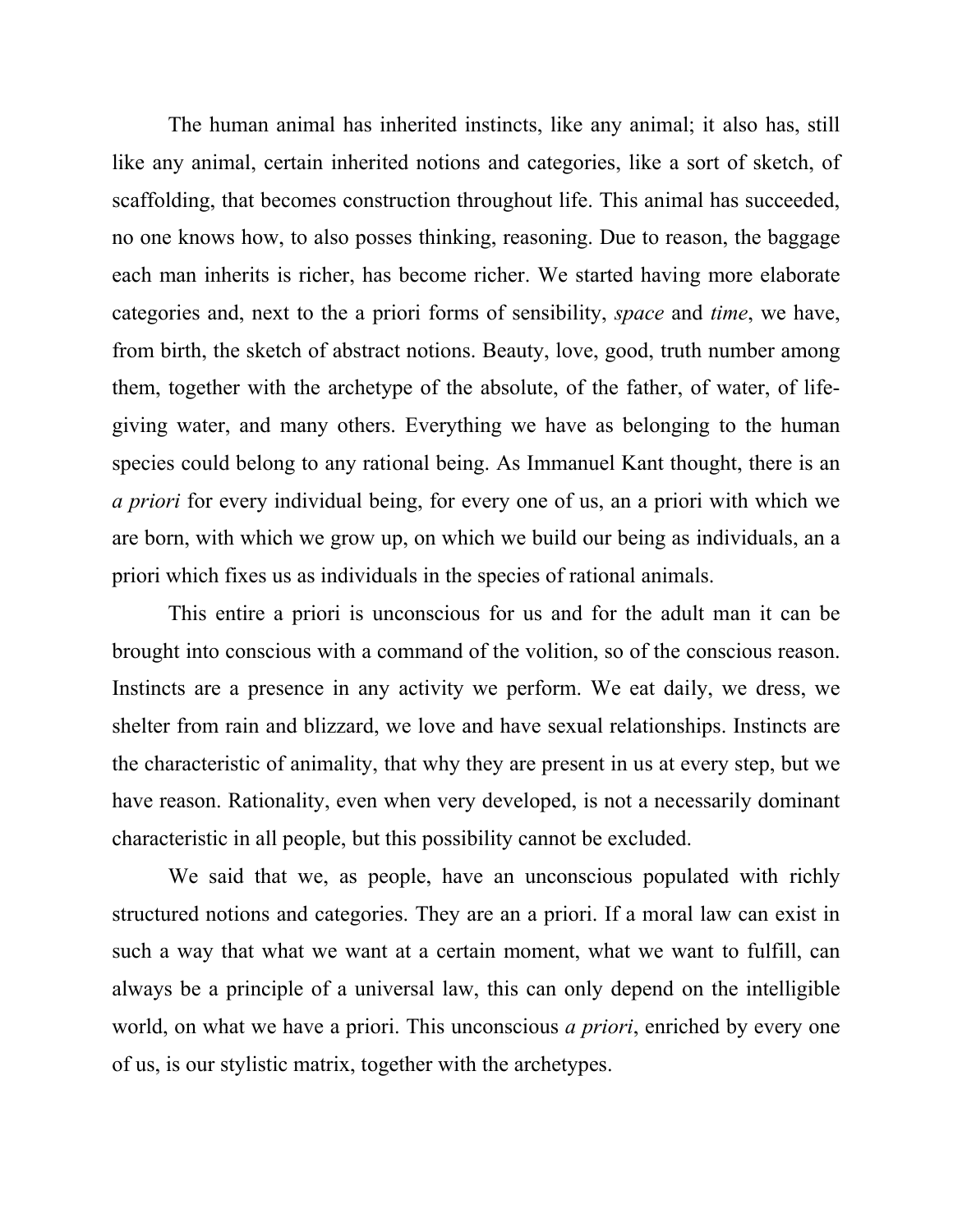The human animal has inherited instincts, like any animal; it also has, still like any animal, certain inherited notions and categories, like a sort of sketch, of scaffolding, that becomes construction throughout life. This animal has succeeded, no one knows how, to also posses thinking, reasoning. Due to reason, the baggage each man inherits is richer, has become richer. We started having more elaborate categories and, next to the a priori forms of sensibility, *space* and *time*, we have, from birth, the sketch of abstract notions. Beauty, love, good, truth number among them, together with the archetype of the absolute, of the father, of water, of life-giving water, and many others. Everything we have as belonging to the human species could belong to any rational being. As Immanuel Kant thought, there is an *a priori* for every individual being, for every one of us, an a priori with which we are born, with which we grow up, on which we build our being as individuals, an a priori which fixes us as individuals in the species of rational animals.

This entire a priori is unconscious for us and for the adult man it can be brought into conscious with a command of the volition, so of the conscious reason. Instincts are a presence in any activity we perform. We eat daily, we dress, we shelter from rain and blizzard, we love and have sexual relationships. Instincts are the characteristic of animality, that why they are present in us at every step, but we have reason. Rationality, even when very developed, is not a necessarily dominant characteristic in all people, but this possibility cannot be excluded.

We said that we, as people, have an unconscious populated with richly structured notions and categories. They are an a priori. If a moral law can exist in such a way that what we want at a certain moment, what we want to fulfill, can always be a principle of a universal law, this can only depend on the intelligible world, on what we have a priori. This unconscious *a priori*, enriched by every one of us, is our stylistic matrix, together with the archetypes.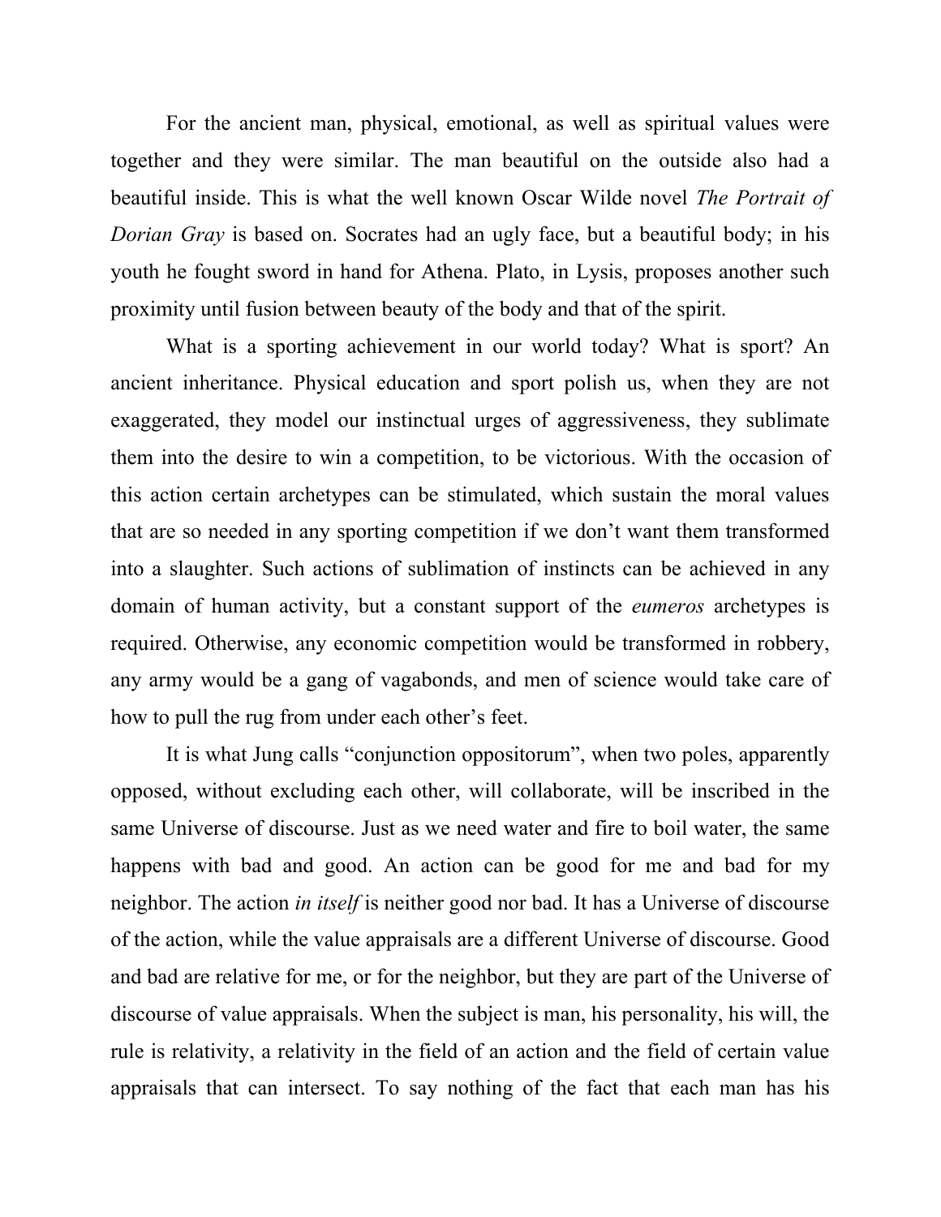For the ancient man, physical, emotional, as well as spiritual values were together and they were similar. The man beautiful on the outside also had a beautiful inside. This is what the well known Oscar Wilde novel *The Portrait of Dorian Gray* is based on. Socrates had an ugly face, but a beautiful body; in his youth he fought sword in hand for Athena. Plato, in Lysis, proposes another such proximity until fusion between beauty of the body and that of the spirit.

What is a sporting achievement in our world today? What is sport? An ancient inheritance. Physical education and sport polish us, when they are not exaggerated, they model our instinctual urges of aggressiveness, they sublimate them into the desire to win a competition, to be victorious. With the occasion of this action certain archetypes can be stimulated, which sustain the moral values that are so needed in any sporting competition if we don't want them transformed into a slaughter. Such actions of sublimation of instincts can be achieved in any domain of human activity, but a constant support of the *eumeros* archetypes is required. Otherwise, any economic competition would be transformed in robbery, any army would be a gang of vagabonds, and men of science would take care of how to pull the rug from under each other's feet.

It is what Jung calls "conjunction oppositorum", when two poles, apparently opposed, without excluding each other, will collaborate, will be inscribed in the same Universe of discourse. Just as we need water and fire to boil water, the same happens with bad and good. An action can be good for me and bad for my neighbor. The action *in itself* is neither good nor bad. It has a Universe of discourse of the action, while the value appraisals are a different Universe of discourse. Good and bad are relative for me, or for the neighbor, but they are part of the Universe of discourse of value appraisals. When the subject is man, his personality, his will, the rule is relativity, a relativity in the field of an action and the field of certain value appraisals that can intersect. To say nothing of the fact that each man has his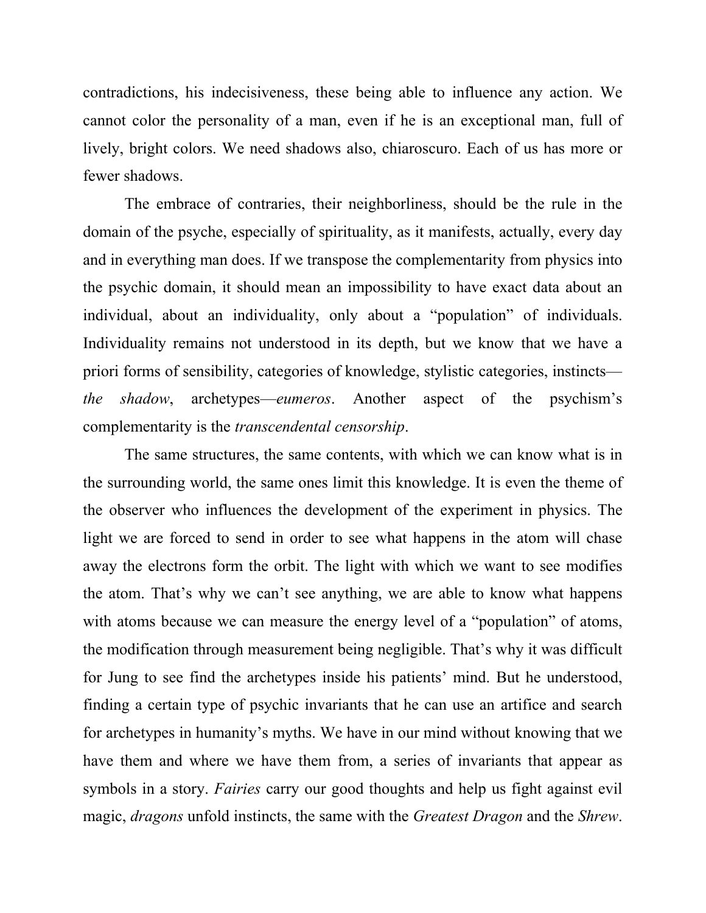contradictions, his indecisiveness, these being able to influence any action. We cannot color the personality of a man, even if he is an exceptional man, full of lively, bright colors. We need shadows also, chiaroscuro. Each of us has more or fewer shadows.

The embrace of contraries, their neighborliness, should be the rule in the domain of the psyche, especially of spirituality, as it manifests, actually, every day and in everything man does. If we transpose the complementarity from physics into the psychic domain, it should mean an impossibility to have exact data about an individual, about an individuality, only about a "population" of individuals. Individuality remains not understood in its depth, but we know that we have a priori forms of sensibility, categories of knowledge, stylistic categories, instincts—*the shadow*, archetypes—*eumeros*. Another aspect of the psychism's complementarity is the *transcendental censorship*.

The same structures, the same contents, with which we can know what is in the surrounding world, the same ones limit this knowledge. It is even the theme of the observer who influences the development of the experiment in physics. The light we are forced to send in order to see what happens in the atom will chase away the electrons form the orbit. The light with which we want to see modifies the atom. That's why we can't see anything, we are able to know what happens with atoms because we can measure the energy level of a "population" of atoms, the modification through measurement being negligible. That's why it was difficult for Jung to see find the archetypes inside his patients' mind. But he understood, finding a certain type of psychic invariants that he can use an artifice and search for archetypes in humanity's myths. We have in our mind without knowing that we have them and where we have them from, a series of invariants that appear as symbols in a story. *Fairies* carry our good thoughts and help us fight against evil magic, *dragons* unfold instincts, the same with the *Greatest Dragon* and the *Shrew*.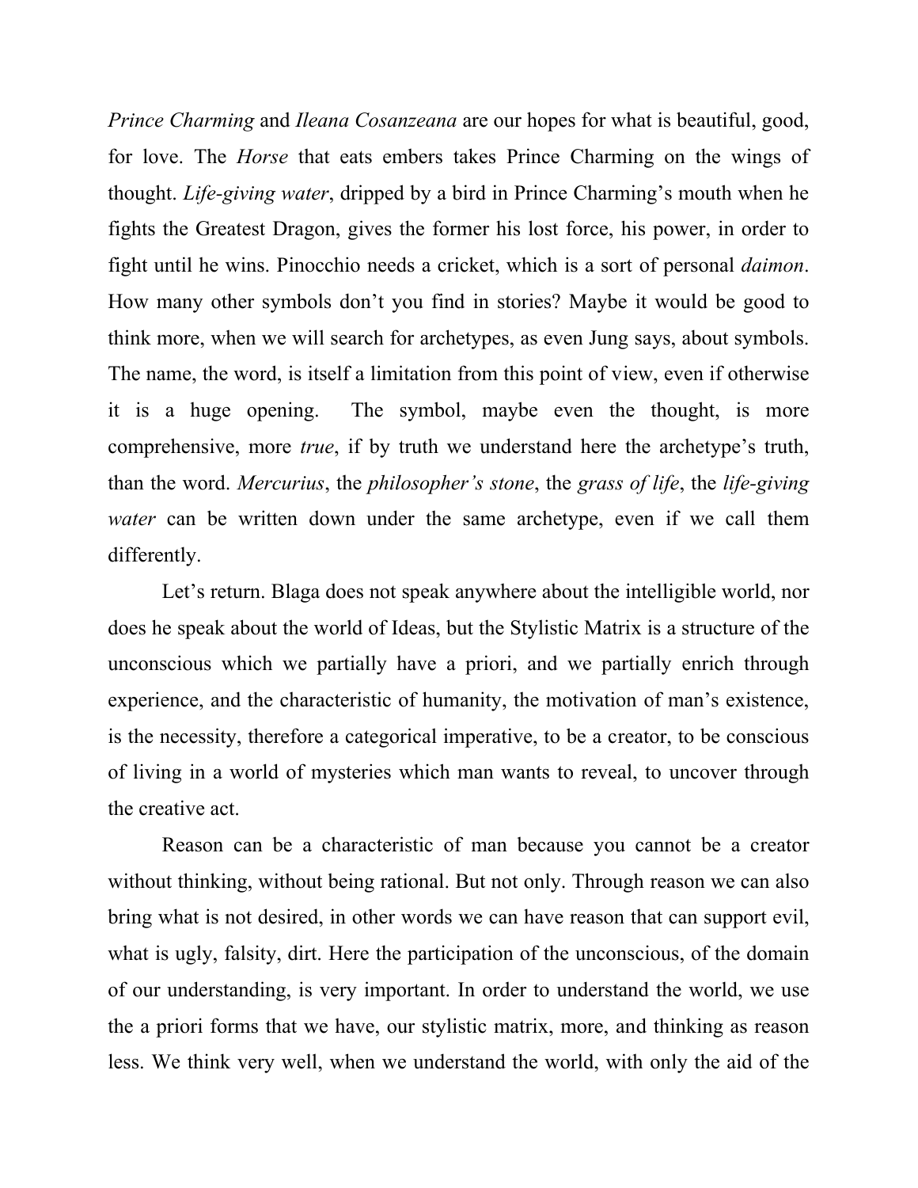*Prince Charming* and *Ileana Cosanzeana* are our hopes for what is beautiful, good, for love. The *Horse* that eats embers takes Prince Charming on the wings of thought. *Life-giving water*, dripped by a bird in Prince Charming's mouth when he fights the Greatest Dragon, gives the former his lost force, his power, in order to fight until he wins. Pinocchio needs a cricket, which is a sort of personal *daimon*. How many other symbols don't you find in stories? Maybe it would be good to think more, when we will search for archetypes, as even Jung says, about symbols. The name, the word, is itself a limitation from this point of view, even if otherwise it is a huge opening. The symbol, maybe even the thought, is more comprehensive, more *true*, if by truth we understand here the archetype's truth, than the word. *Mercurius*, the *philosopher's stone*, the *grass of life*, the *life-giving water* can be written down under the same archetype, even if we call them differently.

Let's return. Blaga does not speak anywhere about the intelligible world, nor does he speak about the world of Ideas, but the Stylistic Matrix is a structure of the unconscious which we partially have a priori, and we partially enrich through experience, and the characteristic of humanity, the motivation of man's existence, is the necessity, therefore a categorical imperative, to be a creator, to be conscious of living in a world of mysteries which man wants to reveal, to uncover through the creative act.

Reason can be a characteristic of man because you cannot be a creator without thinking, without being rational. But not only. Through reason we can also bring what is not desired, in other words we can have reason that can support evil, what is ugly, falsity, dirt. Here the participation of the unconscious, of the domain of our understanding, is very important. In order to understand the world, we use the a priori forms that we have, our stylistic matrix, more, and thinking as reason less. We think very well, when we understand the world, with only the aid of the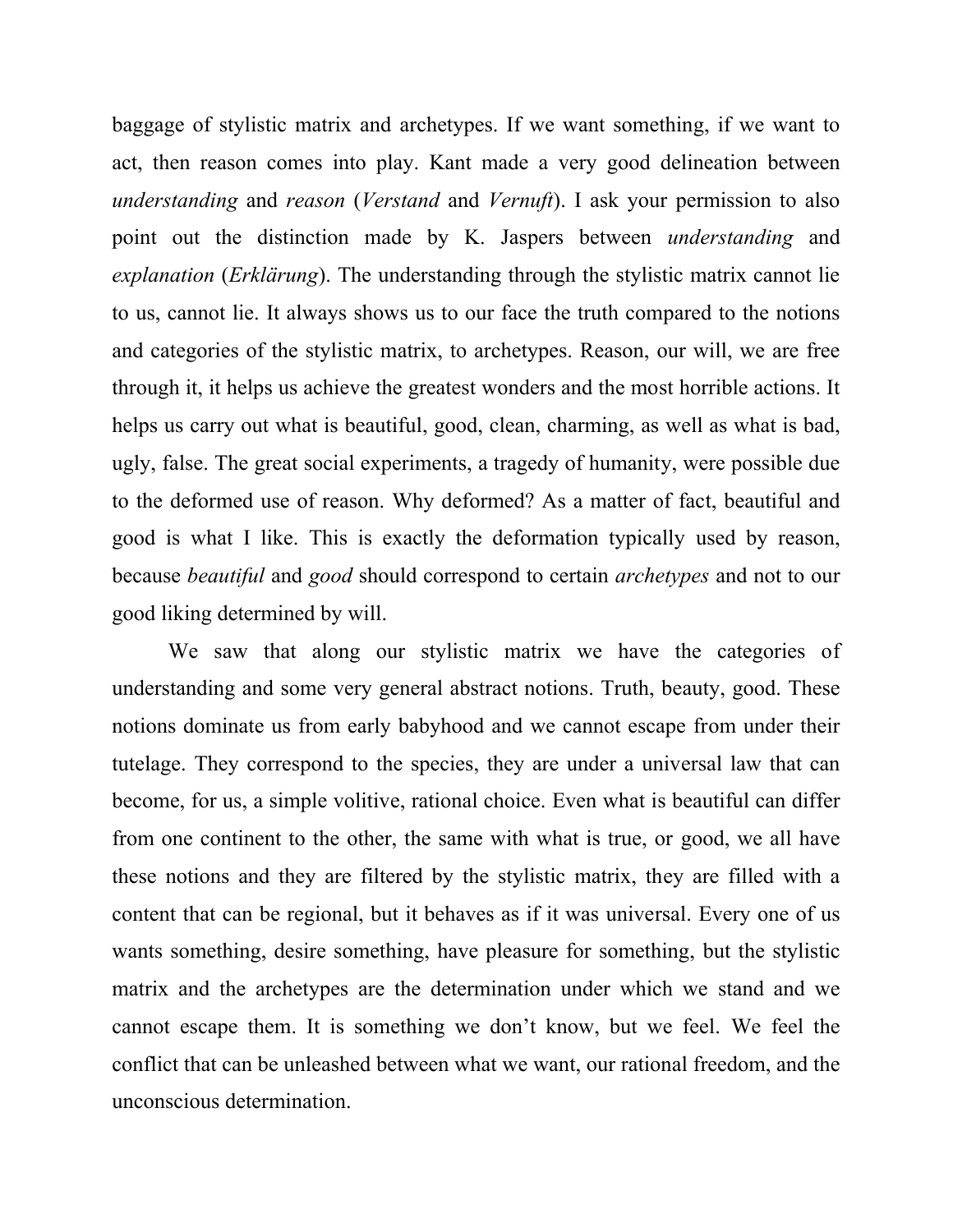baggage of stylistic matrix and archetypes. If we want something, if we want to act, then reason comes into play. Kant made a very good delineation between *understanding* and *reason* (*Verstand* and *Vernuft*). I ask your permission to also point out the distinction made by K. Jaspers between *understanding* and *explanation* (*Erklärung*). The understanding through the stylistic matrix cannot lie to us, cannot lie. It always shows us to our face the truth compared to the notions and categories of the stylistic matrix, to archetypes. Reason, our will, we are free through it, it helps us achieve the greatest wonders and the most horrible actions. It helps us carry out what is beautiful, good, clean, charming, as well as what is bad, ugly, false. The great social experiments, a tragedy of humanity, were possible due to the deformed use of reason. Why deformed? As a matter of fact, beautiful and good is what I like. This is exactly the deformation typically used by reason, because *beautiful* and *good* should correspond to certain *archetypes* and not to our good liking determined by will.

We saw that along our stylistic matrix we have the categories of understanding and some very general abstract notions. Truth, beauty, good. These notions dominate us from early babyhood and we cannot escape from under their tutelage. They correspond to the species, they are under a universal law that can become, for us, a simple volitive, rational choice. Even what is beautiful can differ from one continent to the other, the same with what is true, or good, we all have these notions and they are filtered by the stylistic matrix, they are filled with a content that can be regional, but it behaves as if it was universal. Every one of us wants something, desire something, have pleasure for something, but the stylistic matrix and the archetypes are the determination under which we stand and we cannot escape them. It is something we don't know, but we feel. We feel the conflict that can be unleashed between what we want, our rational freedom, and the unconscious determination.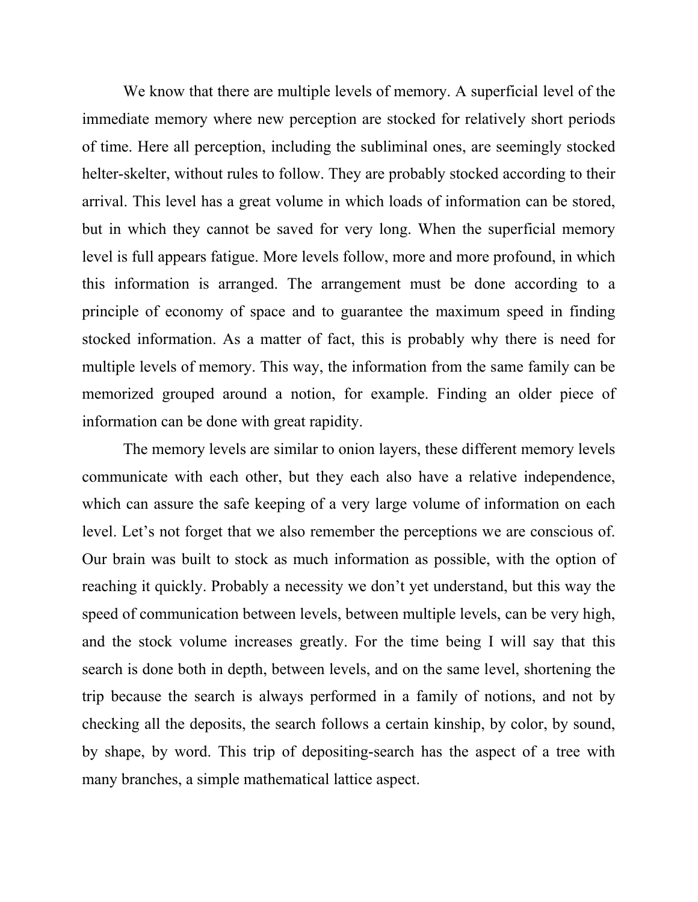We know that there are multiple levels of memory. A superficial level of the immediate memory where new perception are stocked for relatively short periods of time. Here all perception, including the subliminal ones, are seemingly stocked helter-skelter, without rules to follow. They are probably stocked according to their arrival. This level has a great volume in which loads of information can be stored, but in which they cannot be saved for very long. When the superficial memory level is full appears fatigue. More levels follow, more and more profound, in which this information is arranged. The arrangement must be done according to a principle of economy of space and to guarantee the maximum speed in finding stocked information. As a matter of fact, this is probably why there is need for multiple levels of memory. This way, the information from the same family can be memorized grouped around a notion, for example. Finding an older piece of information can be done with great rapidity.

The memory levels are similar to onion layers, these different memory levels communicate with each other, but they each also have a relative independence, which can assure the safe keeping of a very large volume of information on each level. Let's not forget that we also remember the perceptions we are conscious of. Our brain was built to stock as much information as possible, with the option of reaching it quickly. Probably a necessity we don't yet understand, but this way the speed of communication between levels, between multiple levels, can be very high, and the stock volume increases greatly. For the time being I will say that this search is done both in depth, between levels, and on the same level, shortening the trip because the search is always performed in a family of notions, and not by checking all the deposits, the search follows a certain kinship, by color, by sound, by shape, by word. This trip of depositing-search has the aspect of a tree with many branches, a simple mathematical lattice aspect.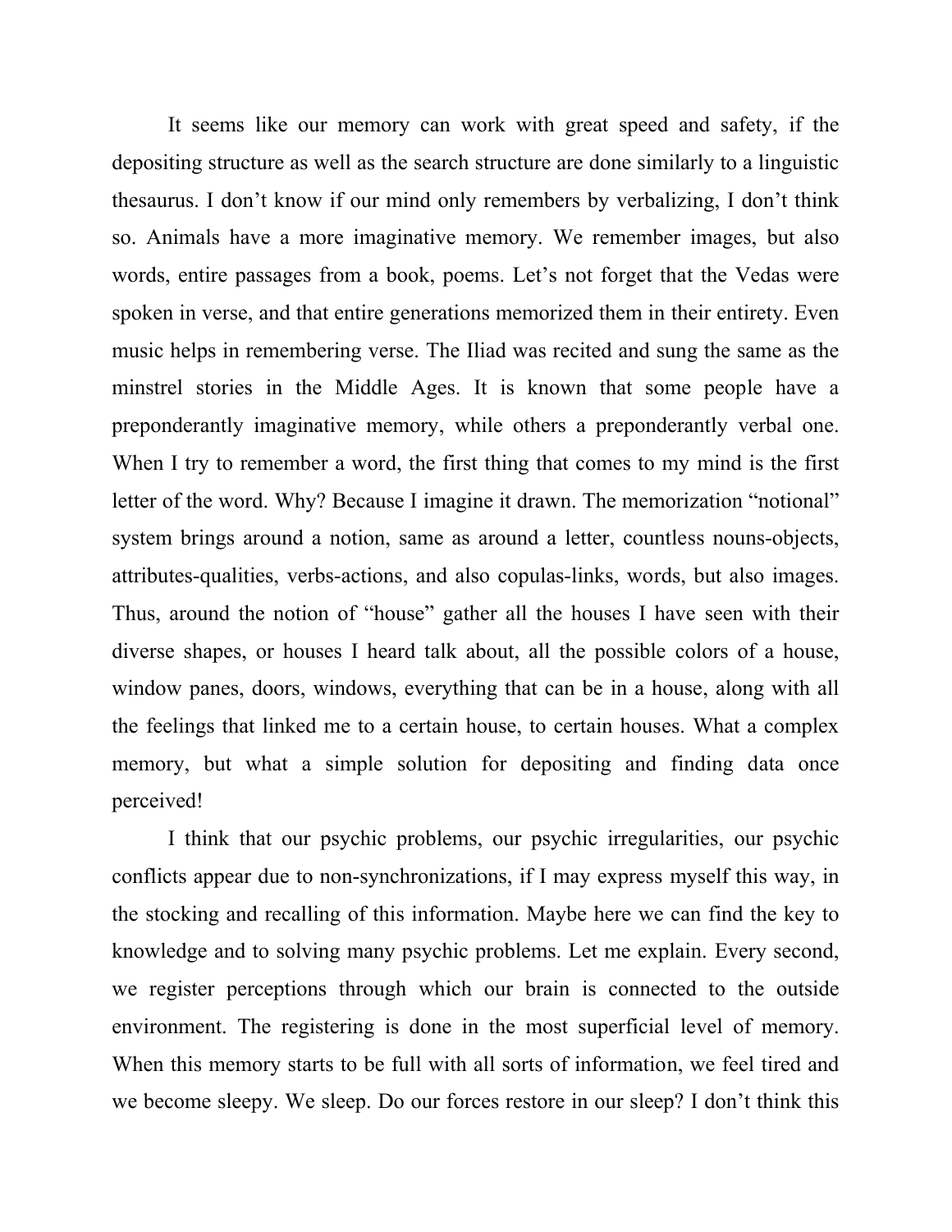It seems like our memory can work with great speed and safety, if the depositing structure as well as the search structure are done similarly to a linguistic thesaurus. I don't know if our mind only remembers by verbalizing, I don't think so. Animals have a more imaginative memory. We remember images, but also words, entire passages from a book, poems. Let's not forget that the Vedas were spoken in verse, and that entire generations memorized them in their entirety. Even music helps in remembering verse. The Iliad was recited and sung the same as the minstrel stories in the Middle Ages. It is known that some people have a preponderantly imaginative memory, while others a preponderantly verbal one. When I try to remember a word, the first thing that comes to my mind is the first letter of the word. Why? Because I imagine it drawn. The memorization "notional" system brings around a notion, same as around a letter, countless nouns-objects, attributes-qualities, verbs-actions, and also copulas-links, words, but also images. Thus, around the notion of "house" gather all the houses I have seen with their diverse shapes, or houses I heard talk about, all the possible colors of a house, window panes, doors, windows, everything that can be in a house, along with all the feelings that linked me to a certain house, to certain houses. What a complex memory, but what a simple solution for depositing and finding data once perceived!

I think that our psychic problems, our psychic irregularities, our psychic conflicts appear due to non-synchronizations, if I may express myself this way, in the stocking and recalling of this information. Maybe here we can find the key to knowledge and to solving many psychic problems. Let me explain. Every second, we register perceptions through which our brain is connected to the outside environment. The registering is done in the most superficial level of memory. When this memory starts to be full with all sorts of information, we feel tired and we become sleepy. We sleep. Do our forces restore in our sleep? I don't think this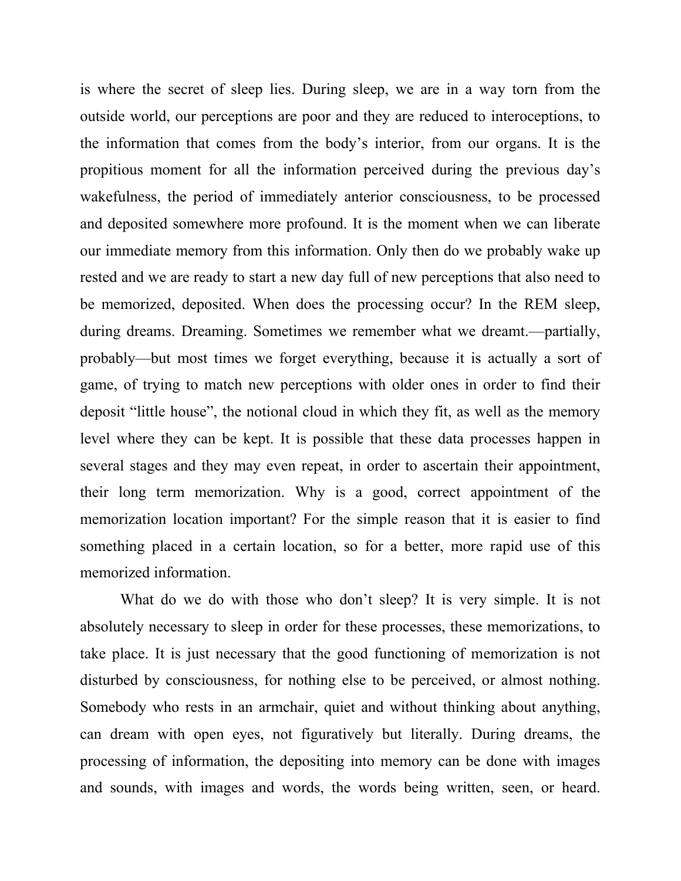is where the secret of sleep lies. During sleep, we are in a way torn from the outside world, our perceptions are poor and they are reduced to interoceptions, to the information that comes from the body's interior, from our organs. It is the propitious moment for all the information perceived during the previous day's wakefulness, the period of immediately anterior consciousness, to be processed and deposited somewhere more profound. It is the moment when we can liberate our immediate memory from this information. Only then do we probably wake up rested and we are ready to start a new day full of new perceptions that also need to be memorized, deposited. When does the processing occur? In the REM sleep, during dreams. Dreaming. Sometimes we remember what we dreamt.—partially, probably—but most times we forget everything, because it is actually a sort of game, of trying to match new perceptions with older ones in order to find their deposit "little house", the notional cloud in which they fit, as well as the memory level where they can be kept. It is possible that these data processes happen in several stages and they may even repeat, in order to ascertain their appointment, their long term memorization. Why is a good, correct appointment of the memorization location important? For the simple reason that it is easier to find something placed in a certain location, so for a better, more rapid use of this memorized information.

What do we do with those who don't sleep? It is very simple. It is not absolutely necessary to sleep in order for these processes, these memorizations, to take place. It is just necessary that the good functioning of memorization is not disturbed by consciousness, for nothing else to be perceived, or almost nothing. Somebody who rests in an armchair, quiet and without thinking about anything, can dream with open eyes, not figuratively but literally. During dreams, the processing of information, the depositing into memory can be done with images and sounds, with images and words, the words being written, seen, or heard.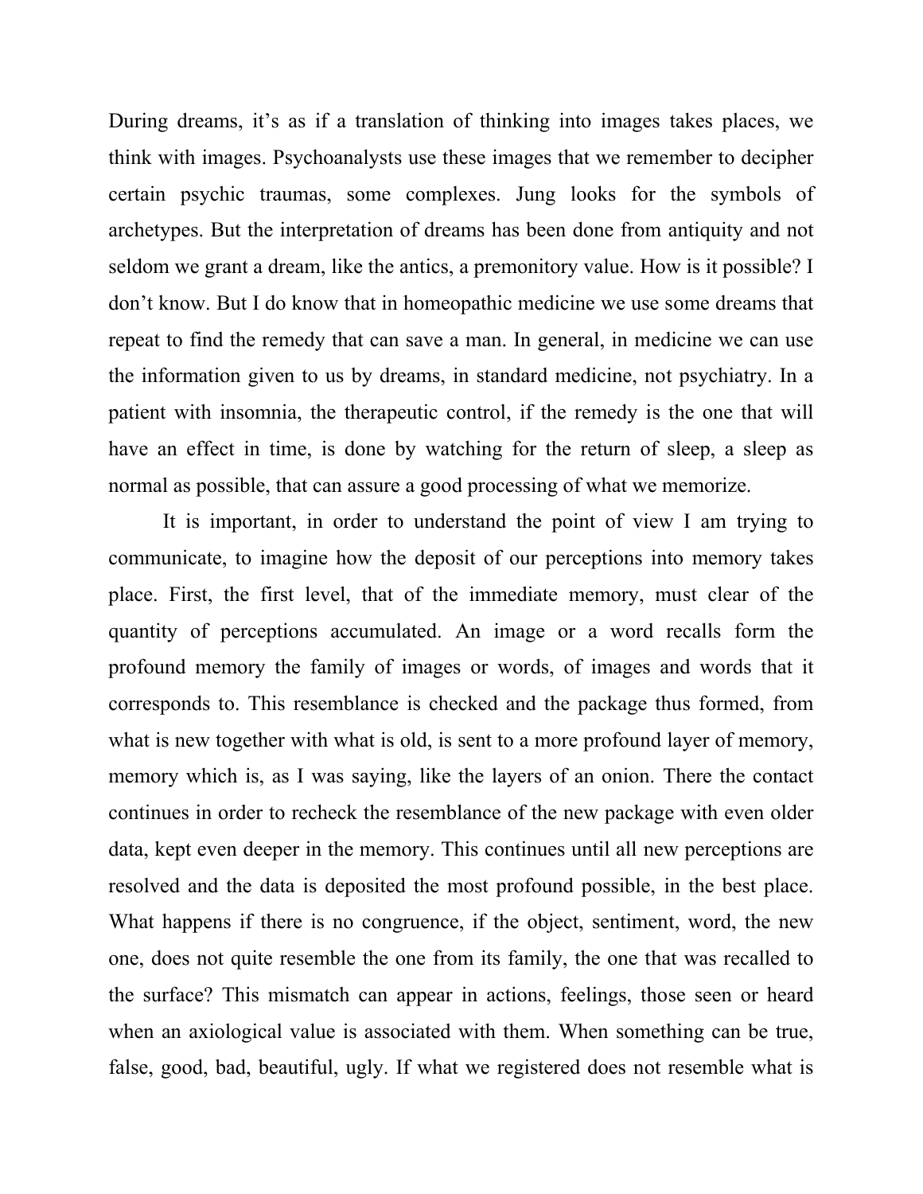During dreams, it’s as if a translation of thinking into images takes places, we think with images. Psychoanalysts use these images that we remember to decipher certain psychic traumas, some complexes. Jung looks for the symbols of archetypes. But the interpretation of dreams has been done from antiquity and not seldom we grant a dream, like the antics, a premonitory value. How is it possible? I don’t know. But I do know that in homeopathic medicine we use some dreams that repeat to find the remedy that can save a man. In general, in medicine we can use the information given to us by dreams, in standard medicine, not psychiatry. In a patient with insomnia, the therapeutic control, if the remedy is the one that will have an effect in time, is done by watching for the return of sleep, a sleep as normal as possible, that can assure a good processing of what we memorize.

It is important, in order to understand the point of view I am trying to communicate, to imagine how the deposit of our perceptions into memory takes place. First, the first level, that of the immediate memory, must clear of the quantity of perceptions accumulated. An image or a word recalls form the profound memory the family of images or words, of images and words that it corresponds to. This resemblance is checked and the package thus formed, from what is new together with what is old, is sent to a more profound layer of memory, memory which is, as I was saying, like the layers of an onion. There the contact continues in order to recheck the resemblance of the new package with even older data, kept even deeper in the memory. This continues until all new perceptions are resolved and the data is deposited the most profound possible, in the best place. What happens if there is no congruence, if the object, sentiment, word, the new one, does not quite resemble the one from its family, the one that was recalled to the surface? This mismatch can appear in actions, feelings, those seen or heard when an axiological value is associated with them. When something can be true, false, good, bad, beautiful, ugly. If what we registered does not resemble what is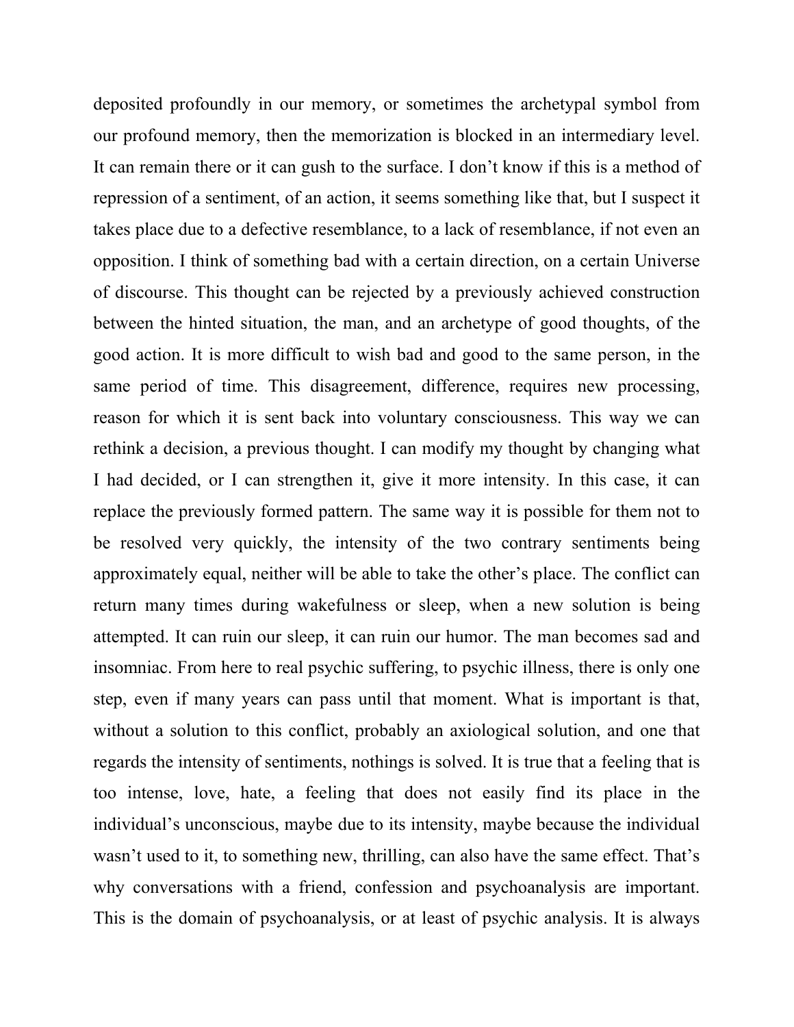deposited profoundly in our memory, or sometimes the archetypal symbol from our profound memory, then the memorization is blocked in an intermediary level. It can remain there or it can gush to the surface. I don't know if this is a method of repression of a sentiment, of an action, it seems something like that, but I suspect it takes place due to a defective resemblance, to a lack of resemblance, if not even an opposition. I think of something bad with a certain direction, on a certain Universe of discourse. This thought can be rejected by a previously achieved construction between the hinted situation, the man, and an archetype of good thoughts, of the good action. It is more difficult to wish bad and good to the same person, in the same period of time. This disagreement, difference, requires new processing, reason for which it is sent back into voluntary consciousness. This way we can rethink a decision, a previous thought. I can modify my thought by changing what I had decided, or I can strengthen it, give it more intensity. In this case, it can replace the previously formed pattern. The same way it is possible for them not to be resolved very quickly, the intensity of the two contrary sentiments being approximately equal, neither will be able to take the other's place. The conflict can return many times during wakefulness or sleep, when a new solution is being attempted. It can ruin our sleep, it can ruin our humor. The man becomes sad and insomniac. From here to real psychic suffering, to psychic illness, there is only one step, even if many years can pass until that moment. What is important is that, without a solution to this conflict, probably an axiological solution, and one that regards the intensity of sentiments, nothings is solved. It is true that a feeling that is too intense, love, hate, a feeling that does not easily find its place in the individual's unconscious, maybe due to its intensity, maybe because the individual wasn't used to it, to something new, thrilling, can also have the same effect. That's why conversations with a friend, confession and psychoanalysis are important. This is the domain of psychoanalysis, or at least of psychic analysis. It is always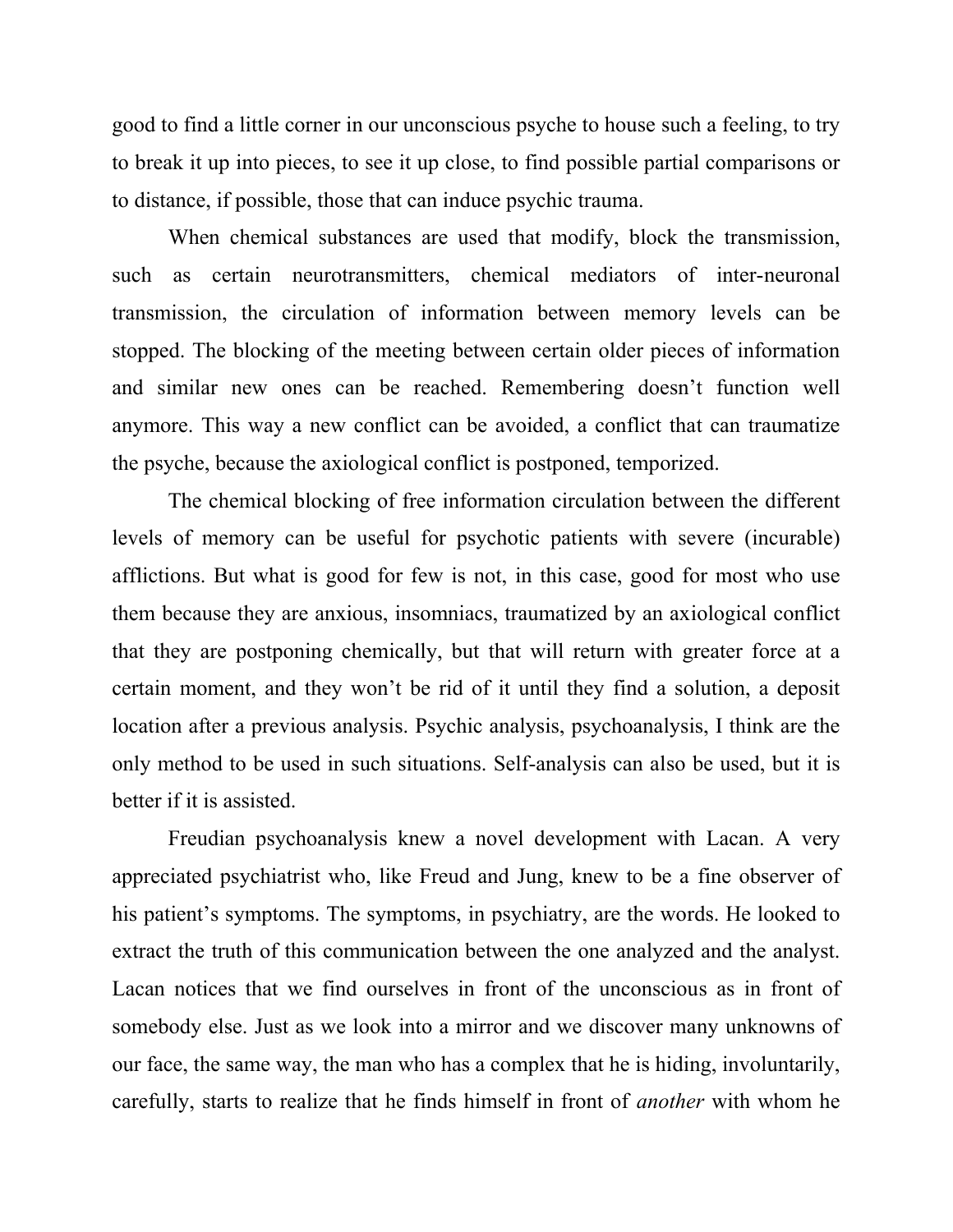good to find a little corner in our unconscious psyche to house such a feeling, to try to break it up into pieces, to see it up close, to find possible partial comparisons or to distance, if possible, those that can induce psychic trauma.

When chemical substances are used that modify, block the transmission, such as certain neurotransmitters, chemical mediators of inter-neuronal transmission, the circulation of information between memory levels can be stopped. The blocking of the meeting between certain older pieces of information and similar new ones can be reached. Remembering doesn't function well anymore. This way a new conflict can be avoided, a conflict that can traumatize the psyche, because the axiological conflict is postponed, temporized.

The chemical blocking of free information circulation between the different levels of memory can be useful for psychotic patients with severe (incurable) afflictions. But what is good for few is not, in this case, good for most who use them because they are anxious, insomniacs, traumatized by an axiological conflict that they are postponing chemically, but that will return with greater force at a certain moment, and they won't be rid of it until they find a solution, a deposit location after a previous analysis. Psychic analysis, psychoanalysis, I think are the only method to be used in such situations. Self-analysis can also be used, but it is better if it is assisted.

Freudian psychoanalysis knew a novel development with Lacan. A very appreciated psychiatrist who, like Freud and Jung, knew to be a fine observer of his patient's symptoms. The symptoms, in psychiatry, are the words. He looked to extract the truth of this communication between the one analyzed and the analyst. Lacan notices that we find ourselves in front of the unconscious as in front of somebody else. Just as we look into a mirror and we discover many unknowns of our face, the same way, the man who has a complex that he is hiding, involuntarily, carefully, starts to realize that he finds himself in front of *another* with whom he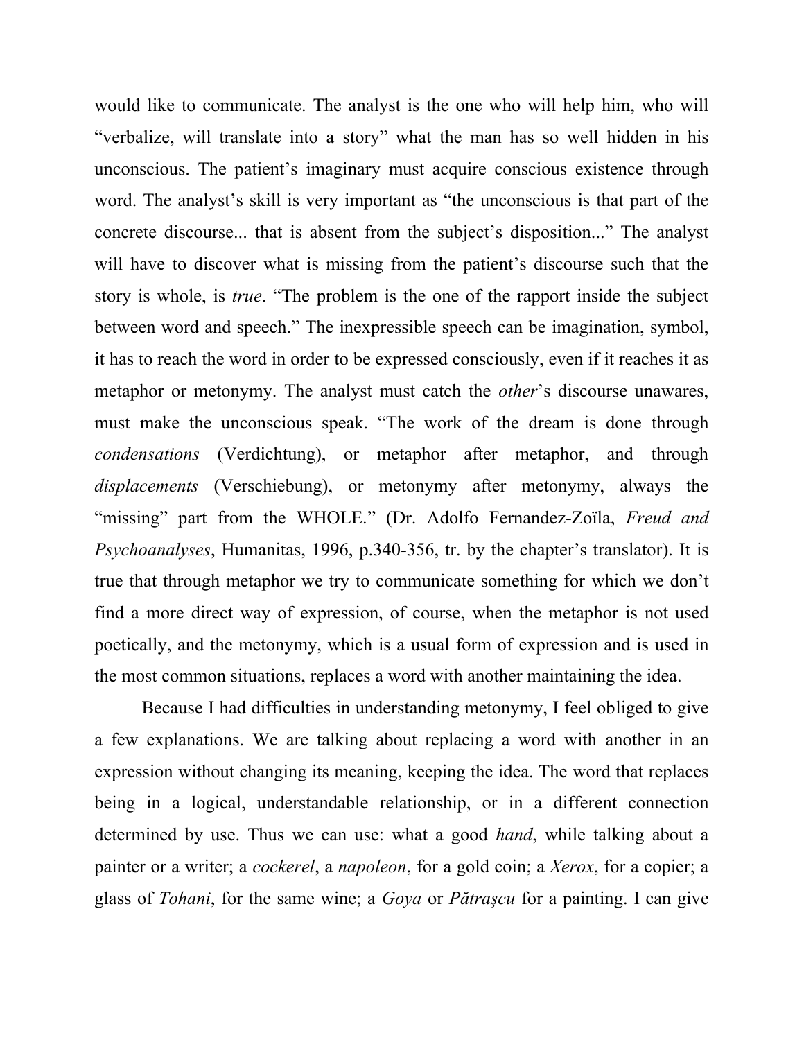would like to communicate. The analyst is the one who will help him, who will "verbalize, will translate into a story" what the man has so well hidden in his unconscious. The patient's imaginary must acquire conscious existence through word. The analyst's skill is very important as "the unconscious is that part of the concrete discourse... that is absent from the subject's disposition..." The analyst will have to discover what is missing from the patient's discourse such that the story is whole, is *true*. "The problem is the one of the rapport inside the subject between word and speech." The inexpressible speech can be imagination, symbol, it has to reach the word in order to be expressed consciously, even if it reaches it as metaphor or metonymy. The analyst must catch the *other*'s discourse unawares, must make the unconscious speak. "The work of the dream is done through *condensations* (Verdichtung), or metaphor after metaphor, and through *displacements* (Verschiebung), or metonymy after metonymy, always the "missing" part from the WHOLE." (Dr. Adolfo Fernandez-Zoïla, *Freud and Psychoanalyses*, Humanitas, 1996, p.340-356, tr. by the chapter's translator). It is true that through metaphor we try to communicate something for which we don't find a more direct way of expression, of course, when the metaphor is not used poetically, and the metonymy, which is a usual form of expression and is used in the most common situations, replaces a word with another maintaining the idea.

Because I had difficulties in understanding metonymy, I feel obliged to give a few explanations. We are talking about replacing a word with another in an expression without changing its meaning, keeping the idea. The word that replaces being in a logical, understandable relationship, or in a different connection determined by use. Thus we can use: what a good *hand*, while talking about a painter or a writer; a *cockerel*, a *napoleon*, for a gold coin; a *Xerox*, for a copier; a glass of *Tohani*, for the same wine; a *Goya* or *Pătraşcu* for a painting. I can give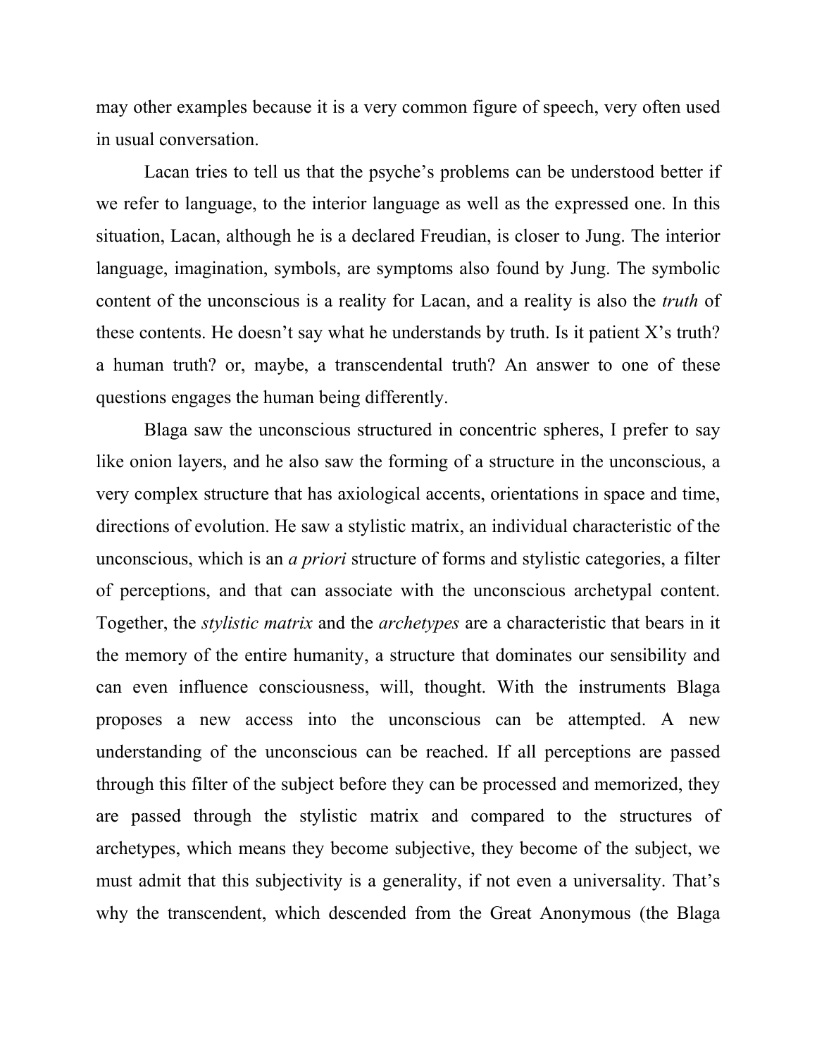may other examples because it is a very common figure of speech, very often used in usual conversation.

Lacan tries to tell us that the psyche's problems can be understood better if we refer to language, to the interior language as well as the expressed one. In this situation, Lacan, although he is a declared Freudian, is closer to Jung. The interior language, imagination, symbols, are symptoms also found by Jung. The symbolic content of the unconscious is a reality for Lacan, and a reality is also the *truth* of these contents. He doesn't say what he understands by truth. Is it patient X's truth? a human truth? or, maybe, a transcendental truth? An answer to one of these questions engages the human being differently.

Blaga saw the unconscious structured in concentric spheres, I prefer to say like onion layers, and he also saw the forming of a structure in the unconscious, a very complex structure that has axiological accents, orientations in space and time, directions of evolution. He saw a stylistic matrix, an individual characteristic of the unconscious, which is an *a priori* structure of forms and stylistic categories, a filter of perceptions, and that can associate with the unconscious archetypal content. Together, the *stylistic matrix* and the *archetypes* are a characteristic that bears in it the memory of the entire humanity, a structure that dominates our sensibility and can even influence consciousness, will, thought. With the instruments Blaga proposes a new access into the unconscious can be attempted. A new understanding of the unconscious can be reached. If all perceptions are passed through this filter of the subject before they can be processed and memorized, they are passed through the stylistic matrix and compared to the structures of archetypes, which means they become subjective, they become of the subject, we must admit that this subjectivity is a generality, if not even a universality. That's why the transcendent, which descended from the Great Anonymous (the Blaga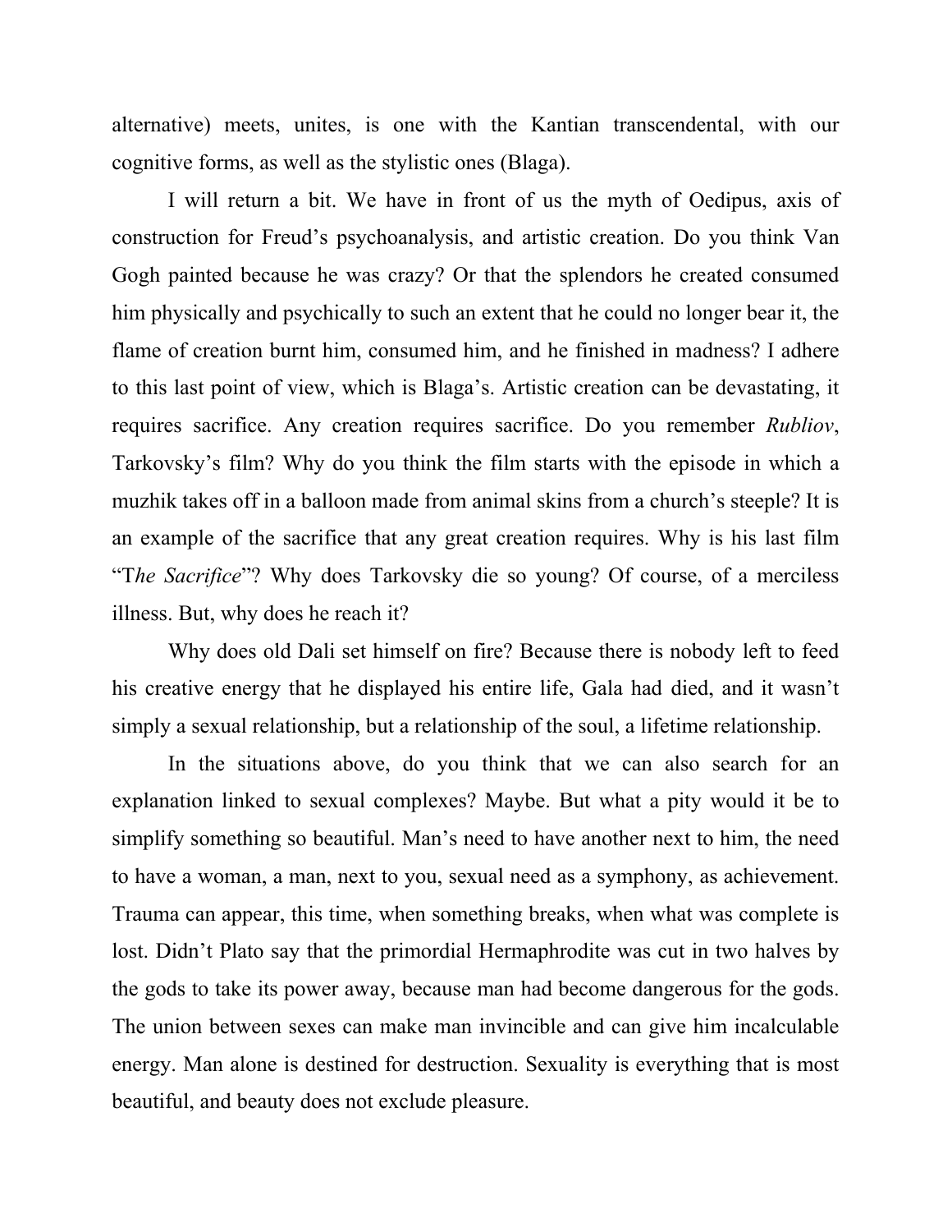alternative) meets, unites, is one with the Kantian transcendental, with our cognitive forms, as well as the stylistic ones (Blaga).

I will return a bit. We have in front of us the myth of Oedipus, axis of construction for Freud's psychoanalysis, and artistic creation. Do you think Van Gogh painted because he was crazy? Or that the splendors he created consumed him physically and psychically to such an extent that he could no longer bear it, the flame of creation burnt him, consumed him, and he finished in madness? I adhere to this last point of view, which is Blaga's. Artistic creation can be devastating, it requires sacrifice. Any creation requires sacrifice. Do you remember *Rubliov*, Tarkovsky's film? Why do you think the film starts with the episode in which a muzhik takes off in a balloon made from animal skins from a church's steeple? It is an example of the sacrifice that any great creation requires. Why is his last film "T*he Sacrifice*"? Why does Tarkovsky die so young? Of course, of a merciless illness. But, why does he reach it?

Why does old Dali set himself on fire? Because there is nobody left to feed his creative energy that he displayed his entire life, Gala had died, and it wasn't simply a sexual relationship, but a relationship of the soul, a lifetime relationship.

In the situations above, do you think that we can also search for an explanation linked to sexual complexes? Maybe. But what a pity would it be to simplify something so beautiful. Man's need to have another next to him, the need to have a woman, a man, next to you, sexual need as a symphony, as achievement. Trauma can appear, this time, when something breaks, when what was complete is lost. Didn't Plato say that the primordial Hermaphrodite was cut in two halves by the gods to take its power away, because man had become dangerous for the gods. The union between sexes can make man invincible and can give him incalculable energy. Man alone is destined for destruction. Sexuality is everything that is most beautiful, and beauty does not exclude pleasure.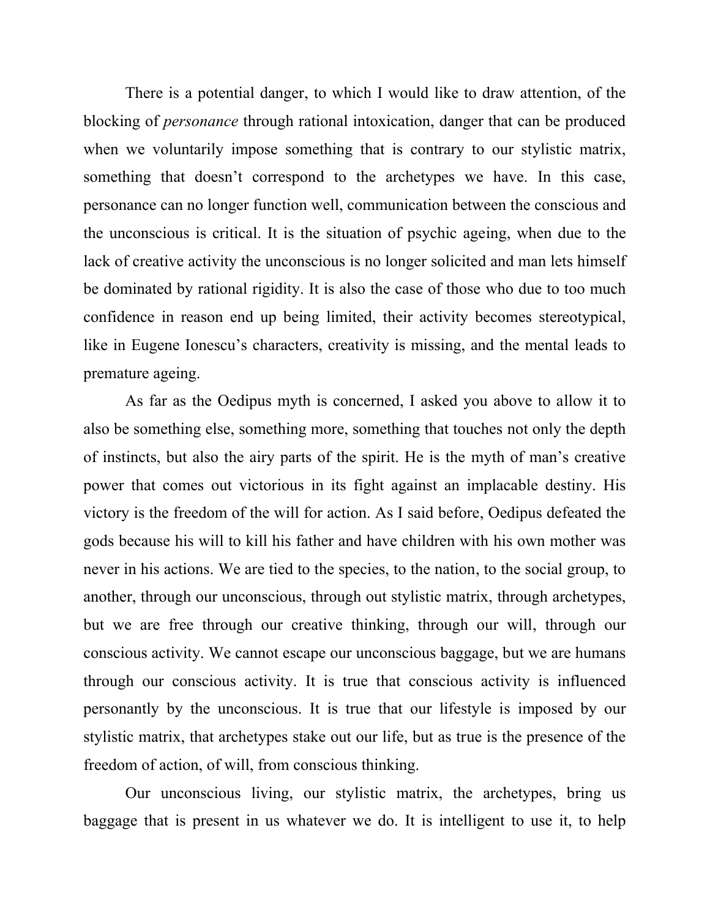There is a potential danger, to which I would like to draw attention, of the blocking of *personance* through rational intoxication, danger that can be produced when we voluntarily impose something that is contrary to our stylistic matrix, something that doesn't correspond to the archetypes we have. In this case, personance can no longer function well, communication between the conscious and the unconscious is critical. It is the situation of psychic ageing, when due to the lack of creative activity the unconscious is no longer solicited and man lets himself be dominated by rational rigidity. It is also the case of those who due to too much confidence in reason end up being limited, their activity becomes stereotypical, like in Eugene Ionescu's characters, creativity is missing, and the mental leads to premature ageing.

As far as the Oedipus myth is concerned, I asked you above to allow it to also be something else, something more, something that touches not only the depth of instincts, but also the airy parts of the spirit. He is the myth of man's creative power that comes out victorious in its fight against an implacable destiny. His victory is the freedom of the will for action. As I said before, Oedipus defeated the gods because his will to kill his father and have children with his own mother was never in his actions. We are tied to the species, to the nation, to the social group, to another, through our unconscious, through out stylistic matrix, through archetypes, but we are free through our creative thinking, through our will, through our conscious activity. We cannot escape our unconscious baggage, but we are humans through our conscious activity. It is true that conscious activity is influenced personantly by the unconscious. It is true that our lifestyle is imposed by our stylistic matrix, that archetypes stake out our life, but as true is the presence of the freedom of action, of will, from conscious thinking.

Our unconscious living, our stylistic matrix, the archetypes, bring us baggage that is present in us whatever we do. It is intelligent to use it, to help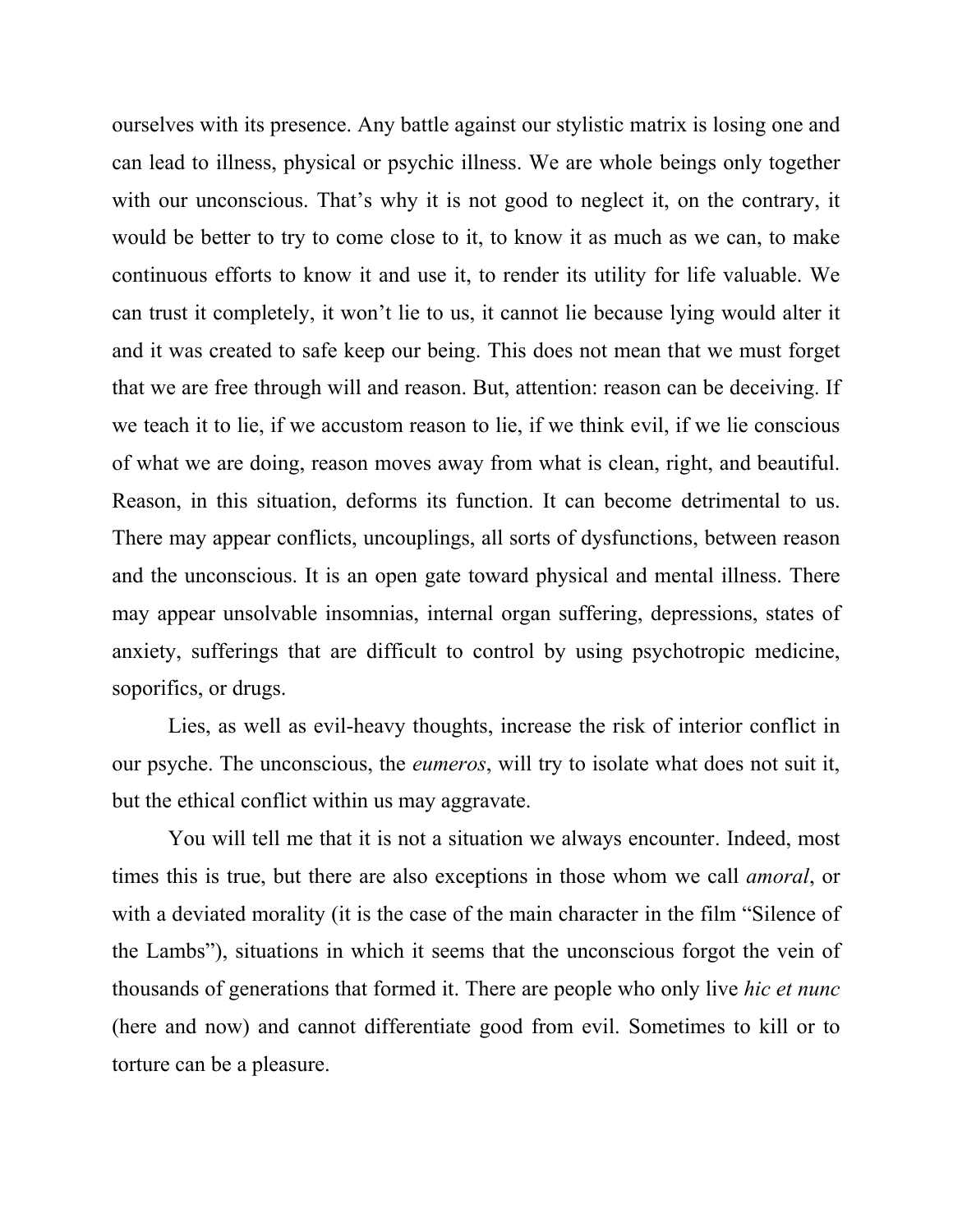ourselves with its presence. Any battle against our stylistic matrix is losing one and can lead to illness, physical or psychic illness. We are whole beings only together with our unconscious. That's why it is not good to neglect it, on the contrary, it would be better to try to come close to it, to know it as much as we can, to make continuous efforts to know it and use it, to render its utility for life valuable. We can trust it completely, it won't lie to us, it cannot lie because lying would alter it and it was created to safe keep our being. This does not mean that we must forget that we are free through will and reason. But, attention: reason can be deceiving. If we teach it to lie, if we accustom reason to lie, if we think evil, if we lie conscious of what we are doing, reason moves away from what is clean, right, and beautiful. Reason, in this situation, deforms its function. It can become detrimental to us. There may appear conflicts, uncouplings, all sorts of dysfunctions, between reason and the unconscious. It is an open gate toward physical and mental illness. There may appear unsolvable insomnias, internal organ suffering, depressions, states of anxiety, sufferings that are difficult to control by using psychotropic medicine, soporifics, or drugs.

Lies, as well as evil-heavy thoughts, increase the risk of interior conflict in our psyche. The unconscious, the *eumeros*, will try to isolate what does not suit it, but the ethical conflict within us may aggravate.

You will tell me that it is not a situation we always encounter. Indeed, most times this is true, but there are also exceptions in those whom we call *amoral*, or with a deviated morality (it is the case of the main character in the film "Silence of the Lambs"), situations in which it seems that the unconscious forgot the vein of thousands of generations that formed it. There are people who only live *hic et nunc* (here and now) and cannot differentiate good from evil. Sometimes to kill or to torture can be a pleasure.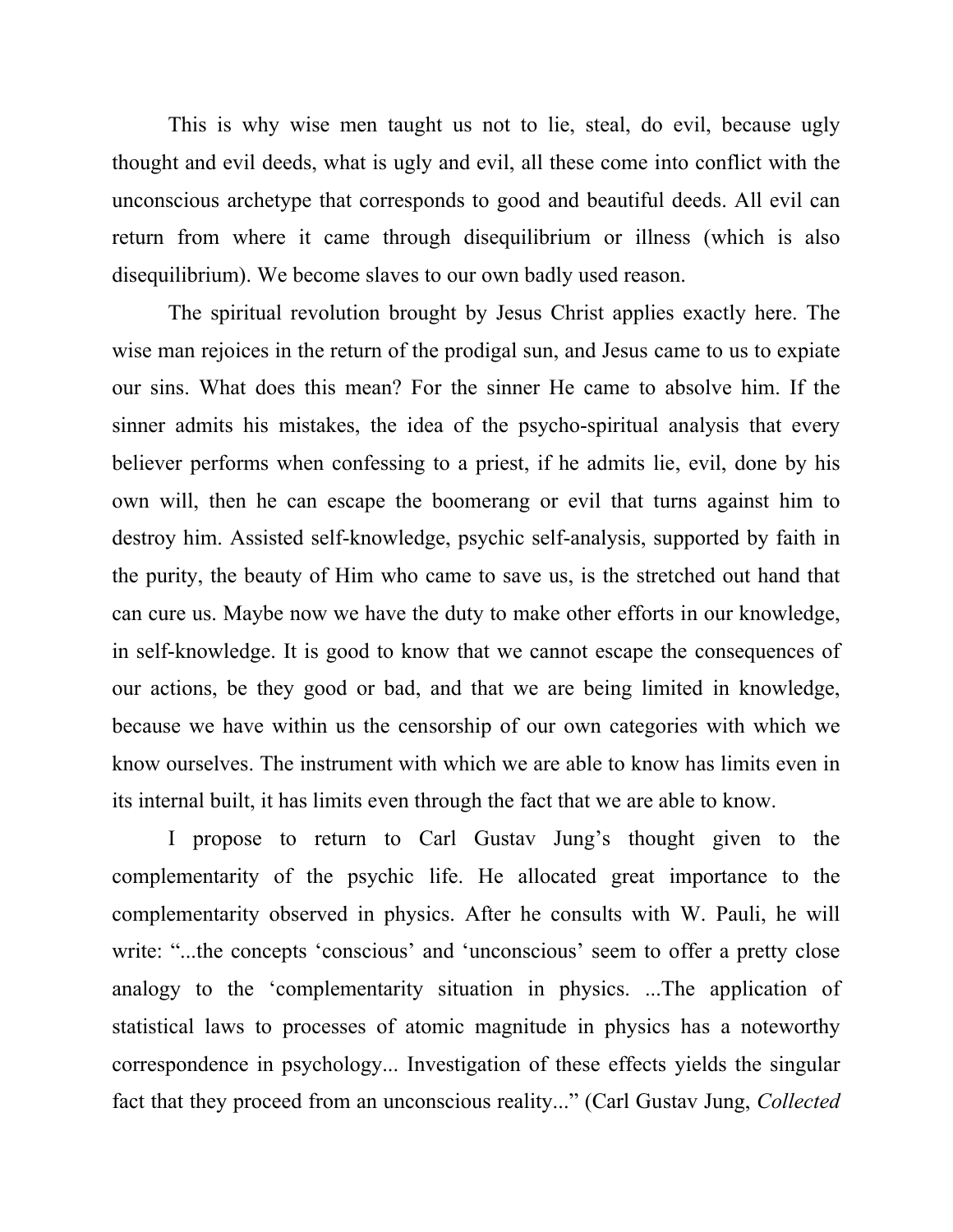This is why wise men taught us not to lie, steal, do evil, because ugly thought and evil deeds, what is ugly and evil, all these come into conflict with the unconscious archetype that corresponds to good and beautiful deeds. All evil can return from where it came through disequilibrium or illness (which is also disequilibrium). We become slaves to our own badly used reason.

The spiritual revolution brought by Jesus Christ applies exactly here. The wise man rejoices in the return of the prodigal sun, and Jesus came to us to expiate our sins. What does this mean? For the sinner He came to absolve him. If the sinner admits his mistakes, the idea of the psycho-spiritual analysis that every believer performs when confessing to a priest, if he admits lie, evil, done by his own will, then he can escape the boomerang or evil that turns against him to destroy him. Assisted self-knowledge, psychic self-analysis, supported by faith in the purity, the beauty of Him who came to save us, is the stretched out hand that can cure us. Maybe now we have the duty to make other efforts in our knowledge, in self-knowledge. It is good to know that we cannot escape the consequences of our actions, be they good or bad, and that we are being limited in knowledge, because we have within us the censorship of our own categories with which we know ourselves. The instrument with which we are able to know has limits even in its internal built, it has limits even through the fact that we are able to know.

I propose to return to Carl Gustav Jung's thought given to the complementarity of the psychic life. He allocated great importance to the complementarity observed in physics. After he consults with W. Pauli, he will write: "...the concepts 'conscious' and 'unconscious' seem to offer a pretty close analogy to the 'complementarity situation in physics. ...The application of statistical laws to processes of atomic magnitude in physics has a noteworthy correspondence in psychology... Investigation of these effects yields the singular fact that they proceed from an unconscious reality..." (Carl Gustav Jung, *Collected*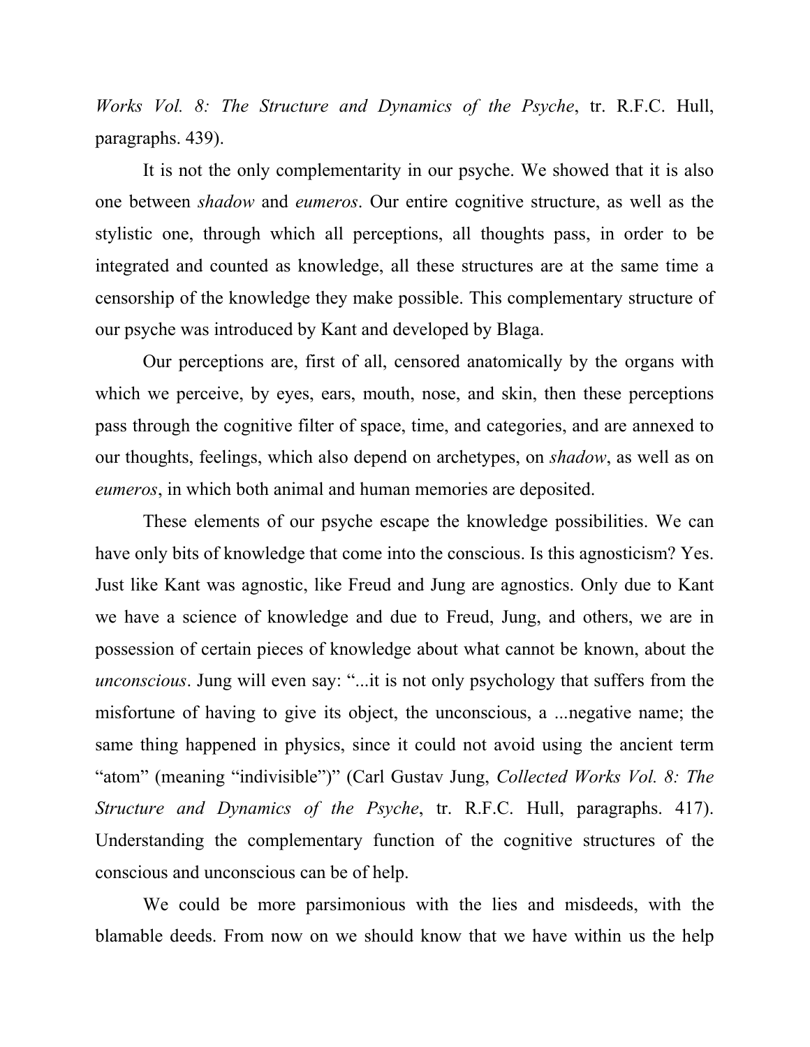*Works Vol. 8: The Structure and Dynamics of the Psyche*, tr. R.F.C. Hull, paragraphs. 439).

It is not the only complementarity in our psyche. We showed that it is also one between *shadow* and *eumeros*. Our entire cognitive structure, as well as the stylistic one, through which all perceptions, all thoughts pass, in order to be integrated and counted as knowledge, all these structures are at the same time a censorship of the knowledge they make possible. This complementary structure of our psyche was introduced by Kant and developed by Blaga.

Our perceptions are, first of all, censored anatomically by the organs with which we perceive, by eyes, ears, mouth, nose, and skin, then these perceptions pass through the cognitive filter of space, time, and categories, and are annexed to our thoughts, feelings, which also depend on archetypes, on *shadow*, as well as on *eumeros*, in which both animal and human memories are deposited.

These elements of our psyche escape the knowledge possibilities. We can have only bits of knowledge that come into the conscious. Is this agnosticism? Yes. Just like Kant was agnostic, like Freud and Jung are agnostics. Only due to Kant we have a science of knowledge and due to Freud, Jung, and others, we are in possession of certain pieces of knowledge about what cannot be known, about the *unconscious*. Jung will even say: "...it is not only psychology that suffers from the misfortune of having to give its object, the unconscious, a ...negative name; the same thing happened in physics, since it could not avoid using the ancient term "atom" (meaning "indivisible")" (Carl Gustav Jung, *Collected Works Vol. 8: The Structure and Dynamics of the Psyche*, tr. R.F.C. Hull, paragraphs. 417). Understanding the complementary function of the cognitive structures of the conscious and unconscious can be of help.

We could be more parsimonious with the lies and misdeeds, with the blamable deeds. From now on we should know that we have within us the help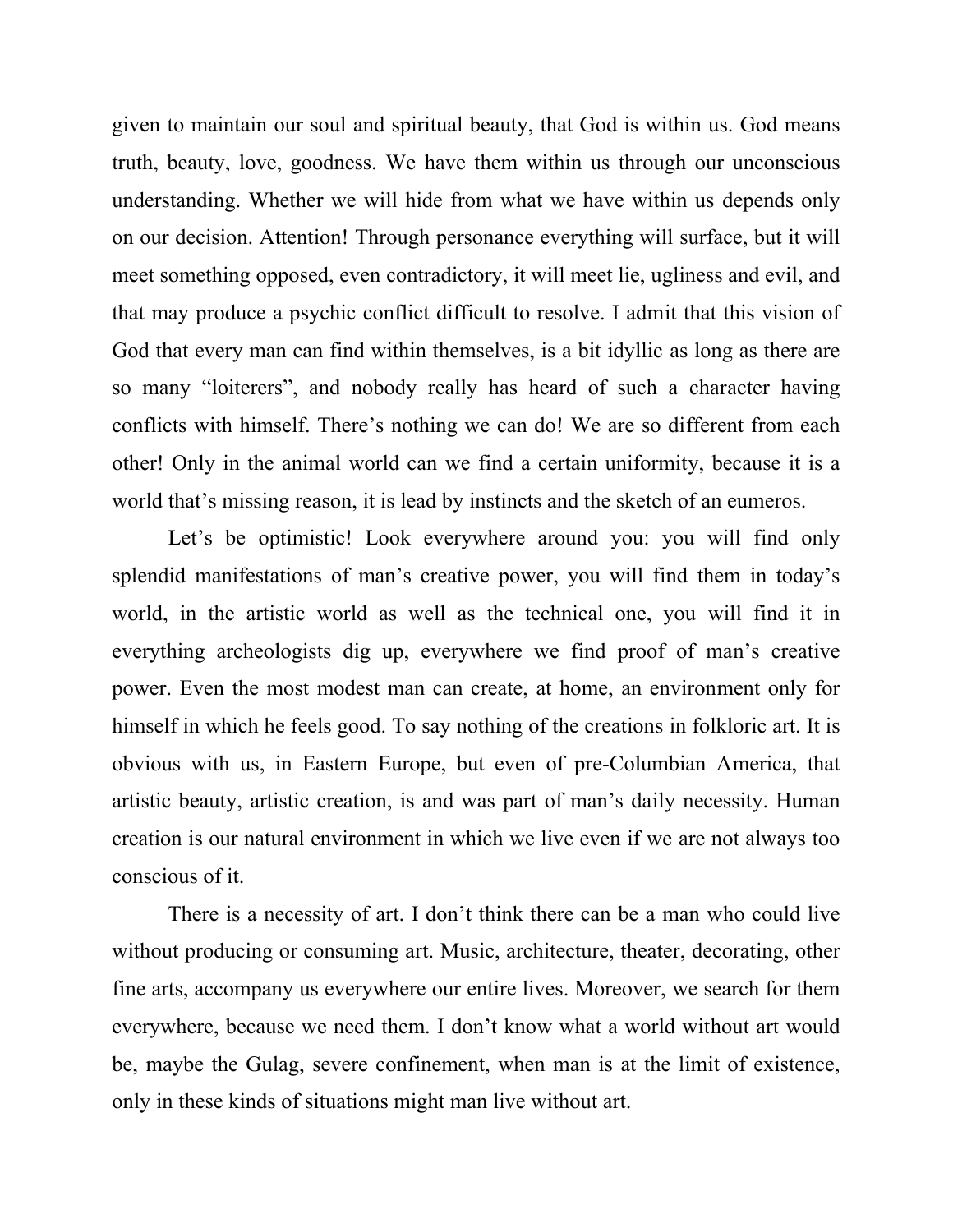given to maintain our soul and spiritual beauty, that God is within us. God means truth, beauty, love, goodness. We have them within us through our unconscious understanding. Whether we will hide from what we have within us depends only on our decision. Attention! Through personance everything will surface, but it will meet something opposed, even contradictory, it will meet lie, ugliness and evil, and that may produce a psychic conflict difficult to resolve. I admit that this vision of God that every man can find within themselves, is a bit idyllic as long as there are so many "loiterers", and nobody really has heard of such a character having conflicts with himself. There's nothing we can do! We are so different from each other! Only in the animal world can we find a certain uniformity, because it is a world that's missing reason, it is lead by instincts and the sketch of an eumeros.

Let's be optimistic! Look everywhere around you: you will find only splendid manifestations of man's creative power, you will find them in today's world, in the artistic world as well as the technical one, you will find it in everything archeologists dig up, everywhere we find proof of man's creative power. Even the most modest man can create, at home, an environment only for himself in which he feels good. To say nothing of the creations in folkloric art. It is obvious with us, in Eastern Europe, but even of pre-Columbian America, that artistic beauty, artistic creation, is and was part of man's daily necessity. Human creation is our natural environment in which we live even if we are not always too conscious of it.

There is a necessity of art. I don't think there can be a man who could live without producing or consuming art. Music, architecture, theater, decorating, other fine arts, accompany us everywhere our entire lives. Moreover, we search for them everywhere, because we need them. I don't know what a world without art would be, maybe the Gulag, severe confinement, when man is at the limit of existence, only in these kinds of situations might man live without art.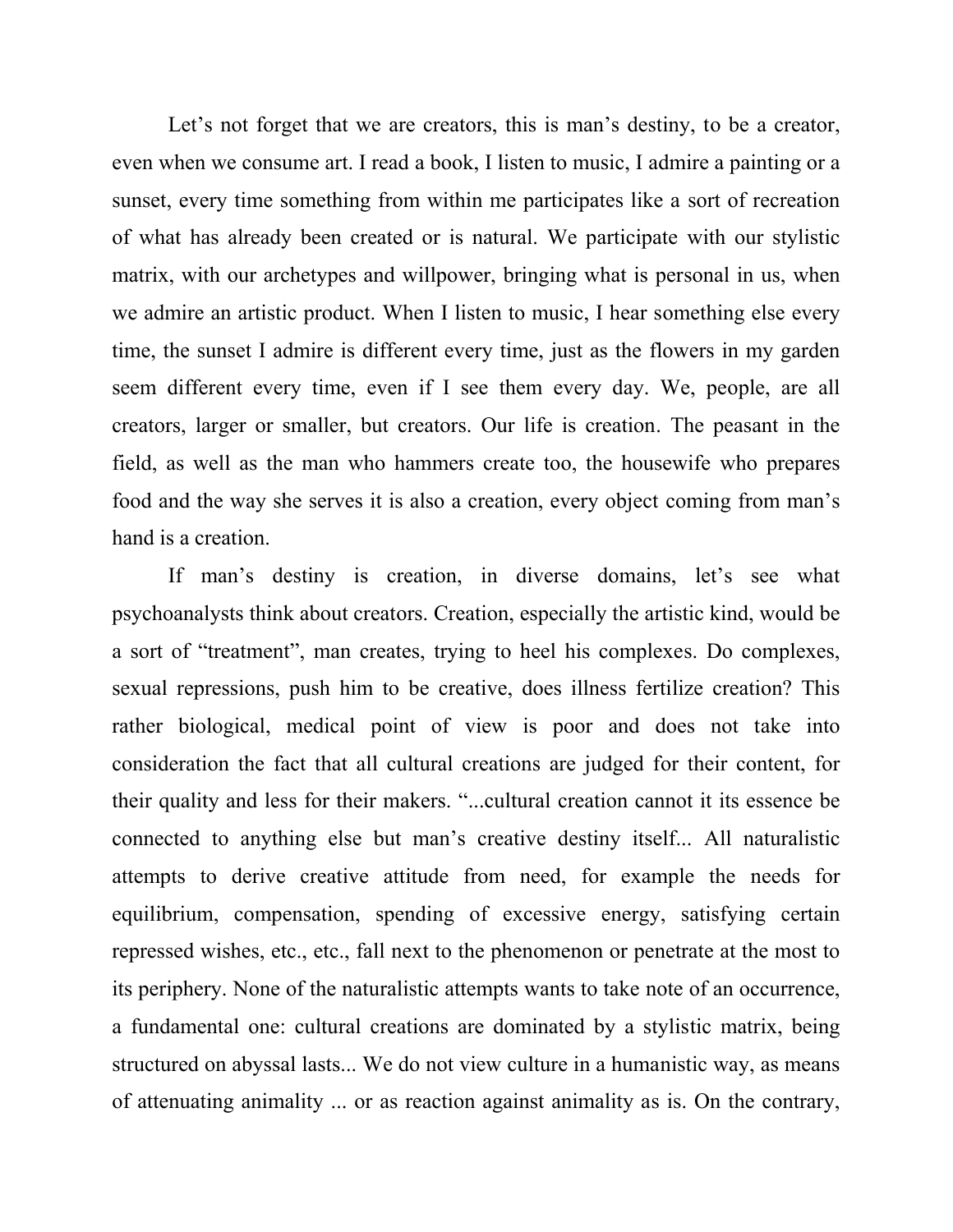Let's not forget that we are creators, this is man's destiny, to be a creator, even when we consume art. I read a book, I listen to music, I admire a painting or a sunset, every time something from within me participates like a sort of recreation of what has already been created or is natural. We participate with our stylistic matrix, with our archetypes and willpower, bringing what is personal in us, when we admire an artistic product. When I listen to music, I hear something else every time, the sunset I admire is different every time, just as the flowers in my garden seem different every time, even if I see them every day. We, people, are all creators, larger or smaller, but creators. Our life is creation. The peasant in the field, as well as the man who hammers create too, the housewife who prepares food and the way she serves it is also a creation, every object coming from man's hand is a creation.

If man's destiny is creation, in diverse domains, let's see what psychoanalysts think about creators. Creation, especially the artistic kind, would be a sort of "treatment", man creates, trying to heel his complexes. Do complexes, sexual repressions, push him to be creative, does illness fertilize creation? This rather biological, medical point of view is poor and does not take into consideration the fact that all cultural creations are judged for their content, for their quality and less for their makers. "...cultural creation cannot it its essence be connected to anything else but man's creative destiny itself... All naturalistic attempts to derive creative attitude from need, for example the needs for equilibrium, compensation, spending of excessive energy, satisfying certain repressed wishes, etc., etc., fall next to the phenomenon or penetrate at the most to its periphery. None of the naturalistic attempts wants to take note of an occurrence, a fundamental one: cultural creations are dominated by a stylistic matrix, being structured on abyssal lasts... We do not view culture in a humanistic way, as means of attenuating animality ... or as reaction against animality as is. On the contrary,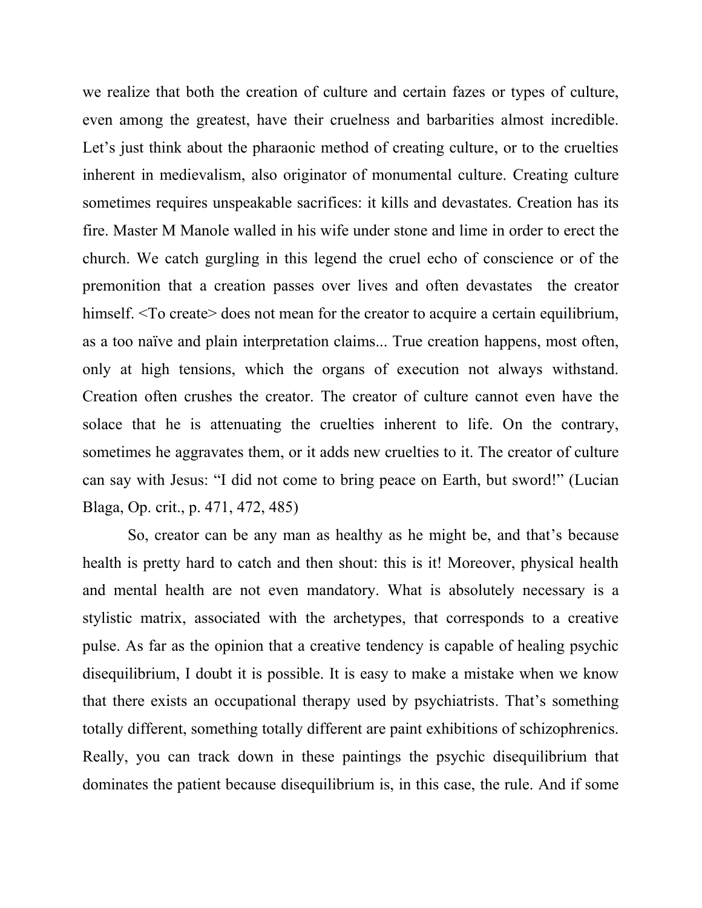we realize that both the creation of culture and certain fazes or types of culture, even among the greatest, have their cruelness and barbarities almost incredible. Let's just think about the pharaonic method of creating culture, or to the cruelties inherent in medievalism, also originator of monumental culture. Creating culture sometimes requires unspeakable sacrifices: it kills and devastates. Creation has its fire. Master M Manole walled in his wife under stone and lime in order to erect the church. We catch gurgling in this legend the cruel echo of conscience or of the premonition that a creation passes over lives and often devastates the creator himself. <To create> does not mean for the creator to acquire a certain equilibrium, as a too naïve and plain interpretation claims... True creation happens, most often, only at high tensions, which the organs of execution not always withstand. Creation often crushes the creator. The creator of culture cannot even have the solace that he is attenuating the cruelties inherent to life. On the contrary, sometimes he aggravates them, or it adds new cruelties to it. The creator of culture can say with Jesus: "I did not come to bring peace on Earth, but sword!" (Lucian Blaga, Op. crit., p. 471, 472, 485)

So, creator can be any man as healthy as he might be, and that's because health is pretty hard to catch and then shout: this is it! Moreover, physical health and mental health are not even mandatory. What is absolutely necessary is a stylistic matrix, associated with the archetypes, that corresponds to a creative pulse. As far as the opinion that a creative tendency is capable of healing psychic disequilibrium, I doubt it is possible. It is easy to make a mistake when we know that there exists an occupational therapy used by psychiatrists. That's something totally different, something totally different are paint exhibitions of schizophrenics. Really, you can track down in these paintings the psychic disequilibrium that dominates the patient because disequilibrium is, in this case, the rule. And if some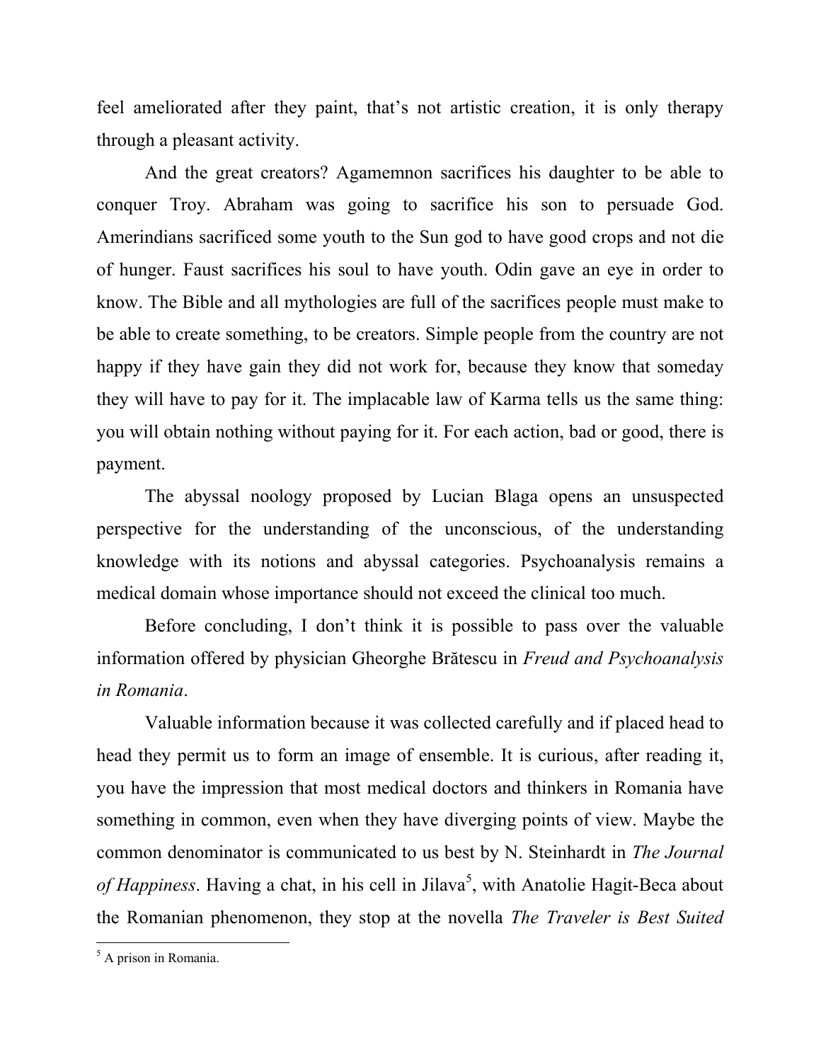feel ameliorated after they paint, that's not artistic creation, it is only therapy through a pleasant activity.

And the great creators? Agamemnon sacrifices his daughter to be able to conquer Troy. Abraham was going to sacrifice his son to persuade God. Amerindians sacrificed some youth to the Sun god to have good crops and not die of hunger. Faust sacrifices his soul to have youth. Odin gave an eye in order to know. The Bible and all mythologies are full of the sacrifices people must make to be able to create something, to be creators. Simple people from the country are not happy if they have gain they did not work for, because they know that someday they will have to pay for it. The implacable law of Karma tells us the same thing: you will obtain nothing without paying for it. For each action, bad or good, there is payment.

The abyssal noology proposed by Lucian Blaga opens an unsuspected perspective for the understanding of the unconscious, of the understanding knowledge with its notions and abyssal categories. Psychoanalysis remains a medical domain whose importance should not exceed the clinical too much.

Before concluding, I don't think it is possible to pass over the valuable information offered by physician Gheorghe Brătescu in *Freud and Psychoanalysis in Romania*.

Valuable information because it was collected carefully and if placed head to head they permit us to form an image of ensemble. It is curious, after reading it, you have the impression that most medical doctors and thinkers in Romania have something in common, even when they have diverging points of view. Maybe the common denominator is communicated to us best by N. Steinhardt in *The Journal of Happiness*. Having a chat, in his cell in Jilava[5], with Anatolie Hagit-Beca about the Romanian phenomenon, they stop at the novella *The Traveler is Best Suited*

[5] A prison in Romania.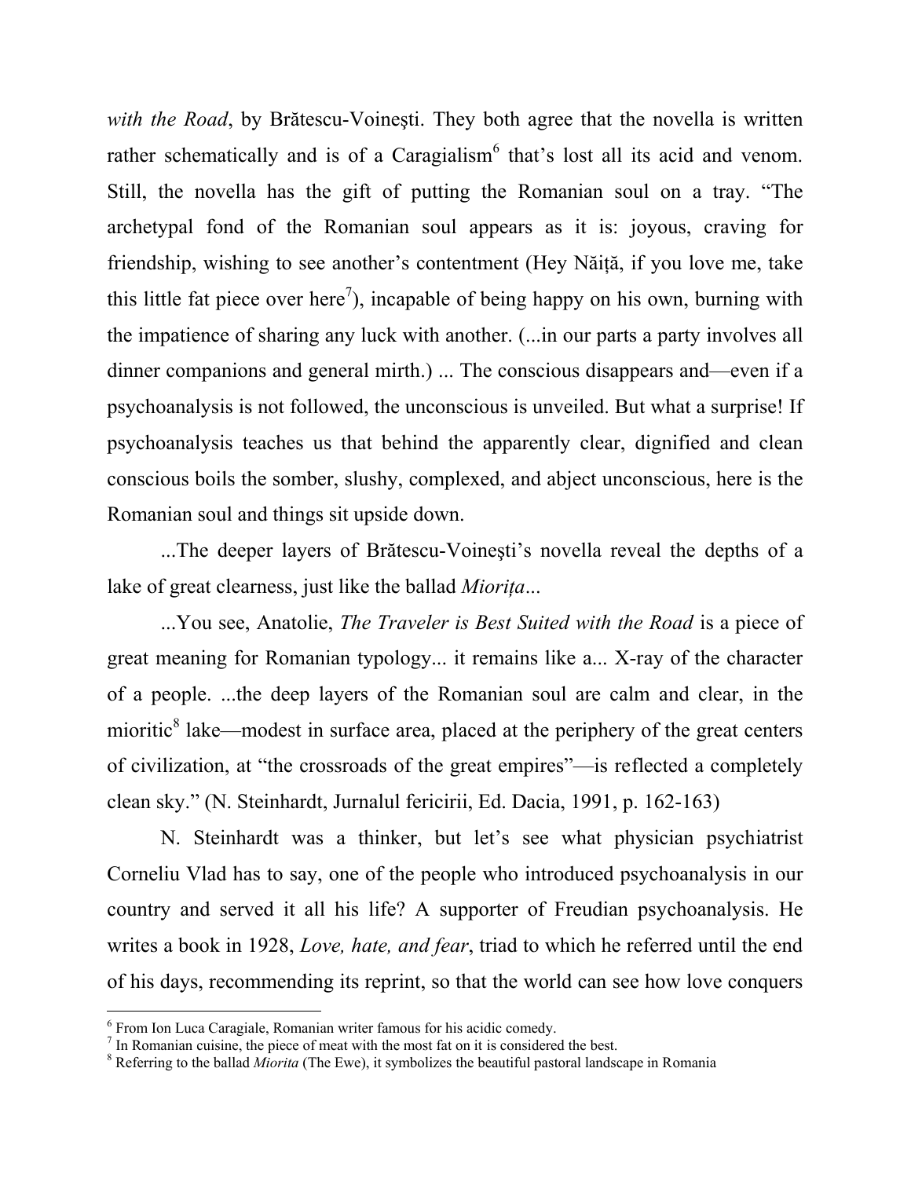*with the Road*, by Brătescu-Voineşti. They both agree that the novella is written rather schematically and is of a Caragialism[6] that's lost all its acid and venom. Still, the novella has the gift of putting the Romanian soul on a tray. "The archetypal fond of the Romanian soul appears as it is: joyous, craving for friendship, wishing to see another's contentment (Hey Năiță, if you love me, take this little fat piece over here[7]), incapable of being happy on his own, burning with the impatience of sharing any luck with another. (...in our parts a party involves all dinner companions and general mirth.) ... The conscious disappears and—even if a psychoanalysis is not followed, the unconscious is unveiled. But what a surprise! If psychoanalysis teaches us that behind the apparently clear, dignified and clean conscious boils the somber, slushy, complexed, and abject unconscious, here is the Romanian soul and things sit upside down.

...The deeper layers of Brătescu-Voineşti's novella reveal the depths of a lake of great clearness, just like the ballad *Miorița*...

...You see, Anatolie, *The Traveler is Best Suited with the Road* is a piece of great meaning for Romanian typology... it remains like a... X-ray of the character of a people. ...the deep layers of the Romanian soul are calm and clear, in the mioritic[8] lake—modest in surface area, placed at the periphery of the great centers of civilization, at "the crossroads of the great empires"—is reflected a completely clean sky." (N. Steinhardt, Jurnalul fericirii, Ed. Dacia, 1991, p. 162-163)

N. Steinhardt was a thinker, but let's see what physician psychiatrist Corneliu Vlad has to say, one of the people who introduced psychoanalysis in our country and served it all his life? A supporter of Freudian psychoanalysis. He writes a book in 1928, *Love, hate, and fear*, triad to which he referred until the end of his days, recommending its reprint, so that the world can see how love conquers

---

[6] From Ion Luca Caragiale, Romanian writer famous for his acidic comedy.

[7] In Romanian cuisine, the piece of meat with the most fat on it is considered the best.

[8] Referring to the ballad *Miorita* (The Ewe), it symbolizes the beautiful pastoral landscape in Romania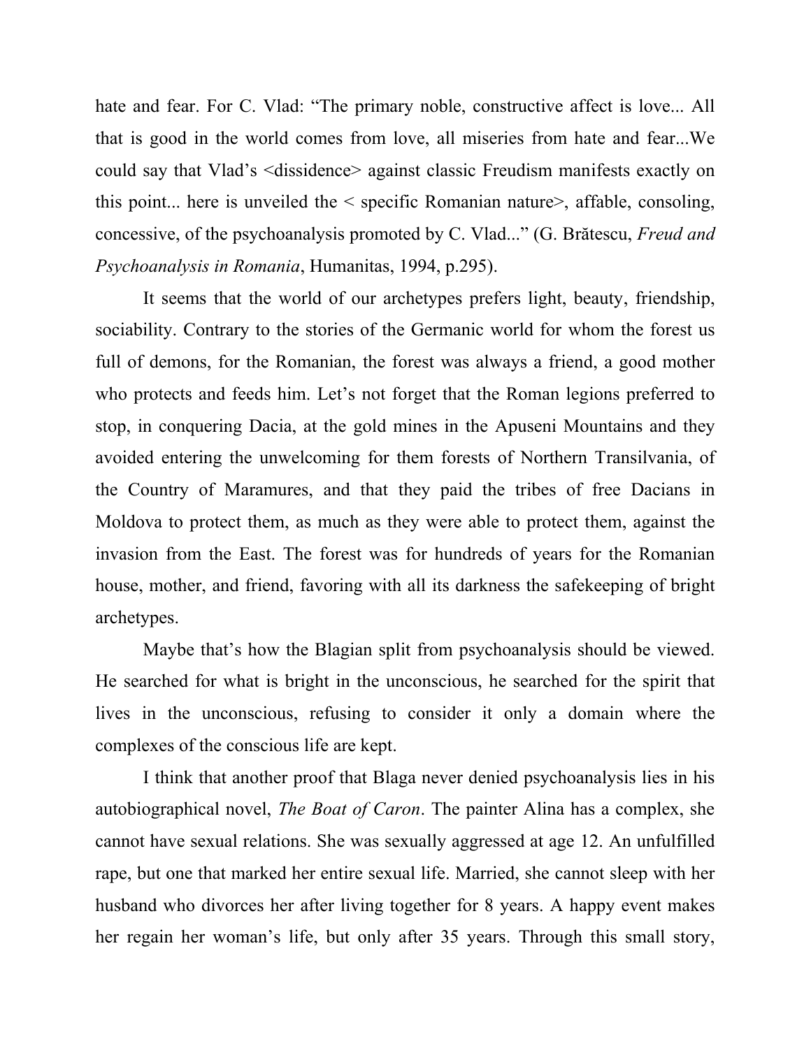hate and fear. For C. Vlad: "The primary noble, constructive affect is love... All that is good in the world comes from love, all miseries from hate and fear...We could say that Vlad's <dissidence> against classic Freudism manifests exactly on this point... here is unveiled the < specific Romanian nature>, affable, consoling, concessive, of the psychoanalysis promoted by C. Vlad..." (G. Brătescu, *Freud and Psychoanalysis in Romania*, Humanitas, 1994, p.295).

It seems that the world of our archetypes prefers light, beauty, friendship, sociability. Contrary to the stories of the Germanic world for whom the forest us full of demons, for the Romanian, the forest was always a friend, a good mother who protects and feeds him. Let's not forget that the Roman legions preferred to stop, in conquering Dacia, at the gold mines in the Apuseni Mountains and they avoided entering the unwelcoming for them forests of Northern Transilvania, of the Country of Maramures, and that they paid the tribes of free Dacians in Moldova to protect them, as much as they were able to protect them, against the invasion from the East. The forest was for hundreds of years for the Romanian house, mother, and friend, favoring with all its darkness the safekeeping of bright archetypes.

Maybe that's how the Blagian split from psychoanalysis should be viewed. He searched for what is bright in the unconscious, he searched for the spirit that lives in the unconscious, refusing to consider it only a domain where the complexes of the conscious life are kept.

I think that another proof that Blaga never denied psychoanalysis lies in his autobiographical novel, *The Boat of Caron*. The painter Alina has a complex, she cannot have sexual relations. She was sexually aggressed at age 12. An unfulfilled rape, but one that marked her entire sexual life. Married, she cannot sleep with her husband who divorces her after living together for 8 years. A happy event makes her regain her woman's life, but only after 35 years. Through this small story,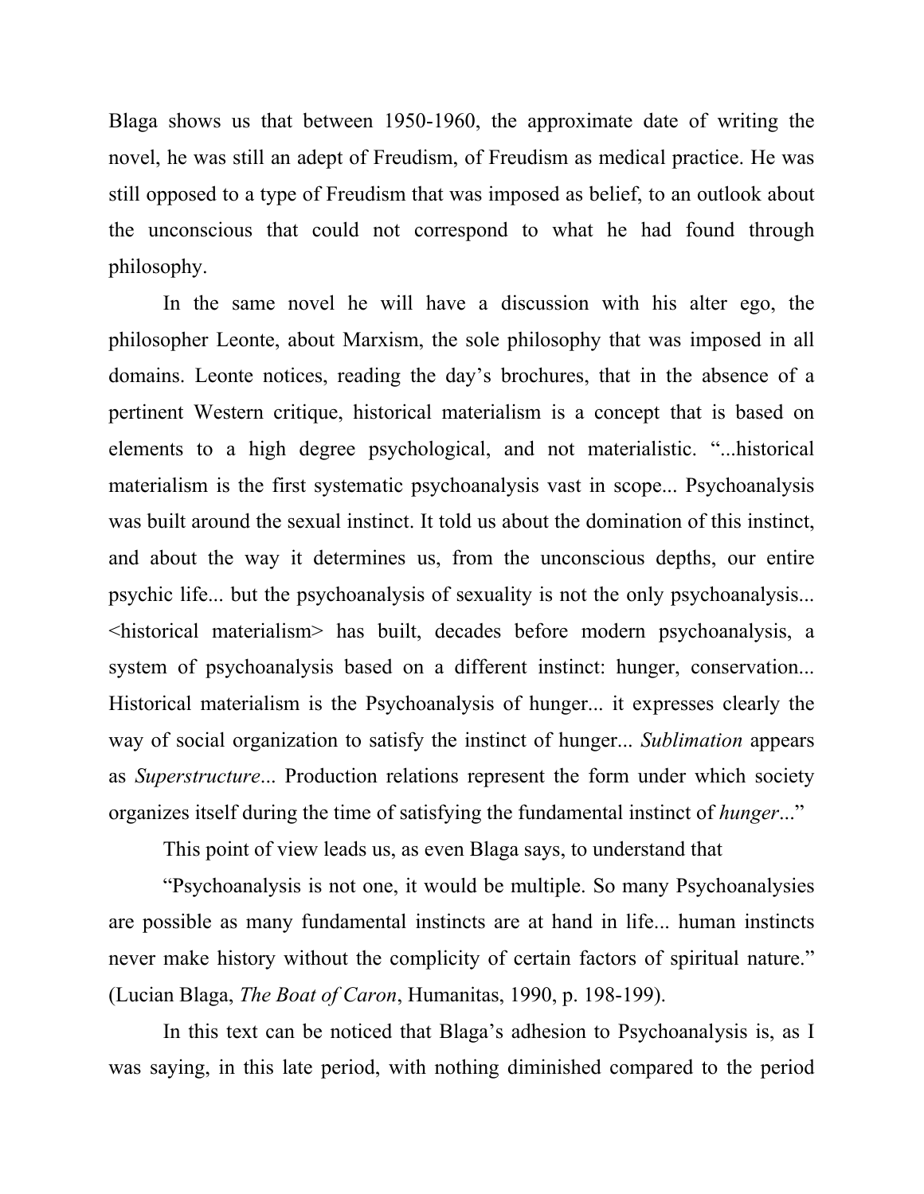Blaga shows us that between 1950-1960, the approximate date of writing the novel, he was still an adept of Freudism, of Freudism as medical practice. He was still opposed to a type of Freudism that was imposed as belief, to an outlook about the unconscious that could not correspond to what he had found through philosophy.

In the same novel he will have a discussion with his alter ego, the philosopher Leonte, about Marxism, the sole philosophy that was imposed in all domains. Leonte notices, reading the day's brochures, that in the absence of a pertinent Western critique, historical materialism is a concept that is based on elements to a high degree psychological, and not materialistic. "...historical materialism is the first systematic psychoanalysis vast in scope... Psychoanalysis was built around the sexual instinct. It told us about the domination of this instinct, and about the way it determines us, from the unconscious depths, our entire psychic life... but the psychoanalysis of sexuality is not the only psychoanalysis... <historical materialism> has built, decades before modern psychoanalysis, a system of psychoanalysis based on a different instinct: hunger, conservation... Historical materialism is the Psychoanalysis of hunger... it expresses clearly the way of social organization to satisfy the instinct of hunger... *Sublimation* appears as *Superstructure*... Production relations represent the form under which society organizes itself during the time of satisfying the fundamental instinct of *hunger*..."

This point of view leads us, as even Blaga says, to understand that

"Psychoanalysis is not one, it would be multiple. So many Psychoanalysies are possible as many fundamental instincts are at hand in life... human instincts never make history without the complicity of certain factors of spiritual nature." (Lucian Blaga, *The Boat of Caron*, Humanitas, 1990, p. 198-199).

In this text can be noticed that Blaga's adhesion to Psychoanalysis is, as I was saying, in this late period, with nothing diminished compared to the period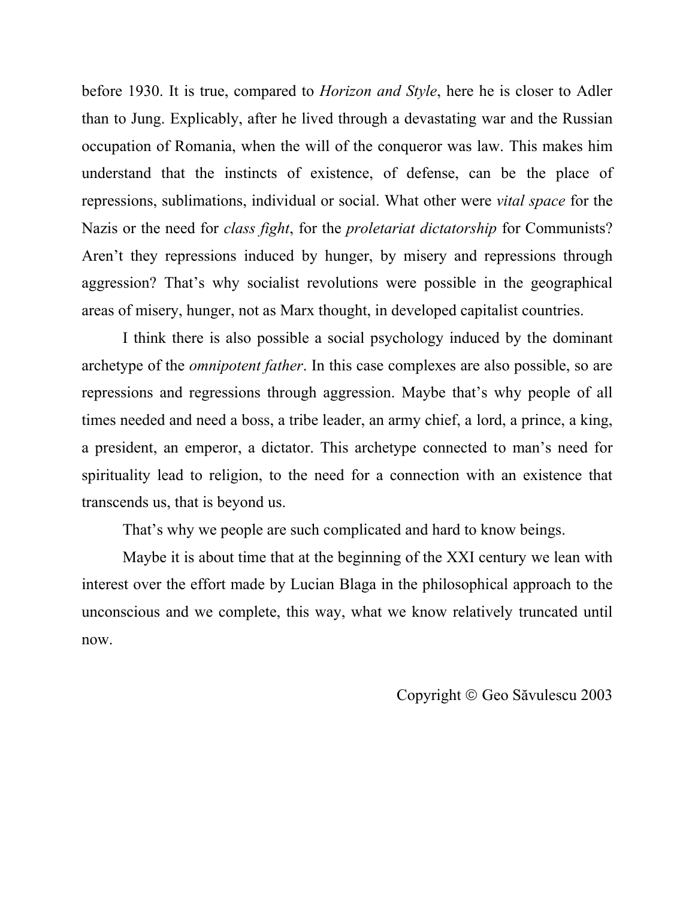before 1930. It is true, compared to *Horizon and Style*, here he is closer to Adler than to Jung. Explicably, after he lived through a devastating war and the Russian occupation of Romania, when the will of the conqueror was law. This makes him understand that the instincts of existence, of defense, can be the place of repressions, sublimations, individual or social. What other were *vital space* for the Nazis or the need for *class fight*, for the *proletariat dictatorship* for Communists? Aren't they repressions induced by hunger, by misery and repressions through aggression? That's why socialist revolutions were possible in the geographical areas of misery, hunger, not as Marx thought, in developed capitalist countries.

I think there is also possible a social psychology induced by the dominant archetype of the *omnipotent father*. In this case complexes are also possible, so are repressions and regressions through aggression. Maybe that's why people of all times needed and need a boss, a tribe leader, an army chief, a lord, a prince, a king, a president, an emperor, a dictator. This archetype connected to man's need for spirituality lead to religion, to the need for a connection with an existence that transcends us, that is beyond us.

That's why we people are such complicated and hard to know beings.

Maybe it is about time that at the beginning of the XXI century we lean with interest over the effort made by Lucian Blaga in the philosophical approach to the unconscious and we complete, this way, what we know relatively truncated until now.

Copyright © Geo Săvulescu 2003